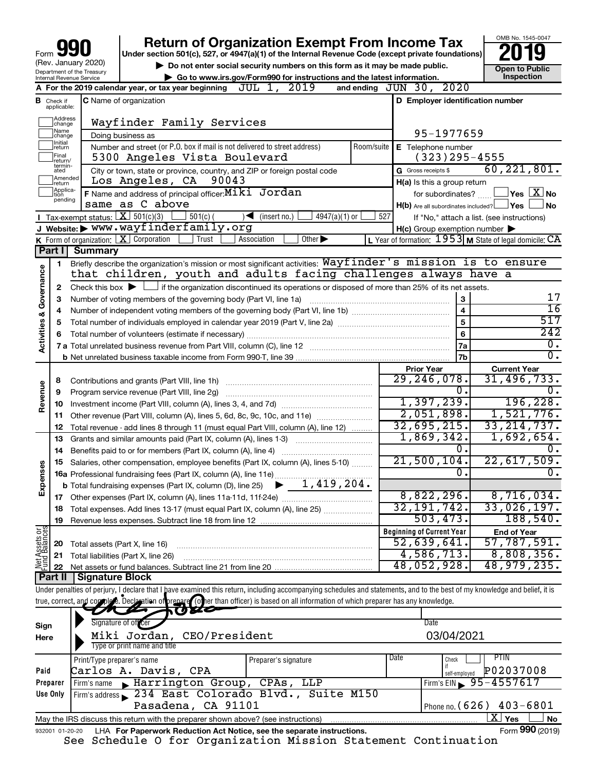Form **990** (Rev. January 2020) Department of the Treasury Internal Revenue Service

# Return of Organization Exempt From Income Tax

**Under section 501(c), 527, or 4947(a)(1) of the Internal Revenue Code (except private foundations)**

▶ **Do not enter social security numbers on this form as it may be made public.**

▶ **Go to www.irs.gov/Form990 for instructions and the latest information.**

OMB No. 1545-0047

**2019**

**Open to Public Inspection**

**A** For the 2019 calendar year, or tax year beginning JUL 1, 2019 and ending JUN 30, 2020

**B** Check if applicable: Address change, Name change, Initial return, Final return/terminated, Amended return, Application pending

**C** Name of organization: Wayfinder Family Services

Doing business as

Number and street (or P.O. box if mail is not delivered to street address): 5300 Angeles Vista Boulevard | Room/suite

City or town, state or province, country, and ZIP or foreign postal code: Los Angeles, CA 90043

**D** Employer identification number: 95-1977659

**E** Telephone number: (323)295-4555

**G** Gross receipts $ 60,221,801.

**F** Name and address of principal officer: Miki Jordan, same as C above

**H(a)** Is this a group return for subordinates? ☐ Yes ☒ No

**H(b)** Are all subordinates included? ☐ Yes ☐ No — If "No," attach a list. (see instructions)

**H(c)** Group exemption number ▶

**I** Tax-exempt status: ☒ 501(c)(3) ☐ 501(c) ( ) ◀ (insert no.) ☐ 4947(a)(1) or ☐ 527

**J** Website: ▶ www.wayfinderfamily.org

**K** Form of organization: ☒ Corporation ☐ Trust ☐ Association ☐ Other ▶

**L** Year of formation: 1953 **M** State of legal domicile: CA

## Part I Summary

**Activities & Governance**

1. Briefly describe the organization's mission or most significant activities: Wayfinder's mission is to ensure that children, youth and adults facing challenges always have a
2. Check this box ▶ ☐ if the organization discontinued its operations or disposed of more than 25% of its net assets.

| | | Line | |
|---|---|---|---|
| 3 | Number of voting members of the governing body (Part VI, line 1a) | 3 | 17 |
| 4 | Number of independent voting members of the governing body (Part VI, line 1b) | 4 | 16 |
| 5 | Total number of individuals employed in calendar year 2019 (Part V, line 2a) | 5 | 517 |
| 6 | Total number of volunteers (estimate if necessary) | 6 | 242 |
| 7a | Total unrelated business revenue from Part VIII, column (C), line 12 | 7a | 0. |
| b | Net unrelated business taxable income from Form 990-T, line 39 | 7b | 0. |

| | | | Prior Year | Current Year |
|---|---|---|---|---|
| **Revenue** | 8 | Contributions and grants (Part VIII, line 1h) | 29,246,078. | 31,496,733. |
| | 9 | Program service revenue (Part VIII, line 2g) | 0. | 0. |
| | 10 | Investment income (Part VIII, column (A), lines 3, 4, and 7d) | 1,397,239. | 196,228. |
| | 11 | Other revenue (Part VIII, column (A), lines 5, 6d, 8c, 9c, 10c, and 11e) | 2,051,898. | 1,521,776. |
| | 12 | Total revenue - add lines 8 through 11 (must equal Part VIII, column (A), line 12) | 32,695,215. | 33,214,737. |
| **Expenses** | 13 | Grants and similar amounts paid (Part IX, column (A), lines 1-3) | 1,869,342. | 1,692,654. |
| | 14 | Benefits paid to or for members (Part IX, column (A), line 4) | 0. | 0. |
| | 15 | Salaries, other compensation, employee benefits (Part IX, column (A), lines 5-10) | 21,500,104. | 22,617,509. |
| | 16a | Professional fundraising fees (Part IX, column (A), line 11e) | 0. | 0. |
| | b | Total fundraising expenses (Part IX, column (D), line 25) ▶ 1,419,204. | | |
| | 17 | Other expenses (Part IX, column (A), lines 11a-11d, 11f-24e) | 8,822,296. | 8,716,034. |
| | 18 | Total expenses. Add lines 13-17 (must equal Part IX, column (A), line 25) | 32,191,742. | 33,026,197. |
| | 19 | Revenue less expenses. Subtract line 18 from line 12 | 503,473. | 188,540. |
| | | | **Beginning of Current Year** | **End of Year** |
| **Net Assets or Fund Balances** | 20 | Total assets (Part X, line 16) | 52,639,641. | 57,787,591. |
| | 21 | Total liabilities (Part X, line 26) | 4,586,713. | 8,808,356. |
| | 22 | Net assets or fund balances. Subtract line 21 from line 20 | 48,052,928. | 48,979,235. |

## Part II Signature Block

Under penalties of perjury, I declare that I have examined this return, including accompanying schedules and statements, and to the best of my knowledge and belief, it is true, correct, and complete. Declaration of preparer (other than officer) is based on all information of which preparer has any knowledge.

**Sign Here**

Signature of officer | Date: 03/04/2021

Miki Jordan, CEO/President — Type or print name and title

**Paid Preparer Use Only**

| Print/Type preparer's name | Preparer's signature | Date | Check if self-employed | PTIN |
|---|---|---|---|---|
| Carlos A. Davis, CPA | | | ☐ | P02037008 |

Firm's name ▶ Harrington Group, CPAs, LLP — Firm's EIN ▶ 95-4557617

Firm's address ▶ 234 East Colorado Blvd., Suite M150, Pasadena, CA 91101 — Phone no. (626) 403-6801

May the IRS discuss this return with the preparer shown above? (see instructions) ☒ Yes ☐ No

932001 01-20-20 LHA For Paperwork Reduction Act Notice, see the separate instructions. Form **990** (2019)

See Schedule O for Organization Mission Statement Continuation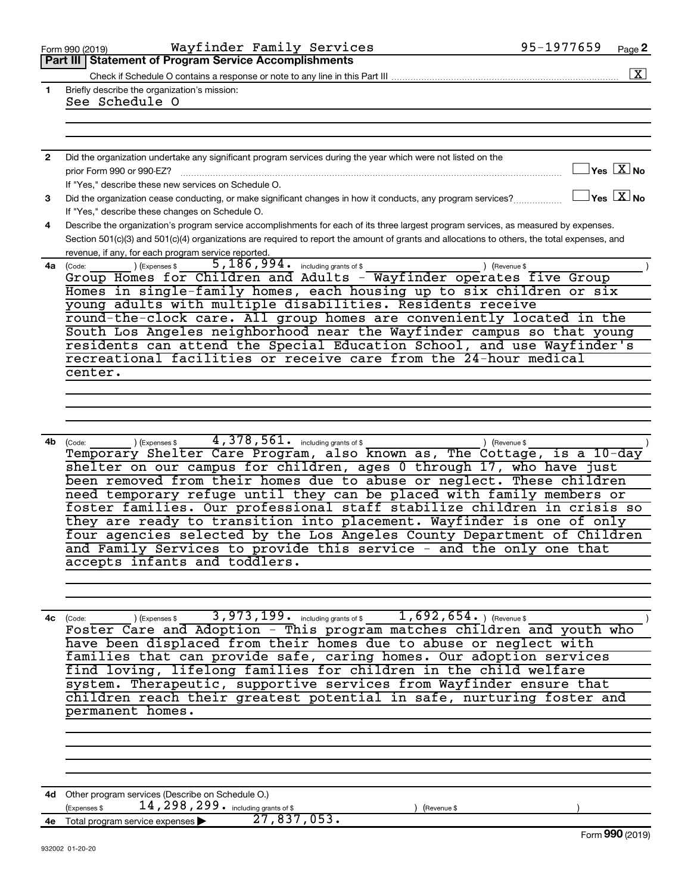Form 990 (2019) Wayfinder Family Services 95-1977659 Page 2

## Part III Statement of Program Service Accomplishments

Check if Schedule O contains a response or note to any line in this Part III [X]

**1** Briefly describe the organization's mission:

See Schedule O

**2** Did the organization undertake any significant program services during the year which were not listed on the prior Form 990 or 990-EZ? [ ] Yes [X] No

If "Yes," describe these new services on Schedule O.

**3** Did the organization cease conducting, or make significant changes in how it conducts, any program services? [ ] Yes [X] No

If "Yes," describe these changes on Schedule O.

**4** Describe the organization's program service accomplishments for each of its three largest program services, as measured by expenses. Section 501(c)(3) and 501(c)(4) organizations are required to report the amount of grants and allocations to others, the total expenses, and revenue, if any, for each program service reported.

**4a** (Code: ) (Expenses $ 5,186,994. including grants of $ ) (Revenue $ )

Group Homes for Children and Adults - Wayfinder operates five Group Homes in single-family homes, each housing up to six children or six young adults with multiple disabilities. Residents receive round-the-clock care. All group homes are conveniently located in the South Los Angeles neighborhood near the Wayfinder campus so that young residents can attend the Special Education School, and use Wayfinder's recreational facilities or receive care from the 24-hour medical center.

**4b** (Code: ) (Expenses $ 4,378,561. including grants of $ ) (Revenue $ )

Temporary Shelter Care Program, also known as, The Cottage, is a 10-day shelter on our campus for children, ages 0 through 17, who have just been removed from their homes due to abuse or neglect. These children need temporary refuge until they can be placed with family members or foster families. Our professional staff stabilize children in crisis so they are ready to transition into placement. Wayfinder is one of only four agencies selected by the Los Angeles County Department of Children and Family Services to provide this service - and the only one that accepts infants and toddlers.

**4c** (Code: ) (Expenses $ 3,973,199. including grants of $ 1,692,654.) (Revenue $ )

Foster Care and Adoption - This program matches children and youth who have been displaced from their homes due to abuse or neglect with families that can provide safe, caring homes. Our adoption services find loving, lifelong families for children in the child welfare system. Therapeutic, supportive services from Wayfinder ensure that children reach their greatest potential in safe, nurturing foster and permanent homes.

**4d** Other program services (Describe on Schedule O.)

(Expenses $ 14,298,299. including grants of $ ) (Revenue $ )

**4e** Total program service expenses ▶ 27,837,053.

Form **990** (2019)

932002 01-20-20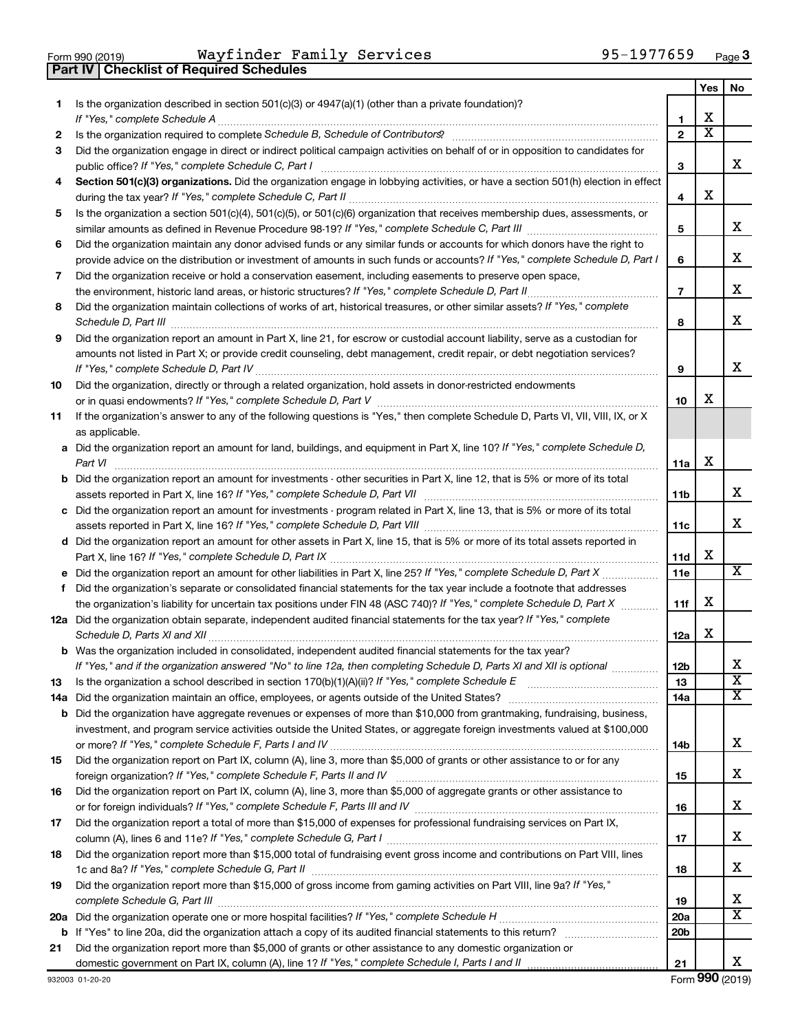Form 990 (2019) Wayfinder Family Services 95-1977659 Page 3

## Part IV Checklist of Required Schedules

| | | | Yes | No |
|---|---|---|---|---|
| 1 | Is the organization described in section 501(c)(3) or 4947(a)(1) (other than a private foundation)? *If "Yes," complete Schedule A* | 1 | X | |
| 2 | Is the organization required to complete *Schedule B, Schedule of Contributors*? | 2 | X | |
| 3 | Did the organization engage in direct or indirect political campaign activities on behalf of or in opposition to candidates for public office? *If "Yes," complete Schedule C, Part I* | 3 | | X |
| 4 | **Section 501(c)(3) organizations.** Did the organization engage in lobbying activities, or have a section 501(h) election in effect during the tax year? *If "Yes," complete Schedule C, Part II* | 4 | X | |
| 5 | Is the organization a section 501(c)(4), 501(c)(5), or 501(c)(6) organization that receives membership dues, assessments, or similar amounts as defined in Revenue Procedure 98-19? *If "Yes," complete Schedule C, Part III* | 5 | | X |
| 6 | Did the organization maintain any donor advised funds or any similar funds or accounts for which donors have the right to provide advice on the distribution or investment of amounts in such funds or accounts? *If "Yes," complete Schedule D, Part I* | 6 | | X |
| 7 | Did the organization receive or hold a conservation easement, including easements to preserve open space, the environment, historic land areas, or historic structures? *If "Yes," complete Schedule D, Part II* | 7 | | X |
| 8 | Did the organization maintain collections of works of art, historical treasures, or other similar assets? *If "Yes," complete Schedule D, Part III* | 8 | | X |
| 9 | Did the organization report an amount in Part X, line 21, for escrow or custodial account liability, serve as a custodian for amounts not listed in Part X; or provide credit counseling, debt management, credit repair, or debt negotiation services? *If "Yes," complete Schedule D, Part IV* | 9 | | X |
| 10 | Did the organization, directly or through a related organization, hold assets in donor-restricted endowments or in quasi endowments? *If "Yes," complete Schedule D, Part V* | 10 | X | |
| 11 | If the organization's answer to any of the following questions is "Yes," then complete Schedule D, Parts VI, VII, VIII, IX, or X as applicable. | | | |
| a | Did the organization report an amount for land, buildings, and equipment in Part X, line 10? *If "Yes," complete Schedule D, Part VI* | 11a | X | |
| b | Did the organization report an amount for investments - other securities in Part X, line 12, that is 5% or more of its total assets reported in Part X, line 16? *If "Yes," complete Schedule D, Part VII* | 11b | | X |
| c | Did the organization report an amount for investments - program related in Part X, line 13, that is 5% or more of its total assets reported in Part X, line 16? *If "Yes," complete Schedule D, Part VIII* | 11c | | X |
| d | Did the organization report an amount for other assets in Part X, line 15, that is 5% or more of its total assets reported in Part X, line 16? *If "Yes," complete Schedule D, Part IX* | 11d | X | |
| e | Did the organization report an amount for other liabilities in Part X, line 25? *If "Yes," complete Schedule D, Part X* | 11e | | X |
| f | Did the organization's separate or consolidated financial statements for the tax year include a footnote that addresses the organization's liability for uncertain tax positions under FIN 48 (ASC 740)? *If "Yes," complete Schedule D, Part X* | 11f | X | |
| 12a | Did the organization obtain separate, independent audited financial statements for the tax year? *If "Yes," complete Schedule D, Parts XI and XII* | 12a | X | |
| b | Was the organization included in consolidated, independent audited financial statements for the tax year? *If "Yes," and if the organization answered "No" to line 12a, then completing Schedule D, Parts XI and XII is optional* | 12b | | X |
| 13 | Is the organization a school described in section 170(b)(1)(A)(ii)? *If "Yes," complete Schedule E* | 13 | | X |
| 14a | Did the organization maintain an office, employees, or agents outside of the United States? | 14a | | X |
| b | Did the organization have aggregate revenues or expenses of more than $10,000 from grantmaking, fundraising, business, investment, and program service activities outside the United States, or aggregate foreign investments valued at $100,000 or more? *If "Yes," complete Schedule F, Parts I and IV* | 14b | | X |
| 15 | Did the organization report on Part IX, column (A), line 3, more than $5,000 of grants or other assistance to or for any foreign organization? *If "Yes," complete Schedule F, Parts II and IV* | 15 | | X |
| 16 | Did the organization report on Part IX, column (A), line 3, more than $5,000 of aggregate grants or other assistance to or for foreign individuals? *If "Yes," complete Schedule F, Parts III and IV* | 16 | | X |
| 17 | Did the organization report a total of more than $15,000 of expenses for professional fundraising services on Part IX, column (A), lines 6 and 11e? *If "Yes," complete Schedule G, Part I* | 17 | | X |
| 18 | Did the organization report more than $15,000 total of fundraising event gross income and contributions on Part VIII, lines 1c and 8a? *If "Yes," complete Schedule G, Part II* | 18 | | X |
| 19 | Did the organization report more than $15,000 of gross income from gaming activities on Part VIII, line 9a? *If "Yes," complete Schedule G, Part III* | 19 | | X |
| 20a | Did the organization operate one or more hospital facilities? *If "Yes," complete Schedule H* | 20a | | X |
| b | If "Yes" to line 20a, did the organization attach a copy of its audited financial statements to this return? | 20b | | |
| 21 | Did the organization report more than $5,000 of grants or other assistance to any domestic organization or domestic government on Part IX, column (A), line 1? *If "Yes," complete Schedule I, Parts I and II* | 21 | | X |

932003 01-20-20 Form **990** (2019)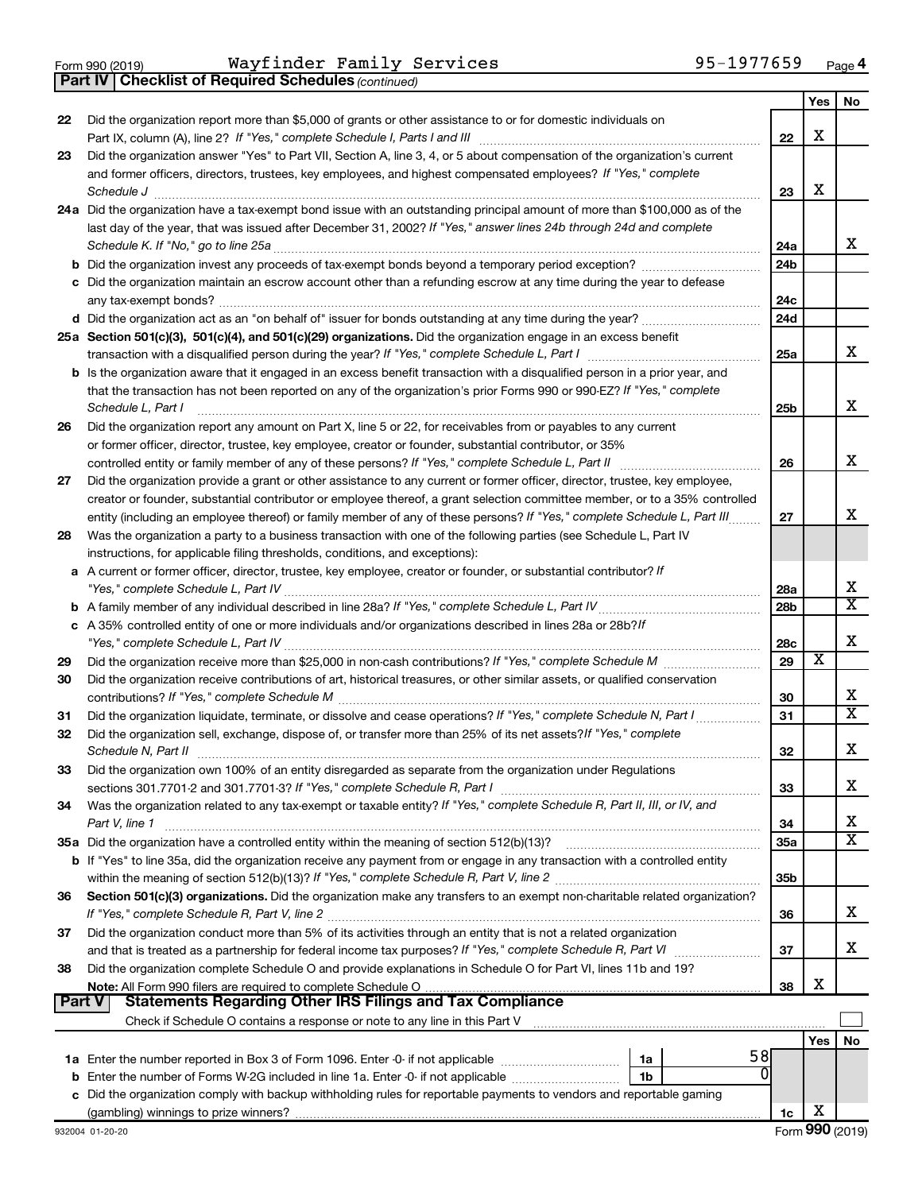Form 990 (2019) Wayfinder Family Services 95-1977659 Page 4

**Part IV | Checklist of Required Schedules** *(continued)*

| | | | Yes | No |
|---|---|---|---|---|
| 22 | Did the organization report more than $5,000 of grants or other assistance to or for domestic individuals on Part IX, column (A), line 2? *If "Yes," complete Schedule I, Parts I and III* | 22 | X | |
| 23 | Did the organization answer "Yes" to Part VII, Section A, line 3, 4, or 5 about compensation of the organization's current and former officers, directors, trustees, key employees, and highest compensated employees? *If "Yes," complete Schedule J* | 23 | X | |
| 24a | Did the organization have a tax-exempt bond issue with an outstanding principal amount of more than $100,000 as of the last day of the year, that was issued after December 31, 2002? *If "Yes," answer lines 24b through 24d and complete Schedule K. If "No," go to line 25a* | 24a | | X |
| b | Did the organization invest any proceeds of tax-exempt bonds beyond a temporary period exception? | 24b | | |
| c | Did the organization maintain an escrow account other than a refunding escrow at any time during the year to defease any tax-exempt bonds? | 24c | | |
| d | Did the organization act as an "on behalf of" issuer for bonds outstanding at any time during the year? | 24d | | |
| 25a | **Section 501(c)(3), 501(c)(4), and 501(c)(29) organizations.** Did the organization engage in an excess benefit transaction with a disqualified person during the year? *If "Yes," complete Schedule L, Part I* | 25a | | X |
| b | Is the organization aware that it engaged in an excess benefit transaction with a disqualified person in a prior year, and that the transaction has not been reported on any of the organization's prior Forms 990 or 990-EZ? *If "Yes," complete Schedule L, Part I* | 25b | | X |
| 26 | Did the organization report any amount on Part X, line 5 or 22, for receivables from or payables to any current or former officer, director, trustee, key employee, creator or founder, substantial contributor, or 35% controlled entity or family member of any of these persons? *If "Yes," complete Schedule L, Part II* | 26 | | X |
| 27 | Did the organization provide a grant or other assistance to any current or former officer, director, trustee, key employee, creator or founder, substantial contributor or employee thereof, a grant selection committee member, or to a 35% controlled entity (including an employee thereof) or family member of any of these persons? *If "Yes," complete Schedule L, Part III* | 27 | | X |
| 28 | Was the organization a party to a business transaction with one of the following parties (see Schedule L, Part IV instructions, for applicable filing thresholds, conditions, and exceptions): | | | |
| a | A current or former officer, director, trustee, key employee, creator or founder, or substantial contributor? *If "Yes," complete Schedule L, Part IV* | 28a | | X |
| b | A family member of any individual described in line 28a? *If "Yes," complete Schedule L, Part IV* | 28b | | X |
| c | A 35% controlled entity of one or more individuals and/or organizations described in lines 28a or 28b? *If "Yes," complete Schedule L, Part IV* | 28c | | X |
| 29 | Did the organization receive more than $25,000 in non-cash contributions? *If "Yes," complete Schedule M* | 29 | X | |
| 30 | Did the organization receive contributions of art, historical treasures, or other similar assets, or qualified conservation contributions? *If "Yes," complete Schedule M* | 30 | | X |
| 31 | Did the organization liquidate, terminate, or dissolve and cease operations? *If "Yes," complete Schedule N, Part I* | 31 | | X |
| 32 | Did the organization sell, exchange, dispose of, or transfer more than 25% of its net assets? *If "Yes," complete Schedule N, Part II* | 32 | | X |
| 33 | Did the organization own 100% of an entity disregarded as separate from the organization under Regulations sections 301.7701-2 and 301.7701-3? *If "Yes," complete Schedule R, Part I* | 33 | | X |
| 34 | Was the organization related to any tax-exempt or taxable entity? *If "Yes," complete Schedule R, Part II, III, or IV, and Part V, line 1* | 34 | | X |
| 35a | Did the organization have a controlled entity within the meaning of section 512(b)(13)? | 35a | | X |
| b | If "Yes" to line 35a, did the organization receive any payment from or engage in any transaction with a controlled entity within the meaning of section 512(b)(13)? *If "Yes," complete Schedule R, Part V, line 2* | 35b | | |
| 36 | **Section 501(c)(3) organizations.** Did the organization make any transfers to an exempt non-charitable related organization? *If "Yes," complete Schedule R, Part V, line 2* | 36 | | X |
| 37 | Did the organization conduct more than 5% of its activities through an entity that is not a related organization and that is treated as a partnership for federal income tax purposes? *If "Yes," complete Schedule R, Part VI* | 37 | | X |
| 38 | Did the organization complete Schedule O and provide explanations in Schedule O for Part VI, lines 11b and 19? **Note:** All Form 990 filers are required to complete Schedule O | 38 | X | |

**Part V | Statements Regarding Other IRS Filings and Tax Compliance**

Check if Schedule O contains a response or note to any line in this Part V ☐

| | | | | | Yes | No |
|---|---|---|---|---|---|---|
| 1a | Enter the number reported in Box 3 of Form 1096. Enter -0- if not applicable | 1a | 58 | | | |
| b | Enter the number of Forms W-2G included in line 1a. Enter -0- if not applicable | 1b | 0 | | | |
| c | Did the organization comply with backup withholding rules for reportable payments to vendors and reportable gaming (gambling) winnings to prize winners? | | | 1c | X | |

932004 01-20-20 Form **990** (2019)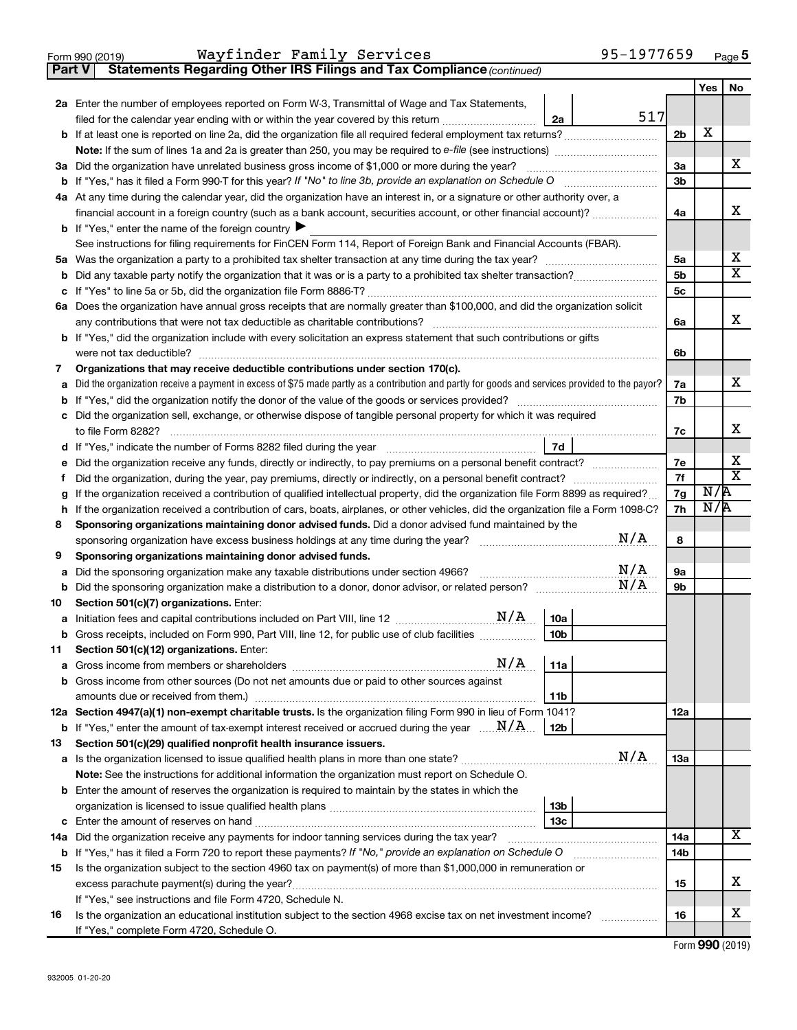Form 990 (2019) Wayfinder Family Services 95-1977659 Page 5

**Part V Statements Regarding Other IRS Filings and Tax Compliance** *(continued)*

| | | | | | Yes | No |
|---|---|---|---|---|---|---|
| **2a** | Enter the number of employees reported on Form W-3, Transmittal of Wage and Tax Statements, filed for the calendar year ending with or within the year covered by this return | 2a | 517 | | | |
| **b** | If at least one is reported on line 2a, did the organization file all required federal employment tax returns? | | | 2b | X | |
| | **Note:** If the sum of lines 1a and 2a is greater than 250, you may be required to *e-file* (see instructions) | | | | | |
| **3a** | Did the organization have unrelated business gross income of $1,000 or more during the year? | | | 3a | | X |
| **b** | If "Yes," has it filed a Form 990-T for this year? *If "No" to line 3b, provide an explanation on Schedule O* | | | 3b | | |
| **4a** | At any time during the calendar year, did the organization have an interest in, or a signature or other authority over, a financial account in a foreign country (such as a bank account, securities account, or other financial account)? | | | 4a | | X |
| **b** | If "Yes," enter the name of the foreign country ▶ | | | | | |
| | See instructions for filing requirements for FinCEN Form 114, Report of Foreign Bank and Financial Accounts (FBAR). | | | | | |
| **5a** | Was the organization a party to a prohibited tax shelter transaction at any time during the tax year? | | | 5a | | X |
| **b** | Did any taxable party notify the organization that it was or is a party to a prohibited tax shelter transaction? | | | 5b | | X |
| **c** | If "Yes" to line 5a or 5b, did the organization file Form 8886-T? | | | 5c | | |
| **6a** | Does the organization have annual gross receipts that are normally greater than $100,000, and did the organization solicit any contributions that were not tax deductible as charitable contributions? | | | 6a | | X |
| **b** | If "Yes," did the organization include with every solicitation an express statement that such contributions or gifts were not tax deductible? | | | 6b | | |
| **7** | **Organizations that may receive deductible contributions under section 170(c).** | | | | | |
| **a** | Did the organization receive a payment in excess of $75 made partly as a contribution and partly for goods and services provided to the payor? | | | 7a | | X |
| **b** | If "Yes," did the organization notify the donor of the value of the goods or services provided? | | | 7b | | |
| **c** | Did the organization sell, exchange, or otherwise dispose of tangible personal property for which it was required to file Form 8282? | | | 7c | | X |
| **d** | If "Yes," indicate the number of Forms 8282 filed during the year | 7d | | | | |
| **e** | Did the organization receive any funds, directly or indirectly, to pay premiums on a personal benefit contract? | | | 7e | | X |
| **f** | Did the organization, during the year, pay premiums, directly or indirectly, on a personal benefit contract? | | | 7f | | X |
| **g** | If the organization received a contribution of qualified intellectual property, did the organization file Form 8899 as required? | | | 7g | N/A | |
| **h** | If the organization received a contribution of cars, boats, airplanes, or other vehicles, did the organization file a Form 1098-C? | | | 7h | N/A | |
| **8** | **Sponsoring organizations maintaining donor advised funds.** Did a donor advised fund maintained by the sponsoring organization have excess business holdings at any time during the year? N/A | | | 8 | | |
| **9** | **Sponsoring organizations maintaining donor advised funds.** | | | | | |
| **a** | Did the sponsoring organization make any taxable distributions under section 4966? N/A | | | 9a | | |
| **b** | Did the sponsoring organization make a distribution to a donor, donor advisor, or related person? N/A | | | 9b | | |
| **10** | **Section 501(c)(7) organizations.** Enter: | | | | | |
| **a** | Initiation fees and capital contributions included on Part VIII, line 12 N/A | 10a | | | | |
| **b** | Gross receipts, included on Form 990, Part VIII, line 12, for public use of club facilities | 10b | | | | |
| **11** | **Section 501(c)(12) organizations.** Enter: | | | | | |
| **a** | Gross income from members or shareholders N/A | 11a | | | | |
| **b** | Gross income from other sources (Do not net amounts due or paid to other sources against amounts due or received from them.) | 11b | | | | |
| **12a** | **Section 4947(a)(1) non-exempt charitable trusts.** Is the organization filing Form 990 in lieu of Form 1041? | | | 12a | | |
| **b** | If "Yes," enter the amount of tax-exempt interest received or accrued during the year N/A | 12b | | | | |
| **13** | **Section 501(c)(29) qualified nonprofit health insurance issuers.** | | | | | |
| **a** | Is the organization licensed to issue qualified health plans in more than one state? N/A | | | 13a | | |
| | **Note:** See the instructions for additional information the organization must report on Schedule O. | | | | | |
| **b** | Enter the amount of reserves the organization is required to maintain by the states in which the organization is licensed to issue qualified health plans | 13b | | | | |
| **c** | Enter the amount of reserves on hand | 13c | | | | |
| **14a** | Did the organization receive any payments for indoor tanning services during the tax year? | | | 14a | | X |
| **b** | If "Yes," has it filed a Form 720 to report these payments? *If "No," provide an explanation on Schedule O* | | | 14b | | |
| **15** | Is the organization subject to the section 4960 tax on payment(s) of more than $1,000,000 in remuneration or excess parachute payment(s) during the year? | | | 15 | | X |
| | If "Yes," see instructions and file Form 4720, Schedule N. | | | | | |
| **16** | Is the organization an educational institution subject to the section 4968 excise tax on net investment income? | | | 16 | | X |
| | If "Yes," complete Form 4720, Schedule O. | | | | | |

Form **990** (2019)

932005 01-20-20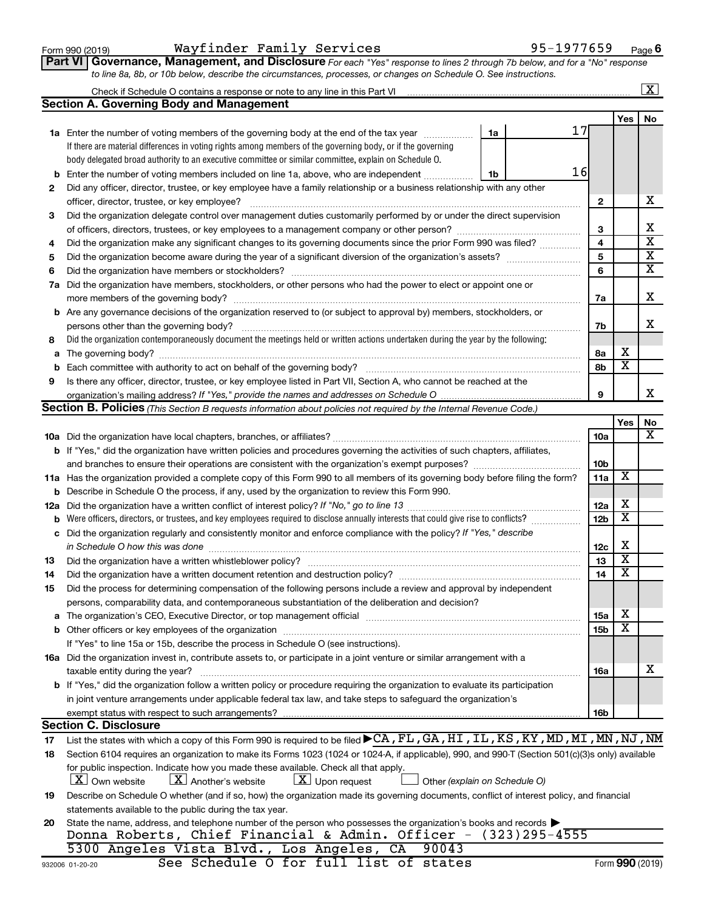Form 990 (2019) Wayfinder Family Services 95-1977659 Page 6

**Part VI Governance, Management, and Disclosure** *For each "Yes" response to lines 2 through 7b below, and for a "No" response to line 8a, 8b, or 10b below, describe the circumstances, processes, or changes on Schedule O. See instructions.*

Check if Schedule O contains a response or note to any line in this Part VI ..... [X]

## Section A. Governing Body and Management

| | | | | Yes | No |
|---|---|---|---|---|---|
| **1a** | Enter the number of voting members of the governing body at the end of the tax year ..... **1a** 17<br>If there are material differences in voting rights among members of the governing body, or if the governing body delegated broad authority to an executive committee or similar committee, explain on Schedule O. | | | | |
| **b** | Enter the number of voting members included on line 1a, above, who are independent ..... **1b** 16 | | | | |
| **2** | Did any officer, director, trustee, or key employee have a family relationship or a business relationship with any other officer, director, trustee, or key employee? | | 2 | | X |
| **3** | Did the organization delegate control over management duties customarily performed by or under the direct supervision of officers, directors, trustees, or key employees to a management company or other person? | | 3 | | X |
| **4** | Did the organization make any significant changes to its governing documents since the prior Form 990 was filed? | | 4 | | X |
| **5** | Did the organization become aware during the year of a significant diversion of the organization's assets? | | 5 | | X |
| **6** | Did the organization have members or stockholders? | | 6 | | X |
| **7a** | Did the organization have members, stockholders, or other persons who had the power to elect or appoint one or more members of the governing body? | | 7a | | X |
| **b** | Are any governance decisions of the organization reserved to (or subject to approval by) members, stockholders, or persons other than the governing body? | | 7b | | X |
| **8** | Did the organization contemporaneously document the meetings held or written actions undertaken during the year by the following: | | | | |
| **a** | The governing body? | | 8a | X | |
| **b** | Each committee with authority to act on behalf of the governing body? | | 8b | X | |
| **9** | Is there any officer, director, trustee, or key employee listed in Part VII, Section A, who cannot be reached at the organization's mailing address? *If "Yes," provide the names and addresses on Schedule O* | | 9 | | X |

## Section B. Policies *(This Section B requests information about policies not required by the Internal Revenue Code.)*

| | | | Yes | No |
|---|---|---|---|---|
| **10a** | Did the organization have local chapters, branches, or affiliates? | 10a | | X |
| **b** | If "Yes," did the organization have written policies and procedures governing the activities of such chapters, affiliates, and branches to ensure their operations are consistent with the organization's exempt purposes? | 10b | | |
| **11a** | Has the organization provided a complete copy of this Form 990 to all members of its governing body before filing the form? | 11a | X | |
| **b** | Describe in Schedule O the process, if any, used by the organization to review this Form 990. | | | |
| **12a** | Did the organization have a written conflict of interest policy? *If "No," go to line 13* | 12a | X | |
| **b** | Were officers, directors, or trustees, and key employees required to disclose annually interests that could give rise to conflicts? | 12b | X | |
| **c** | Did the organization regularly and consistently monitor and enforce compliance with the policy? *If "Yes," describe in Schedule O how this was done* | 12c | X | |
| **13** | Did the organization have a written whistleblower policy? | 13 | X | |
| **14** | Did the organization have a written document retention and destruction policy? | 14 | X | |
| **15** | Did the process for determining compensation of the following persons include a review and approval by independent persons, comparability data, and contemporaneous substantiation of the deliberation and decision? | | | |
| **a** | The organization's CEO, Executive Director, or top management official | 15a | X | |
| **b** | Other officers or key employees of the organization<br>If "Yes" to line 15a or 15b, describe the process in Schedule O (see instructions). | 15b | X | |
| **16a** | Did the organization invest in, contribute assets to, or participate in a joint venture or similar arrangement with a taxable entity during the year? | 16a | | X |
| **b** | If "Yes," did the organization follow a written policy or procedure requiring the organization to evaluate its participation in joint venture arrangements under applicable federal tax law, and take steps to safeguard the organization's exempt status with respect to such arrangements? | 16b | | |

## Section C. Disclosure

**17** List the states with which a copy of this Form 990 is required to be filed ▶ CA, FL, GA, HI, IL, KS, KY, MD, MI, MN, NJ, NM

**18** Section 6104 requires an organization to make its Forms 1023 (1024 or 1024-A, if applicable), 990, and 990-T (Section 501(c)(3)s only) available for public inspection. Indicate how you made these available. Check all that apply.

[X] Own website [X] Another's website [X] Upon request [ ] Other *(explain on Schedule O)*

**19** Describe on Schedule O whether (and if so, how) the organization made its governing documents, conflict of interest policy, and financial statements available to the public during the tax year.

**20** State the name, address, and telephone number of the person who possesses the organization's books and records ▶

Donna Roberts, Chief Financial & Admin. Officer - (323)295-4555
5300 Angeles Vista Blvd., Los Angeles, CA 90043

See Schedule O for full list of states

932006 01-20-20 Form **990** (2019)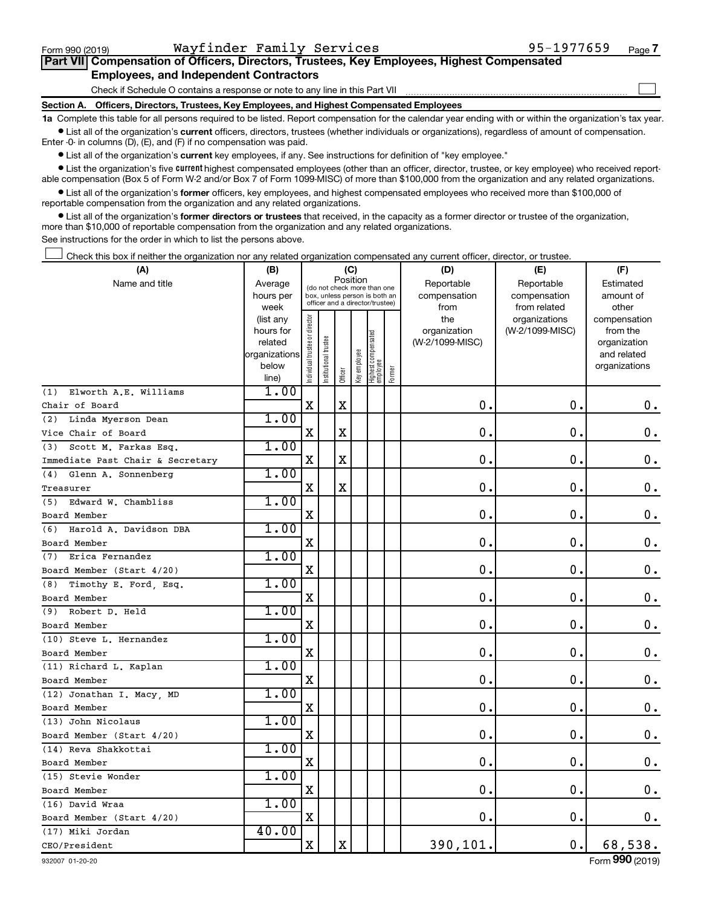Form 990 (2019) Wayfinder Family Services 95-1977659 Page 7

## Part VII Compensation of Officers, Directors, Trustees, Key Employees, Highest Compensated Employees, and Independent Contractors

Check if Schedule O contains a response or note to any line in this Part VII ☐

### Section A. Officers, Directors, Trustees, Key Employees, and Highest Compensated Employees

**1a** Complete this table for all persons required to be listed. Report compensation for the calendar year ending with or within the organization's tax year.

● List all of the organization's **current** officers, directors, trustees (whether individuals or organizations), regardless of amount of compensation. Enter -0- in columns (D), (E), and (F) if no compensation was paid.

● List all of the organization's **current** key employees, if any. See instructions for definition of "key employee."

● List the organization's five **current** highest compensated employees (other than an officer, director, trustee, or key employee) who received reportable compensation (Box 5 of Form W-2 and/or Box 7 of Form 1099-MISC) of more than $100,000 from the organization and any related organizations.

● List all of the organization's **former** officers, key employees, and highest compensated employees who received more than $100,000 of reportable compensation from the organization and any related organizations.

● List all of the organization's **former directors or trustees** that received, in the capacity as a former director or trustee of the organization, more than $10,000 of reportable compensation from the organization and any related organizations.

See instructions for the order in which to list the persons above.

☐ Check this box if neither the organization nor any related organization compensated any current officer, director, or trustee.

| (A) Name and title | (B) Average hours per week (list any hours for related organizations below line) | (C) Position (do not check more than one box, unless person is both an officer and a director/trustee) | | | | | | (D) Reportable compensation from the organization (W-2/1099-MISC) | (E) Reportable compensation from related organizations (W-2/1099-MISC) | (F) Estimated amount of other compensation from the organization and related organizations |
|---|---|---|---|---|---|---|---|---|---|---|
| | | Individual trustee or director | Institutional trustee | Officer | Key employee | Highest compensated employee | Former | | | |
| (1) Elworth A.E. Williams<br>Chair of Board | 1.00 | X | | X | | | | 0. | 0. | 0. |
| (2) Linda Myerson Dean<br>Vice Chair of Board | 1.00 | X | | X | | | | 0. | 0. | 0. |
| (3) Scott M. Farkas Esq.<br>Immediate Past Chair & Secretary | 1.00 | X | | X | | | | 0. | 0. | 0. |
| (4) Glenn A. Sonnenberg<br>Treasurer | 1.00 | X | | X | | | | 0. | 0. | 0. |
| (5) Edward W. Chambliss<br>Board Member | 1.00 | X | | | | | | 0. | 0. | 0. |
| (6) Harold A. Davidson DBA<br>Board Member | 1.00 | X | | | | | | 0. | 0. | 0. |
| (7) Erica Fernandez<br>Board Member (Start 4/20) | 1.00 | X | | | | | | 0. | 0. | 0. |
| (8) Timothy E. Ford, Esq.<br>Board Member | 1.00 | X | | | | | | 0. | 0. | 0. |
| (9) Robert D. Held<br>Board Member | 1.00 | X | | | | | | 0. | 0. | 0. |
| (10) Steve L. Hernandez<br>Board Member | 1.00 | X | | | | | | 0. | 0. | 0. |
| (11) Richard L. Kaplan<br>Board Member | 1.00 | X | | | | | | 0. | 0. | 0. |
| (12) Jonathan I. Macy, MD<br>Board Member | 1.00 | X | | | | | | 0. | 0. | 0. |
| (13) John Nicolaus<br>Board Member (Start 4/20) | 1.00 | X | | | | | | 0. | 0. | 0. |
| (14) Reva Shakkottai<br>Board Member | 1.00 | X | | | | | | 0. | 0. | 0. |
| (15) Stevie Wonder<br>Board Member | 1.00 | X | | | | | | 0. | 0. | 0. |
| (16) David Wraa<br>Board Member (Start 4/20) | 1.00 | X | | | | | | 0. | 0. | 0. |
| (17) Miki Jordan<br>CEO/President | 40.00 | X | | X | | | | 390,101. | 0. | 68,538. |

932007 01-20-20 Form 990 (2019)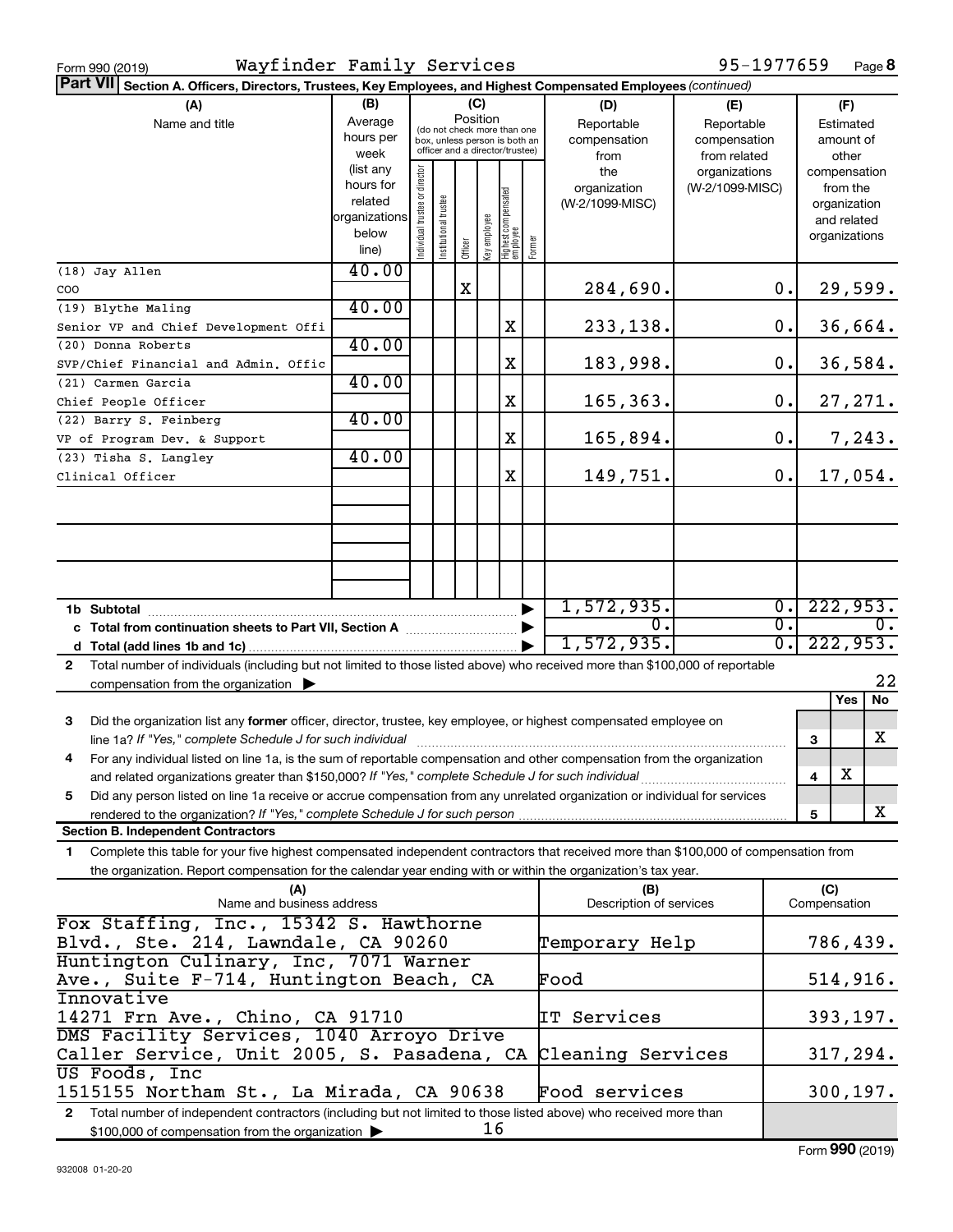Form 990 (2019) Wayfinder Family Services 95-1977659 Page 8

**Part VII Section A. Officers, Directors, Trustees, Key Employees, and Highest Compensated Employees** *(continued)*

| (A) Name and title | (B) Average hours per week (list any hours for related organizations below line) | (C) Position: Individual trustee or director | Institutional trustee | Officer | Key employee | Highest compensated employee | Former | (D) Reportable compensation from the organization (W-2/1099-MISC) | (E) Reportable compensation from related organizations (W-2/1099-MISC) | (F) Estimated amount of other compensation from the organization and related organizations |
|---|---|---|---|---|---|---|---|---|---|---|
| (18) Jay Allen<br>COO | 40.00 | | | X | | | | 284,690. | 0. | 29,599. |
| (19) Blythe Maling<br>Senior VP and Chief Development Offi | 40.00 | | | | | X | | 233,138. | 0. | 36,664. |
| (20) Donna Roberts<br>SVP/Chief Financial and Admin. Offic | 40.00 | | | | | X | | 183,998. | 0. | 36,584. |
| (21) Carmen Garcia<br>Chief People Officer | 40.00 | | | | | X | | 165,363. | 0. | 27,271. |
| (22) Barry S. Feinberg<br>VP of Program Dev. & Support | 40.00 | | | | | X | | 165,894. | 0. | 7,243. |
| (23) Tisha S. Langley<br>Clinical Officer | 40.00 | | | | | X | | 149,751. | 0. | 17,054. |
| **1b Subtotal** | | | | | | | | 1,572,935. | 0. | 222,953. |
| **c Total from continuation sheets to Part VII, Section A** | | | | | | | | 0. | 0. | 0. |
| **d Total (add lines 1b and 1c)** | | | | | | | | 1,572,935. | 0. | 222,953. |

**2** Total number of individuals (including but not limited to those listed above) who received more than $100,000 of reportable compensation from the organization ▶ 22

| | | Yes | No |
|---|---|---|---|
| **3** Did the organization list any **former** officer, director, trustee, key employee, or highest compensated employee on line 1a? *If "Yes," complete Schedule J for such individual* | 3 | | X |
| **4** For any individual listed on line 1a, is the sum of reportable compensation and other compensation from the organization and related organizations greater than $150,000? *If "Yes," complete Schedule J for such individual* | 4 | X | |
| **5** Did any person listed on line 1a receive or accrue compensation from any unrelated organization or individual for services rendered to the organization? *If "Yes," complete Schedule J for such person* | 5 | | X |

**Section B. Independent Contractors**

**1** Complete this table for your five highest compensated independent contractors that received more than $100,000 of compensation from the organization. Report compensation for the calendar year ending with or within the organization's tax year.

| (A) Name and business address | (B) Description of services | (C) Compensation |
|---|---|---|
| Fox Staffing, Inc., 15342 S. Hawthorne Blvd., Ste. 214, Lawndale, CA 90260 | Temporary Help | 786,439. |
| Huntington Culinary, Inc, 7071 Warner Ave., Suite F-714, Huntington Beach, CA | Food | 514,916. |
| Innovative<br>14271 Frn Ave., Chino, CA 91710 | IT Services | 393,197. |
| DMS Facility Services, 1040 Arroyo Drive Caller Service, Unit 2005, S. Pasadena, CA | Cleaning Services | 317,294. |
| US Foods, Inc<br>1515155 Northam St., La Mirada, CA 90638 | Food services | 300,197. |

**2** Total number of independent contractors (including but not limited to those listed above) who received more than $100,000 of compensation from the organization ▶ 16

932008 01-20-20

Form **990** (2019)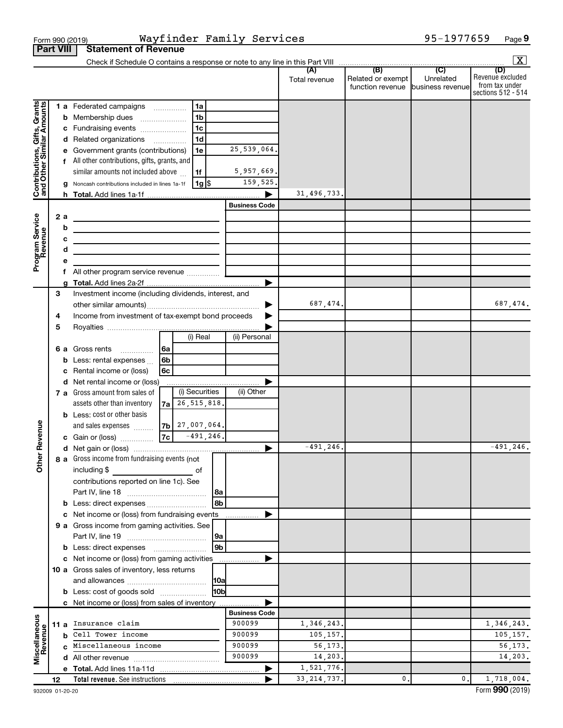Form 990 (2019) Wayfinder Family Services 95-1977659 Page 9

**Part VIII Statement of Revenue**

Check if Schedule O contains a response or note to any line in this Part VIII [X]

| | | | | (A) Total revenue | (B) Related or exempt function revenue | (C) Unrelated business revenue | (D) Revenue excluded from tax under sections 512 - 514 |
|---|---|---|---|---|---|---|---|
| **Contributions, Gifts, Grants and Other Similar Amounts** | 1 a Federated campaigns | 1a | | | | | |
| | b Membership dues | 1b | | | | | |
| | c Fundraising events | 1c | | | | | |
| | d Related organizations | 1d | | | | | |
| | e Government grants (contributions) | 1e | 25,539,064. | | | | |
| | f All other contributions, gifts, grants, and similar amounts not included above | 1f | 5,957,669. | | | | |
| | g Noncash contributions included in lines 1a-1f | 1g $ | 159,525. | | | | |
| | h **Total.** Add lines 1a-1f | | | 31,496,733. | | | |
| **Program Service Revenue** | | | Business Code | | | | |
| | 2 a | | | | | | |
| | b | | | | | | |
| | c | | | | | | |
| | d | | | | | | |
| | e | | | | | | |
| | f All other program service revenue | | | | | | |
| | g **Total.** Add lines 2a-2f | | | | | | |
| **Other Revenue** | 3 Investment income (including dividends, interest, and other similar amounts) | | | 687,474. | | | 687,474. |
| | 4 Income from investment of tax-exempt bond proceeds | | | | | | |
| | 5 Royalties | | | | | | |
| | | (i) Real | (ii) Personal | | | | |
| | 6 a Gross rents 6a | | | | | | |
| | b Less: rental expenses 6b | | | | | | |
| | c Rental income or (loss) 6c | | | | | | |
| | d Net rental income or (loss) | | | | | | |
| | | (i) Securities | (ii) Other | | | | |
| | 7 a Gross amount from sales of assets other than inventory 7a | 26,515,818. | | | | | |
| | b Less: cost or other basis and sales expenses 7b | 27,007,064. | | | | | |
| | c Gain or (loss) 7c | -491,246. | | | | | |
| | d Net gain or (loss) | | | -491,246. | | | -491,246. |
| | 8 a Gross income from fundraising events (not including $ of contributions reported on line 1c). See Part IV, line 18 | 8a | | | | | |
| | b Less: direct expenses | 8b | | | | | |
| | c Net income or (loss) from fundraising events | | | | | | |
| | 9 a Gross income from gaming activities. See Part IV, line 19 | 9a | | | | | |
| | b Less: direct expenses | 9b | | | | | |
| | c Net income or (loss) from gaming activities | | | | | | |
| | 10 a Gross sales of inventory, less returns and allowances | 10a | | | | | |
| | b Less: cost of goods sold | 10b | | | | | |
| | c Net income or (loss) from sales of inventory | | | | | | |
| **Miscellaneous Revenue** | | | Business Code | | | | |
| | 11 a Insurance claim | | 900099 | 1,346,243. | | | 1,346,243. |
| | b Cell Tower income | | 900099 | 105,157. | | | 105,157. |
| | c Miscellaneous income | | 900099 | 56,173. | | | 56,173. |
| | d All other revenue | | 900099 | 14,203. | | | 14,203. |
| | e **Total.** Add lines 11a-11d | | | 1,521,776. | | | |
| | 12 **Total revenue.** See instructions | | | 33,214,737. | 0. | 0. | 1,718,004. |

932009 01-20-20 Form **990** (2019)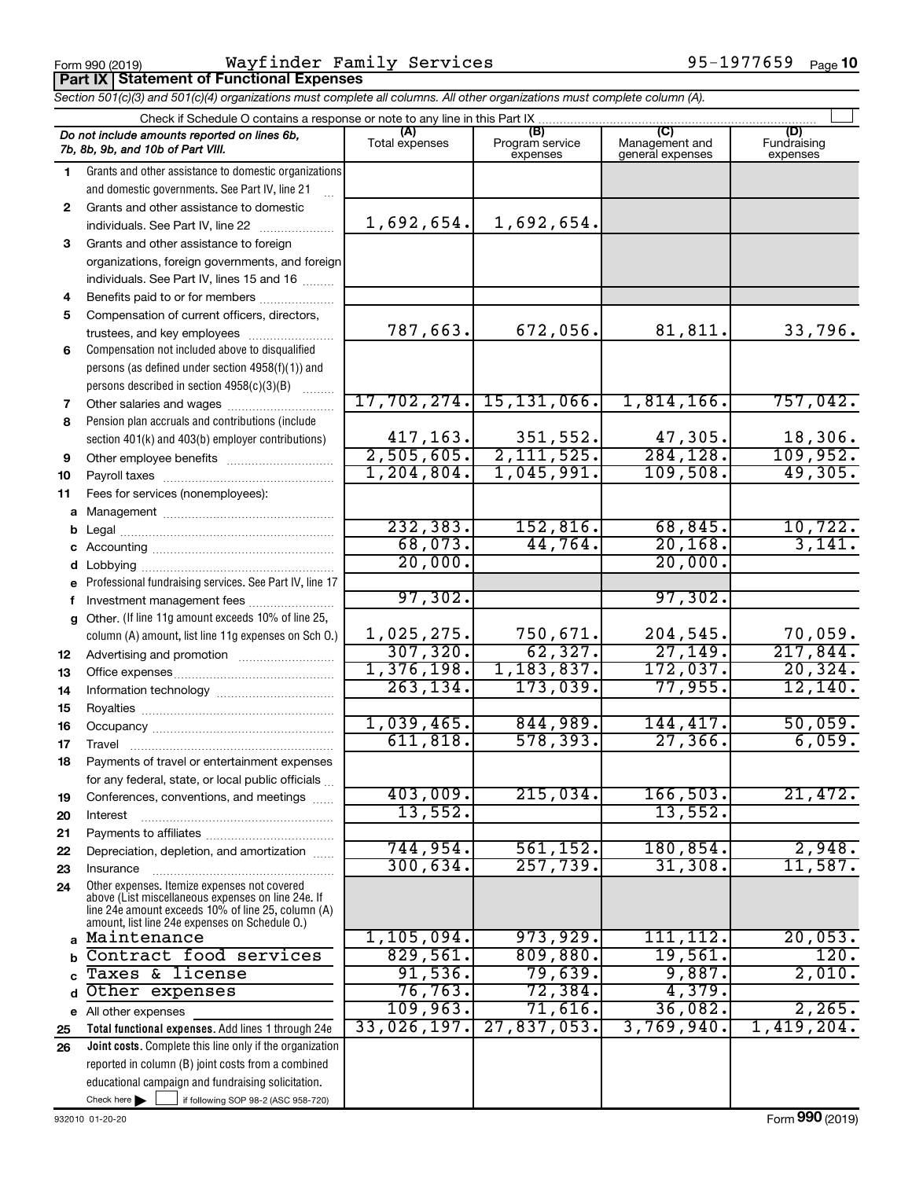Form 990 (2019) Wayfinder Family Services 95-1977659

**Part IX | Statement of Functional Expenses**

*Section 501(c)(3) and 501(c)(4) organizations must complete all columns. All other organizations must complete column (A).*

Check if Schedule O contains a response or note to any line in this Part IX ☐

| *Do not include amounts reported on lines 6b, 7b, 8b, 9b, and 10b of Part VIII.* | (A) Total expenses | (B) Program service expenses | (C) Management and general expenses | (D) Fundraising expenses |
|---|---|---|---|---|
| **1** Grants and other assistance to domestic organizations and domestic governments. See Part IV, line 21 | | | | |
| **2** Grants and other assistance to domestic individuals. See Part IV, line 22 | 1,692,654. | 1,692,654. | | |
| **3** Grants and other assistance to foreign organizations, foreign governments, and foreign individuals. See Part IV, lines 15 and 16 | | | | |
| **4** Benefits paid to or for members | | | | |
| **5** Compensation of current officers, directors, trustees, and key employees | 787,663. | 672,056. | 81,811. | 33,796. |
| **6** Compensation not included above to disqualified persons (as defined under section 4958(f)(1)) and persons described in section 4958(c)(3)(B) | | | | |
| **7** Other salaries and wages | 17,702,274. | 15,131,066. | 1,814,166. | 757,042. |
| **8** Pension plan accruals and contributions (include section 401(k) and 403(b) employer contributions) | 417,163. | 351,552. | 47,305. | 18,306. |
| **9** Other employee benefits | 2,505,605. | 2,111,525. | 284,128. | 109,952. |
| **10** Payroll taxes | 1,204,804. | 1,045,991. | 109,508. | 49,305. |
| **11** Fees for services (nonemployees): | | | | |
| **a** Management | | | | |
| **b** Legal | 232,383. | 152,816. | 68,845. | 10,722. |
| **c** Accounting | 68,073. | 44,764. | 20,168. | 3,141. |
| **d** Lobbying | 20,000. | | 20,000. | |
| **e** Professional fundraising services. See Part IV, line 17 | | | | |
| **f** Investment management fees | 97,302. | | 97,302. | |
| **g** Other. (If line 11g amount exceeds 10% of line 25, column (A) amount, list line 11g expenses on Sch O.) | 1,025,275. | 750,671. | 204,545. | 70,059. |
| **12** Advertising and promotion | 307,320. | 62,327. | 27,149. | 217,844. |
| **13** Office expenses | 1,376,198. | 1,183,837. | 172,037. | 20,324. |
| **14** Information technology | 263,134. | 173,039. | 77,955. | 12,140. |
| **15** Royalties | | | | |
| **16** Occupancy | 1,039,465. | 844,989. | 144,417. | 50,059. |
| **17** Travel | 611,818. | 578,393. | 27,366. | 6,059. |
| **18** Payments of travel or entertainment expenses for any federal, state, or local public officials | | | | |
| **19** Conferences, conventions, and meetings | 403,009. | 215,034. | 166,503. | 21,472. |
| **20** Interest | 13,552. | | 13,552. | |
| **21** Payments to affiliates | | | | |
| **22** Depreciation, depletion, and amortization | 744,954. | 561,152. | 180,854. | 2,948. |
| **23** Insurance | 300,634. | 257,739. | 31,308. | 11,587. |
| **24** Other expenses. Itemize expenses not covered above (List miscellaneous expenses on line 24e. If line 24e amount exceeds 10% of line 25, column (A) amount, list line 24e expenses on Schedule O.) | | | | |
| **a** Maintenance | 1,105,094. | 973,929. | 111,112. | 20,053. |
| **b** Contract food services | 829,561. | 809,880. | 19,561. | 120. |
| **c** Taxes & license | 91,536. | 79,639. | 9,887. | 2,010. |
| **d** Other expenses | 76,763. | 72,384. | 4,379. | |
| **e** All other expenses | 109,963. | 71,616. | 36,082. | 2,265. |
| **25** **Total functional expenses.** Add lines 1 through 24e | 33,026,197. | 27,837,053. | 3,769,940. | 1,419,204. |
| **26** **Joint costs.** Complete this line only if the organization reported in column (B) joint costs from a combined educational campaign and fundraising solicitation. Check here ☐ if following SOP 98-2 (ASC 958-720) | | | | |

932010 01-20-20 Form **990** (2019)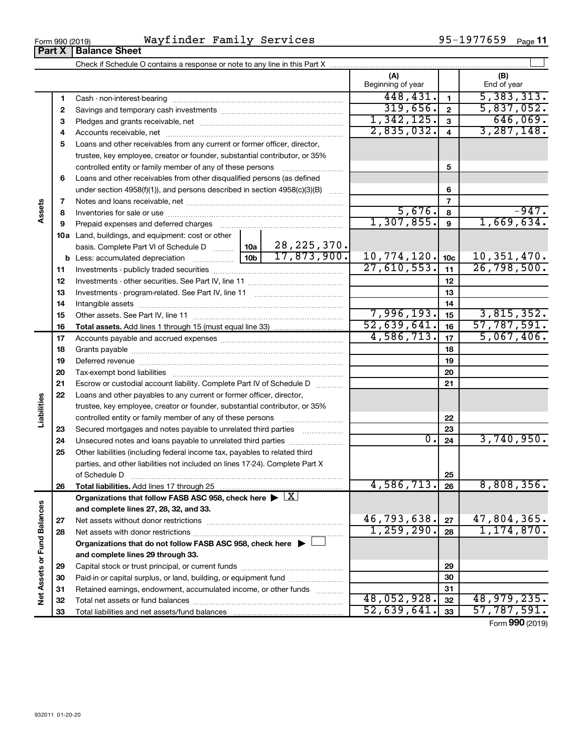Form 990 (2019) Wayfinder Family Services 95-1977659 Page 11

## Part X Balance Sheet

Check if Schedule O contains a response or note to any line in this Part X

| | | | (A) Beginning of year | | (B) End of year |
|---|---|---|---|---|---|
| Assets | 1 | Cash - non-interest-bearing | 448,431. | 1 | 5,383,313. |
| | 2 | Savings and temporary cash investments | 319,656. | 2 | 5,837,052. |
| | 3 | Pledges and grants receivable, net | 1,342,125. | 3 | 646,069. |
| | 4 | Accounts receivable, net | 2,835,032. | 4 | 3,287,148. |
| | 5 | Loans and other receivables from any current or former officer, director, trustee, key employee, creator or founder, substantial contributor, or 35% controlled entity or family member of any of these persons | | 5 | |
| | 6 | Loans and other receivables from other disqualified persons (as defined under section 4958(f)(1)), and persons described in section 4958(c)(3)(B) | | 6 | |
| | 7 | Notes and loans receivable, net | | 7 | |
| | 8 | Inventories for sale or use | 5,676. | 8 | -947. |
| | 9 | Prepaid expenses and deferred charges | 1,307,855. | 9 | 1,669,634. |
| | 10a | Land, buildings, and equipment: cost or other basis. Complete Part VI of Schedule D ... 10a 28,225,370. | | | |
| | b | Less: accumulated depreciation ... 10b 17,873,900. | 10,774,120. | 10c | 10,351,470. |
| | 11 | Investments - publicly traded securities | 27,610,553. | 11 | 26,798,500. |
| | 12 | Investments - other securities. See Part IV, line 11 | | 12 | |
| | 13 | Investments - program-related. See Part IV, line 11 | | 13 | |
| | 14 | Intangible assets | | 14 | |
| | 15 | Other assets. See Part IV, line 11 | 7,996,193. | 15 | 3,815,352. |
| | 16 | **Total assets.** Add lines 1 through 15 (must equal line 33) | 52,639,641. | 16 | 57,787,591. |
| Liabilities | 17 | Accounts payable and accrued expenses | 4,586,713. | 17 | 5,067,406. |
| | 18 | Grants payable | | 18 | |
| | 19 | Deferred revenue | | 19 | |
| | 20 | Tax-exempt bond liabilities | | 20 | |
| | 21 | Escrow or custodial account liability. Complete Part IV of Schedule D | | 21 | |
| | 22 | Loans and other payables to any current or former officer, director, trustee, key employee, creator or founder, substantial contributor, or 35% controlled entity or family member of any of these persons | | 22 | |
| | 23 | Secured mortgages and notes payable to unrelated third parties | | 23 | |
| | 24 | Unsecured notes and loans payable to unrelated third parties | 0. | 24 | 3,740,950. |
| | 25 | Other liabilities (including federal income tax, payables to related third parties, and other liabilities not included on lines 17-24). Complete Part X of Schedule D | | 25 | |
| | 26 | **Total liabilities.** Add lines 17 through 25 | 4,586,713. | 26 | 8,808,356. |
| Net Assets or Fund Balances | | **Organizations that follow FASB ASC 958, check here ▶ [X] and complete lines 27, 28, 32, and 33.** | | | |
| | 27 | Net assets without donor restrictions | 46,793,638. | 27 | 47,804,365. |
| | 28 | Net assets with donor restrictions | 1,259,290. | 28 | 1,174,870. |
| | | **Organizations that do not follow FASB ASC 958, check here ▶ [ ] and complete lines 29 through 33.** | | | |
| | 29 | Capital stock or trust principal, or current funds | | 29 | |
| | 30 | Paid-in or capital surplus, or land, building, or equipment fund | | 30 | |
| | 31 | Retained earnings, endowment, accumulated income, or other funds | | 31 | |
| | 32 | Total net assets or fund balances | 48,052,928. | 32 | 48,979,235. |
| | 33 | Total liabilities and net assets/fund balances | 52,639,641. | 33 | 57,787,591. |

Form **990** (2019)

932011 01-20-20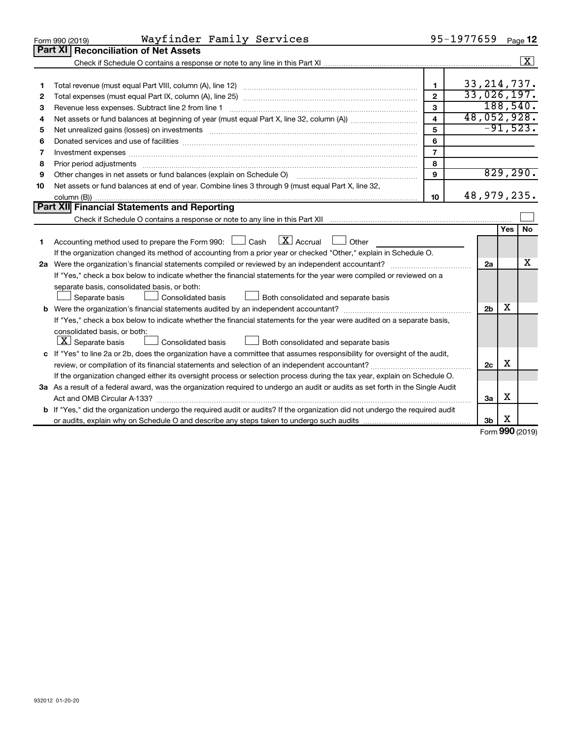Form 990 (2019) Wayfinder Family Services 95-1977659 Page 12

## Part XI Reconciliation of Net Assets

Check if Schedule O contains a response or note to any line in this Part XI ..... [X]

| | | | |
|---|---|---|---|
| 1 | Total revenue (must equal Part VIII, column (A), line 12) | 1 | 33,214,737. |
| 2 | Total expenses (must equal Part IX, column (A), line 25) | 2 | 33,026,197. |
| 3 | Revenue less expenses. Subtract line 2 from line 1 | 3 | 188,540. |
| 4 | Net assets or fund balances at beginning of year (must equal Part X, line 32, column (A)) | 4 | 48,052,928. |
| 5 | Net unrealized gains (losses) on investments | 5 | -91,523. |
| 6 | Donated services and use of facilities | 6 | |
| 7 | Investment expenses | 7 | |
| 8 | Prior period adjustments | 8 | |
| 9 | Other changes in net assets or fund balances (explain on Schedule O) | 9 | 829,290. |
| 10 | Net assets or fund balances at end of year. Combine lines 3 through 9 (must equal Part X, line 32, column (B)) | 10 | 48,979,235. |

## Part XII Financial Statements and Reporting

Check if Schedule O contains a response or note to any line in this Part XII ..... [ ]

| | | | Yes | No |
|---|---|---|---|---|
| 1 | Accounting method used to prepare the Form 990: [ ] Cash [X] Accrual [ ] Other<br>If the organization changed its method of accounting from a prior year or checked "Other," explain in Schedule O. | | | |
| 2a | Were the organization's financial statements compiled or reviewed by an independent accountant?<br>If "Yes," check a box below to indicate whether the financial statements for the year were compiled or reviewed on a separate basis, consolidated basis, or both:<br>[ ] Separate basis [ ] Consolidated basis [ ] Both consolidated and separate basis | 2a | | X |
| b | Were the organization's financial statements audited by an independent accountant?<br>If "Yes," check a box below to indicate whether the financial statements for the year were audited on a separate basis, consolidated basis, or both:<br>[X] Separate basis [ ] Consolidated basis [ ] Both consolidated and separate basis | 2b | X | |
| c | If "Yes" to line 2a or 2b, does the organization have a committee that assumes responsibility for oversight of the audit, review, or compilation of its financial statements and selection of an independent accountant?<br>If the organization changed either its oversight process or selection process during the tax year, explain on Schedule O. | 2c | X | |
| 3a | As a result of a federal award, was the organization required to undergo an audit or audits as set forth in the Single Audit Act and OMB Circular A-133? | 3a | X | |
| b | If "Yes," did the organization undergo the required audit or audits? If the organization did not undergo the required audit or audits, explain why on Schedule O and describe any steps taken to undergo such audits | 3b | X | |

Form 990 (2019)

932012 01-20-20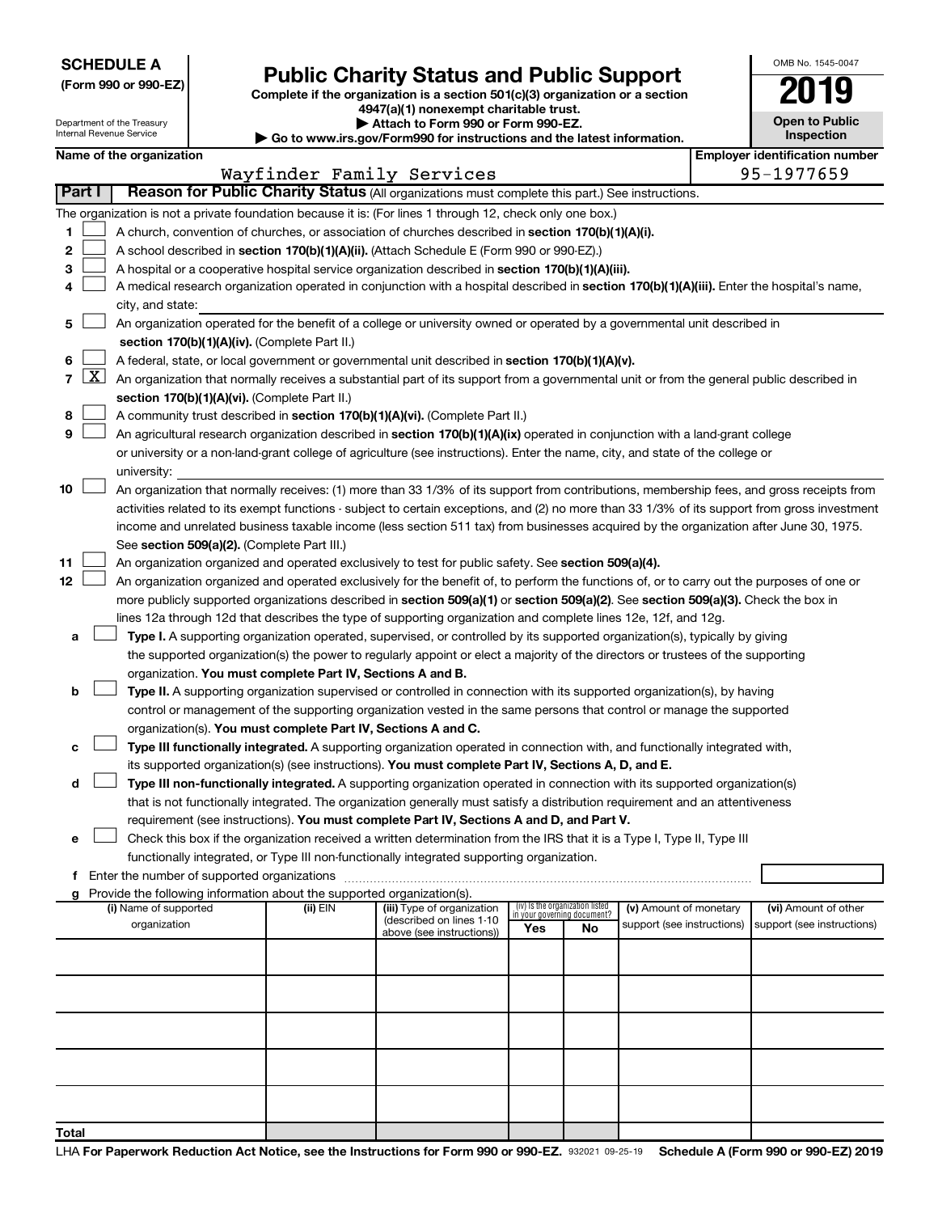**SCHEDULE A**
**(Form 990 or 990-EZ)**

Department of the Treasury
Internal Revenue Service

# Public Charity Status and Public Support

**Complete if the organization is a section 501(c)(3) organization or a section 4947(a)(1) nonexempt charitable trust.**
**▶ Attach to Form 990 or Form 990-EZ.**
**▶ Go to www.irs.gov/Form990 for instructions and the latest information.**

OMB No. 1545-0047
**2019**
**Open to Public Inspection**

**Name of the organization:** Wayfinder Family Services
**Employer identification number:** 95-1977659

## Part I Reason for Public Charity Status (All organizations must complete this part.) See instructions.

The organization is not a private foundation because it is: (For lines 1 through 12, check only one box.)

1. [ ] A church, convention of churches, or association of churches described in **section 170(b)(1)(A)(i).**
2. [ ] A school described in **section 170(b)(1)(A)(ii).** (Attach Schedule E (Form 990 or 990-EZ).)
3. [ ] A hospital or a cooperative hospital service organization described in **section 170(b)(1)(A)(iii).**
4. [ ] A medical research organization operated in conjunction with a hospital described in **section 170(b)(1)(A)(iii).** Enter the hospital's name, city, and state:
5. [ ] An organization operated for the benefit of a college or university owned or operated by a governmental unit described in **section 170(b)(1)(A)(iv).** (Complete Part II.)
6. [ ] A federal, state, or local government or governmental unit described in **section 170(b)(1)(A)(v).**
7. [X] An organization that normally receives a substantial part of its support from a governmental unit or from the general public described in **section 170(b)(1)(A)(vi).** (Complete Part II.)
8. [ ] A community trust described in **section 170(b)(1)(A)(vi).** (Complete Part II.)
9. [ ] An agricultural research organization described in **section 170(b)(1)(A)(ix)** operated in conjunction with a land-grant college or university or a non-land-grant college of agriculture (see instructions). Enter the name, city, and state of the college or university:
10. [ ] An organization that normally receives: (1) more than 33 1/3% of its support from contributions, membership fees, and gross receipts from activities related to its exempt functions - subject to certain exceptions, and (2) no more than 33 1/3% of its support from gross investment income and unrelated business taxable income (less section 511 tax) from businesses acquired by the organization after June 30, 1975. See **section 509(a)(2).** (Complete Part III.)
11. [ ] An organization organized and operated exclusively to test for public safety. See **section 509(a)(4).**
12. [ ] An organization organized and operated exclusively for the benefit of, to perform the functions of, or to carry out the purposes of one or more publicly supported organizations described in **section 509(a)(1)** or **section 509(a)(2).** See **section 509(a)(3).** Check the box in lines 12a through 12d that describes the type of supporting organization and complete lines 12e, 12f, and 12g.
   - **a** [ ] **Type I.** A supporting organization operated, supervised, or controlled by its supported organization(s), typically by giving the supported organization(s) the power to regularly appoint or elect a majority of the directors or trustees of the supporting organization. **You must complete Part IV, Sections A and B.**
   - **b** [ ] **Type II.** A supporting organization supervised or controlled in connection with its supported organization(s), by having control or management of the supporting organization vested in the same persons that control or manage the supported organization(s). **You must complete Part IV, Sections A and C.**
   - **c** [ ] **Type III functionally integrated.** A supporting organization operated in connection with, and functionally integrated with, its supported organization(s) (see instructions). **You must complete Part IV, Sections A, D, and E.**
   - **d** [ ] **Type III non-functionally integrated.** A supporting organization operated in connection with its supported organization(s) that is not functionally integrated. The organization generally must satisfy a distribution requirement and an attentiveness requirement (see instructions). **You must complete Part IV, Sections A and D, and Part V.**
   - **e** [ ] Check this box if the organization received a written determination from the IRS that it is a Type I, Type II, Type III functionally integrated, or Type III non-functionally integrated supporting organization.
   - **f** Enter the number of supported organizations
   - **g** Provide the following information about the supported organization(s).

| (i) Name of supported organization | (ii) EIN | (iii) Type of organization (described on lines 1-10 above (see instructions)) | (iv) Is the organization listed in your governing document? Yes | No | (v) Amount of monetary support (see instructions) | (vi) Amount of other support (see instructions) |
|---|---|---|---|---|---|---|
| | | | | | | |
| | | | | | | |
| | | | | | | |
| | | | | | | |
| | | | | | | |
| **Total** | | | | | | |

LHA **For Paperwork Reduction Act Notice, see the Instructions for Form 990 or 990-EZ.** 932021 09-25-19 **Schedule A (Form 990 or 990-EZ) 2019**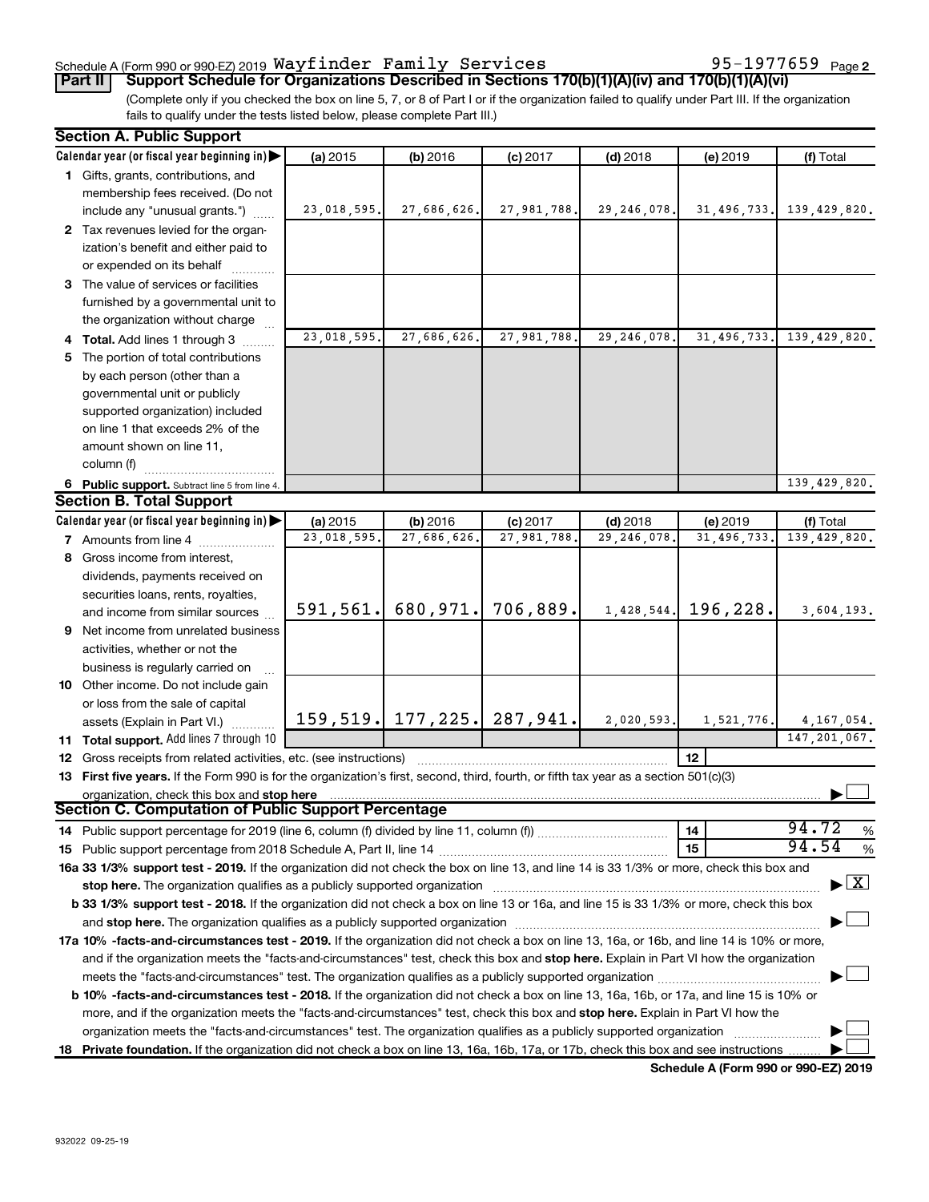Schedule A (Form 990 or 990-EZ) 2019 Wayfinder Family Services 95-1977659 Page 2

**Part II Support Schedule for Organizations Described in Sections 170(b)(1)(A)(iv) and 170(b)(1)(A)(vi)**

(Complete only if you checked the box on line 5, 7, or 8 of Part I or if the organization failed to qualify under Part III. If the organization fails to qualify under the tests listed below, please complete Part III.)

**Section A. Public Support**

| Calendar year (or fiscal year beginning in) ▶ | (a) 2015 | (b) 2016 | (c) 2017 | (d) 2018 | (e) 2019 | (f) Total |
|---|---|---|---|---|---|---|
| **1** Gifts, grants, contributions, and membership fees received. (Do not include any "unusual grants.") | 23,018,595. | 27,686,626. | 27,981,788. | 29,246,078. | 31,496,733. | 139,429,820. |
| **2** Tax revenues levied for the organization's benefit and either paid to or expended on its behalf | | | | | | |
| **3** The value of services or facilities furnished by a governmental unit to the organization without charge | | | | | | |
| **4 Total.** Add lines 1 through 3 | 23,018,595. | 27,686,626. | 27,981,788. | 29,246,078. | 31,496,733. | 139,429,820. |
| **5** The portion of total contributions by each person (other than a governmental unit or publicly supported organization) included on line 1 that exceeds 2% of the amount shown on line 11, column (f) | | | | | | |
| **6 Public support.** Subtract line 5 from line 4. | | | | | | 139,429,820. |

**Section B. Total Support**

| Calendar year (or fiscal year beginning in) ▶ | (a) 2015 | (b) 2016 | (c) 2017 | (d) 2018 | (e) 2019 | (f) Total |
|---|---|---|---|---|---|---|
| **7** Amounts from line 4 | 23,018,595. | 27,686,626. | 27,981,788. | 29,246,078. | 31,496,733. | 139,429,820. |
| **8** Gross income from interest, dividends, payments received on securities loans, rents, royalties, and income from similar sources | 591,561. | 680,971. | 706,889. | 1,428,544. | 196,228. | 3,604,193. |
| **9** Net income from unrelated business activities, whether or not the business is regularly carried on | | | | | | |
| **10** Other income. Do not include gain or loss from the sale of capital assets (Explain in Part VI.) | 159,519. | 177,225. | 287,941. | 2,020,593. | 1,521,776. | 4,167,054. |
| **11 Total support.** Add lines 7 through 10 | | | | | | 147,201,067. |
| **12** Gross receipts from related activities, etc. (see instructions) | | | | | 12 | |

**13 First five years.** If the Form 990 is for the organization's first, second, third, fourth, or fifth tax year as a section 501(c)(3) organization, check this box and **stop here** ▶ ☐

**Section C. Computation of Public Support Percentage**

**14** Public support percentage for 2019 (line 6, column (f) divided by line 11, column (f)) — **14** — 94.72 %

**15** Public support percentage from 2018 Schedule A, Part II, line 14 — **15** — 94.54 %

**16a 33 1/3% support test - 2019.** If the organization did not check the box on line 13, and line 14 is 33 1/3% or more, check this box and **stop here.** The organization qualifies as a publicly supported organization ▶ ☒

**b 33 1/3% support test - 2018.** If the organization did not check a box on line 13 or 16a, and line 15 is 33 1/3% or more, check this box and **stop here.** The organization qualifies as a publicly supported organization ▶ ☐

**17a 10% -facts-and-circumstances test - 2019.** If the organization did not check a box on line 13, 16a, or 16b, and line 14 is 10% or more, and if the organization meets the "facts-and-circumstances" test, check this box and **stop here.** Explain in Part VI how the organization meets the "facts-and-circumstances" test. The organization qualifies as a publicly supported organization ▶ ☐

**b 10% -facts-and-circumstances test - 2018.** If the organization did not check a box on line 13, 16a, 16b, or 17a, and line 15 is 10% or more, and if the organization meets the "facts-and-circumstances" test, check this box and **stop here.** Explain in Part VI how the organization meets the "facts-and-circumstances" test. The organization qualifies as a publicly supported organization ▶ ☐

**18 Private foundation.** If the organization did not check a box on line 13, 16a, 16b, 17a, or 17b, check this box and see instructions ▶ ☐

**Schedule A (Form 990 or 990-EZ) 2019**

932022 09-25-19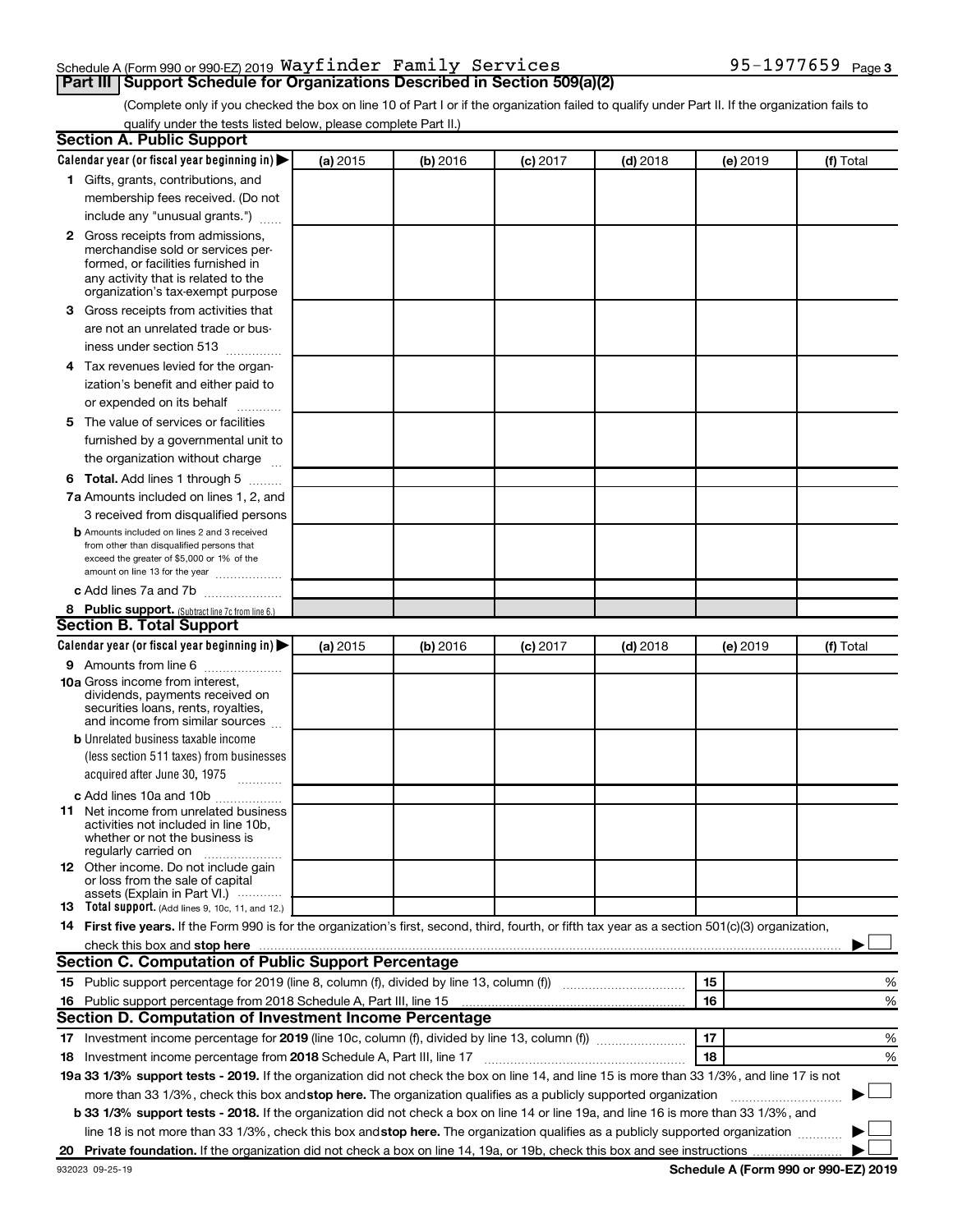Schedule A (Form 990 or 990-EZ) 2019 Wayfinder Family Services 95-1977659 Page 3

## Part III Support Schedule for Organizations Described in Section 509(a)(2)

(Complete only if you checked the box on line 10 of Part I or if the organization failed to qualify under Part II. If the organization fails to qualify under the tests listed below, please complete Part II.)

### Section A. Public Support

| Calendar year (or fiscal year beginning in) ▶ | (a) 2015 | (b) 2016 | (c) 2017 | (d) 2018 | (e) 2019 | (f) Total |
|---|---|---|---|---|---|---|
| **1** Gifts, grants, contributions, and membership fees received. (Do not include any "unusual grants.") | | | | | | |
| **2** Gross receipts from admissions, merchandise sold or services performed, or facilities furnished in any activity that is related to the organization's tax-exempt purpose | | | | | | |
| **3** Gross receipts from activities that are not an unrelated trade or business under section 513 | | | | | | |
| **4** Tax revenues levied for the organization's benefit and either paid to or expended on its behalf | | | | | | |
| **5** The value of services or facilities furnished by a governmental unit to the organization without charge | | | | | | |
| **6 Total.** Add lines 1 through 5 | | | | | | |
| **7a** Amounts included on lines 1, 2, and 3 received from disqualified persons | | | | | | |
| **b** Amounts included on lines 2 and 3 received from other than disqualified persons that exceed the greater of $5,000 or 1% of the amount on line 13 for the year | | | | | | |
| **c** Add lines 7a and 7b | | | | | | |
| **8 Public support.** (Subtract line 7c from line 6.) | | | | | | |

### Section B. Total Support

| Calendar year (or fiscal year beginning in) ▶ | (a) 2015 | (b) 2016 | (c) 2017 | (d) 2018 | (e) 2019 | (f) Total |
|---|---|---|---|---|---|---|
| **9** Amounts from line 6 | | | | | | |
| **10a** Gross income from interest, dividends, payments received on securities loans, rents, royalties, and income from similar sources | | | | | | |
| **b** Unrelated business taxable income (less section 511 taxes) from businesses acquired after June 30, 1975 | | | | | | |
| **c** Add lines 10a and 10b | | | | | | |
| **11** Net income from unrelated business activities not included in line 10b, whether or not the business is regularly carried on | | | | | | |
| **12** Other income. Do not include gain or loss from the sale of capital assets (Explain in Part VI.) | | | | | | |
| **13 Total support.** (Add lines 9, 10c, 11, and 12.) | | | | | | |

**14 First five years.** If the Form 990 is for the organization's first, second, third, fourth, or fifth tax year as a section 501(c)(3) organization, check this box and **stop here** ▶ ☐

### Section C. Computation of Public Support Percentage

| | | | |
|---|---|---|---|
| **15** Public support percentage for 2019 (line 8, column (f), divided by line 13, column (f)) | 15 | | % |
| **16** Public support percentage from 2018 Schedule A, Part III, line 15 | 16 | | % |

### Section D. Computation of Investment Income Percentage

| | | | |
|---|---|---|---|
| **17** Investment income percentage for **2019** (line 10c, column (f), divided by line 13, column (f)) | 17 | | % |
| **18** Investment income percentage from **2018** Schedule A, Part III, line 17 | 18 | | % |

**19a 33 1/3% support tests - 2019.** If the organization did not check the box on line 14, and line 15 is more than 33 1/3%, and line 17 is not more than 33 1/3%, check this box and **stop here.** The organization qualifies as a publicly supported organization ▶ ☐

**b 33 1/3% support tests - 2018.** If the organization did not check a box on line 14 or line 19a, and line 16 is more than 33 1/3%, and line 18 is not more than 33 1/3%, check this box and **stop here.** The organization qualifies as a publicly supported organization ▶ ☐

**20 Private foundation.** If the organization did not check a box on line 14, 19a, or 19b, check this box and see instructions ▶ ☐

932023 09-25-19 **Schedule A (Form 990 or 990-EZ) 2019**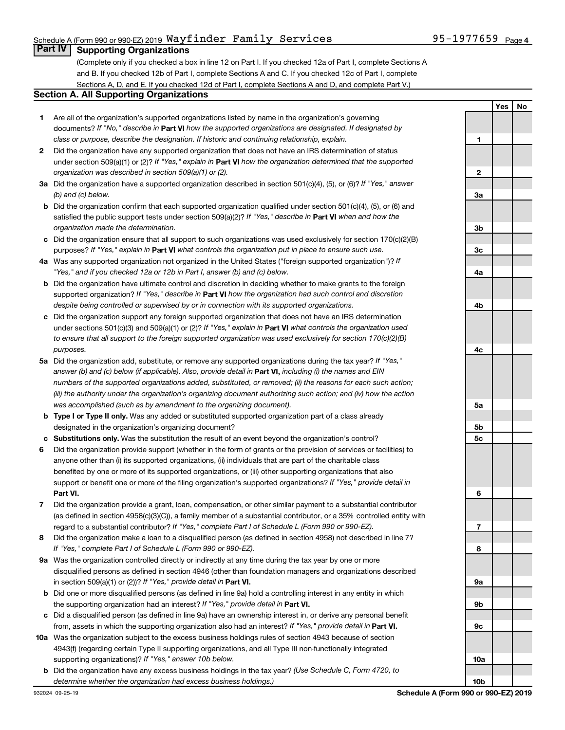Schedule A (Form 990 or 990-EZ) 2019 Wayfinder Family Services 95-1977659 Page 4

## Part IV Supporting Organizations

(Complete only if you checked a box in line 12 on Part I. If you checked 12a of Part I, complete Sections A and B. If you checked 12b of Part I, complete Sections A and C. If you checked 12c of Part I, complete Sections A, D, and E. If you checked 12d of Part I, complete Sections A and D, and complete Part V.)

### Section A. All Supporting Organizations

| | | | Yes | No |
|---|---|---|---|---|
| **1** | Are all of the organization's supported organizations listed by name in the organization's governing documents? *If "No," describe in* **Part VI** *how the supported organizations are designated. If designated by class or purpose, describe the designation. If historic and continuing relationship, explain.* | 1 | | |
| **2** | Did the organization have any supported organization that does not have an IRS determination of status under section 509(a)(1) or (2)? *If "Yes," explain in* **Part VI** *how the organization determined that the supported organization was described in section 509(a)(1) or (2).* | 2 | | |
| **3a** | Did the organization have a supported organization described in section 501(c)(4), (5), or (6)? *If "Yes," answer (b) and (c) below.* | 3a | | |
| **b** | Did the organization confirm that each supported organization qualified under section 501(c)(4), (5), or (6) and satisfied the public support tests under section 509(a)(2)? *If "Yes," describe in* **Part VI** *when and how the organization made the determination.* | 3b | | |
| **c** | Did the organization ensure that all support to such organizations was used exclusively for section 170(c)(2)(B) purposes? *If "Yes," explain in* **Part VI** *what controls the organization put in place to ensure such use.* | 3c | | |
| **4a** | Was any supported organization not organized in the United States ("foreign supported organization")? *If "Yes," and if you checked 12a or 12b in Part I, answer (b) and (c) below.* | 4a | | |
| **b** | Did the organization have ultimate control and discretion in deciding whether to make grants to the foreign supported organization? *If "Yes," describe in* **Part VI** *how the organization had such control and discretion despite being controlled or supervised by or in connection with its supported organizations.* | 4b | | |
| **c** | Did the organization support any foreign supported organization that does not have an IRS determination under sections 501(c)(3) and 509(a)(1) or (2)? *If "Yes," explain in* **Part VI** *what controls the organization used to ensure that all support to the foreign supported organization was used exclusively for section 170(c)(2)(B) purposes.* | 4c | | |
| **5a** | Did the organization add, substitute, or remove any supported organizations during the tax year? *If "Yes," answer (b) and (c) below (if applicable). Also, provide detail in* **Part VI,** *including (i) the names and EIN numbers of the supported organizations added, substituted, or removed; (ii) the reasons for each such action; (iii) the authority under the organization's organizing document authorizing such action; and (iv) how the action was accomplished (such as by amendment to the organizing document).* | 5a | | |
| **b** | **Type I or Type II only.** Was any added or substituted supported organization part of a class already designated in the organization's organizing document? | 5b | | |
| **c** | **Substitutions only.** Was the substitution the result of an event beyond the organization's control? | 5c | | |
| **6** | Did the organization provide support (whether in the form of grants or the provision of services or facilities) to anyone other than (i) its supported organizations, (ii) individuals that are part of the charitable class benefited by one or more of its supported organizations, or (iii) other supporting organizations that also support or benefit one or more of the filing organization's supported organizations? *If "Yes," provide detail in* **Part VI.** | 6 | | |
| **7** | Did the organization provide a grant, loan, compensation, or other similar payment to a substantial contributor (as defined in section 4958(c)(3)(C)), a family member of a substantial contributor, or a 35% controlled entity with regard to a substantial contributor? *If "Yes," complete Part I of Schedule L (Form 990 or 990-EZ).* | 7 | | |
| **8** | Did the organization make a loan to a disqualified person (as defined in section 4958) not described in line 7? *If "Yes," complete Part I of Schedule L (Form 990 or 990-EZ).* | 8 | | |
| **9a** | Was the organization controlled directly or indirectly at any time during the tax year by one or more disqualified persons as defined in section 4946 (other than foundation managers and organizations described in section 509(a)(1) or (2))? *If "Yes," provide detail in* **Part VI.** | 9a | | |
| **b** | Did one or more disqualified persons (as defined in line 9a) hold a controlling interest in any entity in which the supporting organization had an interest? *If "Yes," provide detail in* **Part VI.** | 9b | | |
| **c** | Did a disqualified person (as defined in line 9a) have an ownership interest in, or derive any personal benefit from, assets in which the supporting organization also had an interest? *If "Yes," provide detail in* **Part VI.** | 9c | | |
| **10a** | Was the organization subject to the excess business holdings rules of section 4943 because of section 4943(f) (regarding certain Type II supporting organizations, and all Type III non-functionally integrated supporting organizations)? *If "Yes," answer 10b below.* | 10a | | |
| **b** | Did the organization have any excess business holdings in the tax year? *(Use Schedule C, Form 4720, to determine whether the organization had excess business holdings.)* | 10b | | |

932024 09-25-19 **Schedule A (Form 990 or 990-EZ) 2019**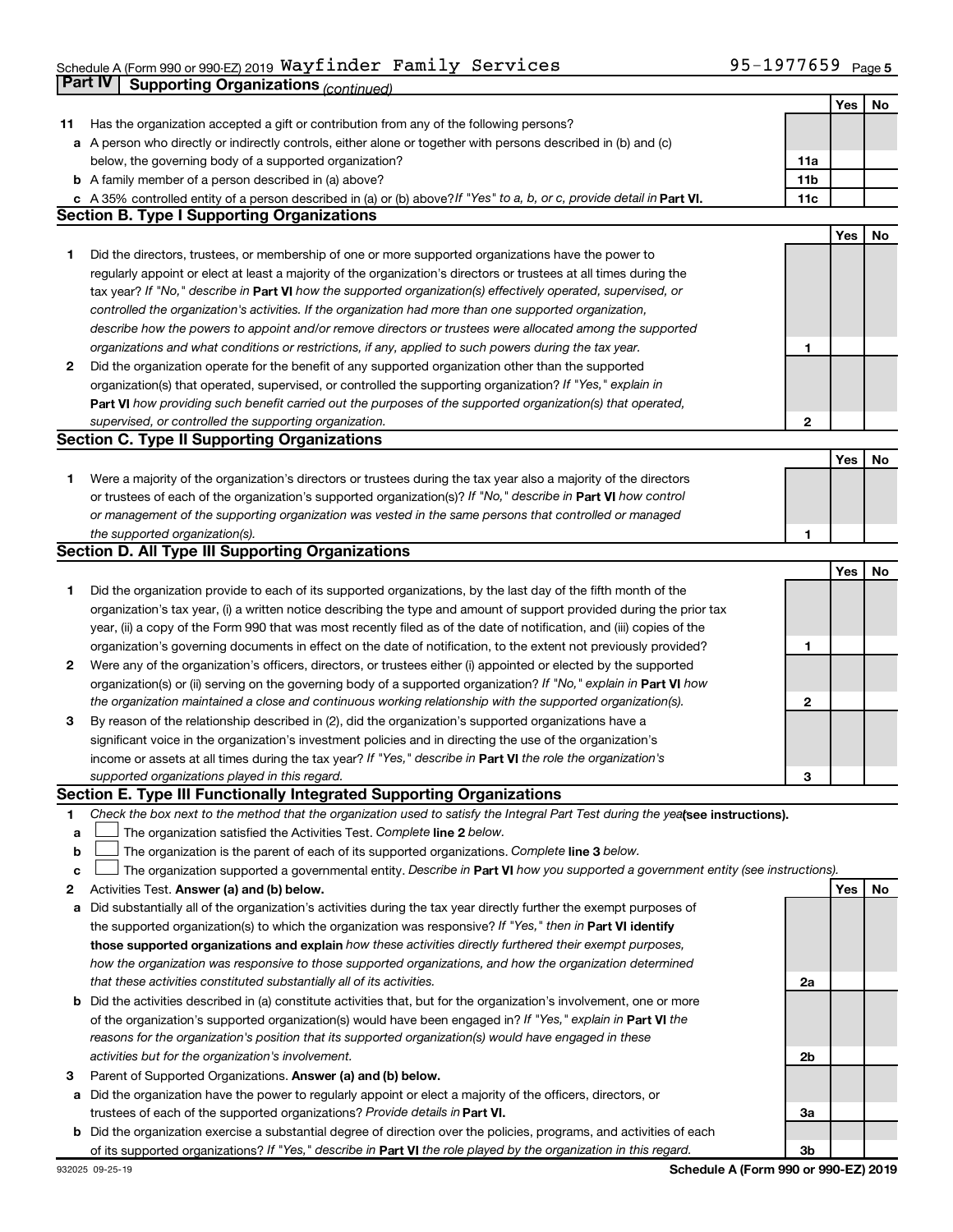## Part IV | Supporting Organizations *(continued)*

| | | | Yes | No |
|---|---|---|---|---|
| **11** | Has the organization accepted a gift or contribution from any of the following persons? | | | |
| **a** | A person who directly or indirectly controls, either alone or together with persons described in (b) and (c) below, the governing body of a supported organization? | **11a** | | |
| **b** | A family member of a person described in (a) above? | **11b** | | |
| **c** | A 35% controlled entity of a person described in (a) or (b) above? *If "Yes" to a, b, or c, provide detail in* **Part VI.** | **11c** | | |

### Section B. Type I Supporting Organizations

| | | | Yes | No |
|---|---|---|---|---|
| **1** | Did the directors, trustees, or membership of one or more supported organizations have the power to regularly appoint or elect at least a majority of the organization's directors or trustees at all times during the tax year? *If "No," describe in* **Part VI** *how the supported organization(s) effectively operated, supervised, or controlled the organization's activities. If the organization had more than one supported organization, describe how the powers to appoint and/or remove directors or trustees were allocated among the supported organizations and what conditions or restrictions, if any, applied to such powers during the tax year.* | **1** | | |
| **2** | Did the organization operate for the benefit of any supported organization other than the supported organization(s) that operated, supervised, or controlled the supporting organization? *If "Yes," explain in* **Part VI** *how providing such benefit carried out the purposes of the supported organization(s) that operated, supervised, or controlled the supporting organization.* | **2** | | |

### Section C. Type II Supporting Organizations

| | | | Yes | No |
|---|---|---|---|---|
| **1** | Were a majority of the organization's directors or trustees during the tax year also a majority of the directors or trustees of each of the organization's supported organization(s)? *If "No," describe in* **Part VI** *how control or management of the supporting organization was vested in the same persons that controlled or managed the supported organization(s).* | **1** | | |

### Section D. All Type III Supporting Organizations

| | | | Yes | No |
|---|---|---|---|---|
| **1** | Did the organization provide to each of its supported organizations, by the last day of the fifth month of the organization's tax year, (i) a written notice describing the type and amount of support provided during the prior tax year, (ii) a copy of the Form 990 that was most recently filed as of the date of notification, and (iii) copies of the organization's governing documents in effect on the date of notification, to the extent not previously provided? | **1** | | |
| **2** | Were any of the organization's officers, directors, or trustees either (i) appointed or elected by the supported organization(s) or (ii) serving on the governing body of a supported organization? *If "No," explain in* **Part VI** *how the organization maintained a close and continuous working relationship with the supported organization(s).* | **2** | | |
| **3** | By reason of the relationship described in (2), did the organization's supported organizations have a significant voice in the organization's investment policies and in directing the use of the organization's income or assets at all times during the tax year? *If "Yes," describe in* **Part VI** *the role the organization's supported organizations played in this regard.* | **3** | | |

### Section E. Type III Functionally Integrated Supporting Organizations

**1** *Check the box next to the method that the organization used to satisfy the Integral Part Test during the year* **(see instructions).**

- **a** ☐ The organization satisfied the Activities Test. *Complete* **line 2** *below.*
- **b** ☐ The organization is the parent of each of its supported organizations. *Complete* **line 3** *below.*
- **c** ☐ The organization supported a governmental entity. *Describe in* **Part VI** *how you supported a government entity (see instructions).*

| | | | Yes | No |
|---|---|---|---|---|
| **2** | Activities Test. **Answer (a) and (b) below.** | | | |
| **a** | Did substantially all of the organization's activities during the tax year directly further the exempt purposes of the supported organization(s) to which the organization was responsive? *If "Yes," then in* **Part VI identify those supported organizations and explain** *how these activities directly furthered their exempt purposes, how the organization was responsive to those supported organizations, and how the organization determined that these activities constituted substantially all of its activities.* | **2a** | | |
| **b** | Did the activities described in (a) constitute activities that, but for the organization's involvement, one or more of the organization's supported organization(s) would have been engaged in? *If "Yes," explain in* **Part VI** *the reasons for the organization's position that its supported organization(s) would have engaged in these activities but for the organization's involvement.* | **2b** | | |
| **3** | Parent of Supported Organizations. **Answer (a) and (b) below.** | | | |
| **a** | Did the organization have the power to regularly appoint or elect a majority of the officers, directors, or trustees of each of the supported organizations? *Provide details in* **Part VI.** | **3a** | | |
| **b** | Did the organization exercise a substantial degree of direction over the policies, programs, and activities of each of its supported organizations? *If "Yes," describe in* **Part VI** *the role played by the organization in this regard.* | **3b** | | |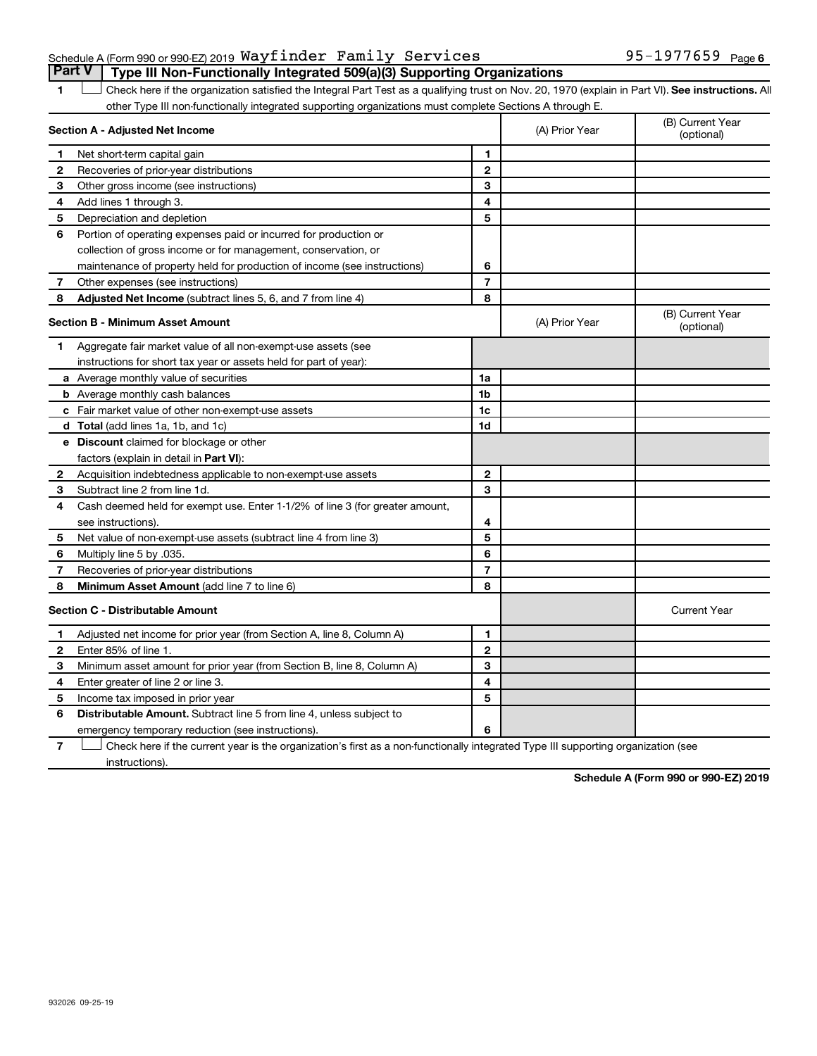## Part V | Type III Non-Functionally Integrated 509(a)(3) Supporting Organizations

**1** ☐ Check here if the organization satisfied the Integral Part Test as a qualifying trust on Nov. 20, 1970 (explain in Part VI). **See instructions.** All other Type III non-functionally integrated supporting organizations must complete Sections A through E.

| **Section A - Adjusted Net Income** | | | (A) Prior Year | (B) Current Year (optional) |
|---|---|---|---|---|
| **1** | Net short-term capital gain | **1** | | |
| **2** | Recoveries of prior-year distributions | **2** | | |
| **3** | Other gross income (see instructions) | **3** | | |
| **4** | Add lines 1 through 3. | **4** | | |
| **5** | Depreciation and depletion | **5** | | |
| **6** | Portion of operating expenses paid or incurred for production or collection of gross income or for management, conservation, or maintenance of property held for production of income (see instructions) | **6** | | |
| **7** | Other expenses (see instructions) | **7** | | |
| **8** | **Adjusted Net Income** (subtract lines 5, 6, and 7 from line 4) | **8** | | |

| **Section B - Minimum Asset Amount** | | | (A) Prior Year | (B) Current Year (optional) |
|---|---|---|---|---|
| **1** | Aggregate fair market value of all non-exempt-use assets (see instructions for short tax year or assets held for part of year): | | | |
| **a** | Average monthly value of securities | **1a** | | |
| **b** | Average monthly cash balances | **1b** | | |
| **c** | Fair market value of other non-exempt-use assets | **1c** | | |
| **d** | **Total** (add lines 1a, 1b, and 1c) | **1d** | | |
| **e** | **Discount** claimed for blockage or other factors (explain in detail in **Part VI**): | | | |
| **2** | Acquisition indebtedness applicable to non-exempt-use assets | **2** | | |
| **3** | Subtract line 2 from line 1d. | **3** | | |
| **4** | Cash deemed held for exempt use. Enter 1-1/2% of line 3 (for greater amount, see instructions). | **4** | | |
| **5** | Net value of non-exempt-use assets (subtract line 4 from line 3) | **5** | | |
| **6** | Multiply line 5 by .035. | **6** | | |
| **7** | Recoveries of prior-year distributions | **7** | | |
| **8** | **Minimum Asset Amount** (add line 7 to line 6) | **8** | | |

| **Section C - Distributable Amount** | | | | Current Year |
|---|---|---|---|---|
| **1** | Adjusted net income for prior year (from Section A, line 8, Column A) | **1** | | |
| **2** | Enter 85% of line 1. | **2** | | |
| **3** | Minimum asset amount for prior year (from Section B, line 8, Column A) | **3** | | |
| **4** | Enter greater of line 2 or line 3. | **4** | | |
| **5** | Income tax imposed in prior year | **5** | | |
| **6** | **Distributable Amount.** Subtract line 5 from line 4, unless subject to emergency temporary reduction (see instructions). | **6** | | |

**7** ☐ Check here if the current year is the organization's first as a non-functionally integrated Type III supporting organization (see instructions).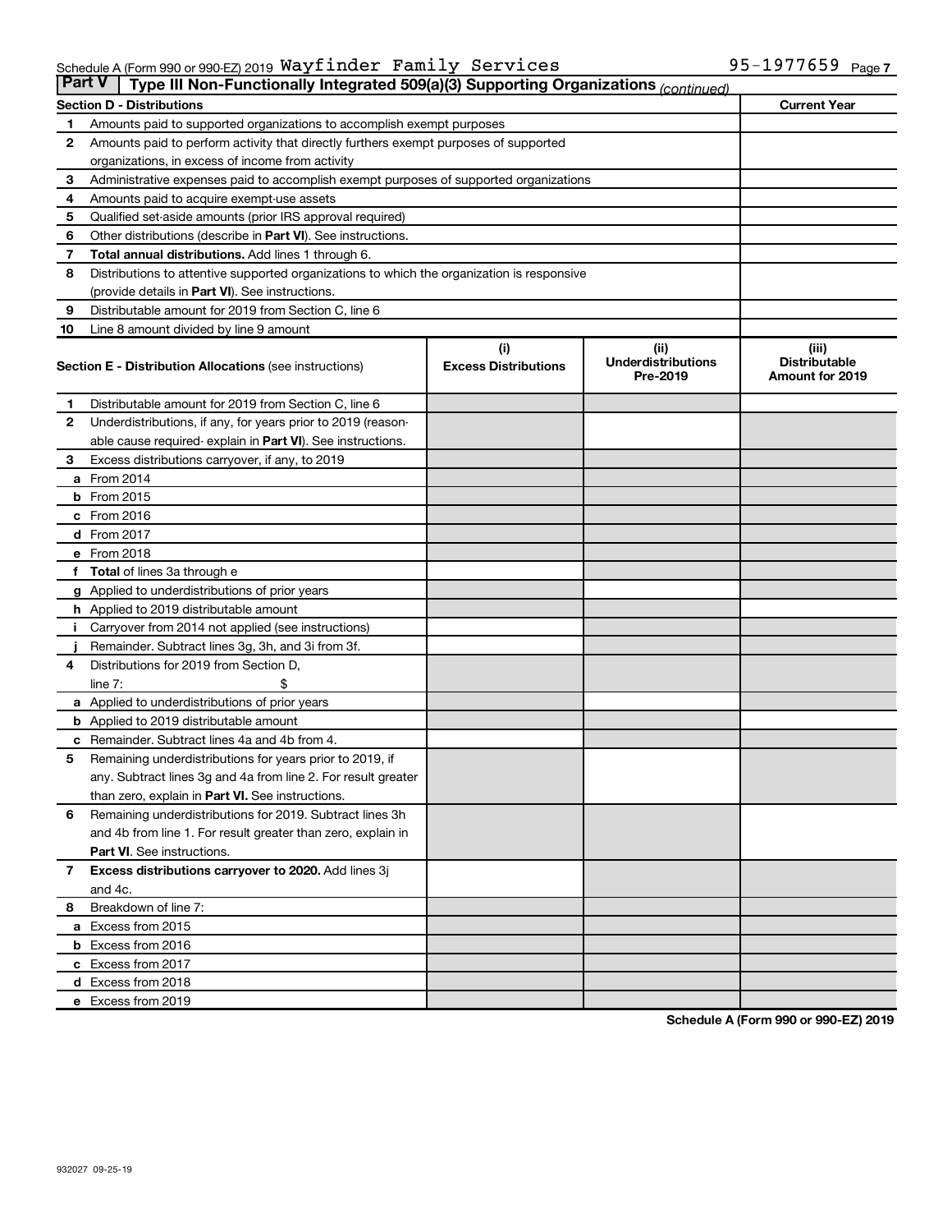Schedule A (Form 990 or 990-EZ) 2019 Wayfinder Family Services 95-1977659

## Part V Type III Non-Functionally Integrated 509(a)(3) Supporting Organizations *(continued)*

| Section D - Distributions | | Current Year |
|---|---|---|
| 1 | Amounts paid to supported organizations to accomplish exempt purposes | |
| 2 | Amounts paid to perform activity that directly furthers exempt purposes of supported organizations, in excess of income from activity | |
| 3 | Administrative expenses paid to accomplish exempt purposes of supported organizations | |
| 4 | Amounts paid to acquire exempt-use assets | |
| 5 | Qualified set-aside amounts (prior IRS approval required) | |
| 6 | Other distributions (describe in **Part VI**). See instructions. | |
| 7 | **Total annual distributions.** Add lines 1 through 6. | |
| 8 | Distributions to attentive supported organizations to which the organization is responsive (provide details in **Part VI**). See instructions. | |
| 9 | Distributable amount for 2019 from Section C, line 6 | |
| 10 | Line 8 amount divided by line 9 amount | |

| Section E - Distribution Allocations (see instructions) | | (i) Excess Distributions | (ii) Underdistributions Pre-2019 | (iii) Distributable Amount for 2019 |
|---|---|---|---|---|
| 1 | Distributable amount for 2019 from Section C, line 6 | | | |
| 2 | Underdistributions, if any, for years prior to 2019 (reasonable cause required- explain in **Part VI**). See instructions. | | | |
| 3 | Excess distributions carryover, if any, to 2019 | | | |
| a | From 2014 | | | |
| b | From 2015 | | | |
| c | From 2016 | | | |
| d | From 2017 | | | |
| e | From 2018 | | | |
| f | **Total** of lines 3a through e | | | |
| g | Applied to underdistributions of prior years | | | |
| h | Applied to 2019 distributable amount | | | |
| i | Carryover from 2014 not applied (see instructions) | | | |
| j | Remainder. Subtract lines 3g, 3h, and 3i from 3f. | | | |
| 4 | Distributions for 2019 from Section D, line 7: $ | | | |
| a | Applied to underdistributions of prior years | | | |
| b | Applied to 2019 distributable amount | | | |
| c | Remainder. Subtract lines 4a and 4b from 4. | | | |
| 5 | Remaining underdistributions for years prior to 2019, if any. Subtract lines 3g and 4a from line 2. For result greater than zero, explain in **Part VI.** See instructions. | | | |
| 6 | Remaining underdistributions for 2019. Subtract lines 3h and 4b from line 1. For result greater than zero, explain in **Part VI**. See instructions. | | | |
| 7 | **Excess distributions carryover to 2020.** Add lines 3j and 4c. | | | |
| 8 | Breakdown of line 7: | | | |
| a | Excess from 2015 | | | |
| b | Excess from 2016 | | | |
| c | Excess from 2017 | | | |
| d | Excess from 2018 | | | |
| e | Excess from 2019 | | | |

**Schedule A (Form 990 or 990-EZ) 2019**

932027 09-25-19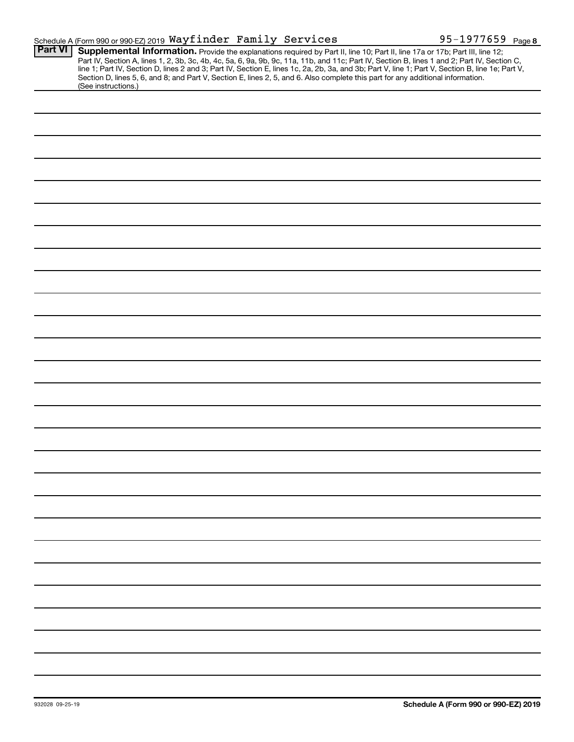Schedule A (Form 990 or 990-EZ) 2019 Wayfinder Family Services 95-1977659 Page 8

**Part VI** **Supplemental Information.** Provide the explanations required by Part II, line 10; Part II, line 17a or 17b; Part III, line 12; Part IV, Section A, lines 1, 2, 3b, 3c, 4b, 4c, 5a, 6, 9a, 9b, 9c, 11a, 11b, and 11c; Part IV, Section B, lines 1 and 2; Part IV, Section C, line 1; Part IV, Section D, lines 2 and 3; Part IV, Section E, lines 1c, 2a, 2b, 3a, and 3b; Part V, line 1; Part V, Section B, line 1e; Part V, Section D, lines 5, 6, and 8; and Part V, Section E, lines 2, 5, and 6. Also complete this part for any additional information. (See instructions.)

932028 09-25-19

Schedule A (Form 990 or 990-EZ) 2019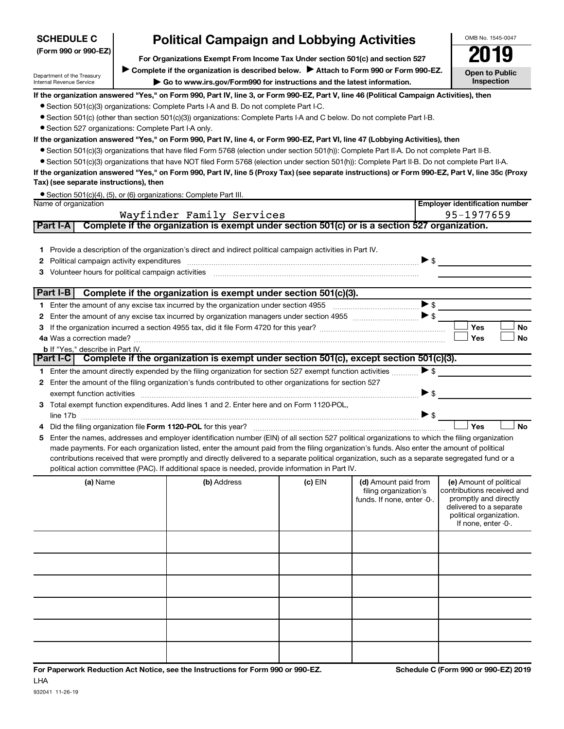**SCHEDULE C**
**(Form 990 or 990-EZ)**

Department of the Treasury
Internal Revenue Service

# Political Campaign and Lobbying Activities

**For Organizations Exempt From Income Tax Under section 501(c) and section 527**

▶ **Complete if the organization is described below.** ▶ **Attach to Form 990 or Form 990-EZ.**

▶ **Go to www.irs.gov/Form990 for instructions and the latest information.**

OMB No. 1545-0047

**2019**

**Open to Public Inspection**

**If the organization answered "Yes," on Form 990, Part IV, line 3, or Form 990-EZ, Part V, line 46 (Political Campaign Activities), then**

- Section 501(c)(3) organizations: Complete Parts I-A and B. Do not complete Part I-C.
- Section 501(c) (other than section 501(c)(3)) organizations: Complete Parts I-A and C below. Do not complete Part I-B.
- Section 527 organizations: Complete Part I-A only.

**If the organization answered "Yes," on Form 990, Part IV, line 4, or Form 990-EZ, Part VI, line 47 (Lobbying Activities), then**

- Section 501(c)(3) organizations that have filed Form 5768 (election under section 501(h)): Complete Part II-A. Do not complete Part II-B.
- Section 501(c)(3) organizations that have NOT filed Form 5768 (election under section 501(h)): Complete Part II-B. Do not complete Part II-A.

**If the organization answered "Yes," on Form 990, Part IV, line 5 (Proxy Tax) (see separate instructions) or Form 990-EZ, Part V, line 35c (Proxy Tax) (see separate instructions), then**

- Section 501(c)(4), (5), or (6) organizations: Complete Part III.

| Name of organization | Employer identification number |
|---|---|
| Wayfinder Family Services | 95-1977659 |

## Part I-A — Complete if the organization is exempt under section 501(c) or is a section 527 organization.

1. Provide a description of the organization's direct and indirect political campaign activities in Part IV.
2. Political campaign activity expenditures ▶ $ ______
3. Volunteer hours for political campaign activities ______

## Part I-B — Complete if the organization is exempt under section 501(c)(3).

1. Enter the amount of any excise tax incurred by the organization under section 4955 ▶ $ ______
2. Enter the amount of any excise tax incurred by organization managers under section 4955 ▶ $ ______
3. If the organization incurred a section 4955 tax, did it file Form 4720 for this year? ☐ Yes ☐ No

4a. Was a correction made? ☐ Yes ☐ No

b. If "Yes," describe in Part IV.

## Part I-C — Complete if the organization is exempt under section 501(c), except section 501(c)(3).

1. Enter the amount directly expended by the filing organization for section 527 exempt function activities ▶ $ ______
2. Enter the amount of the filing organization's funds contributed to other organizations for section 527 exempt function activities ▶ $ ______
3. Total exempt function expenditures. Add lines 1 and 2. Enter here and on Form 1120-POL, line 17b ▶ $ ______
4. Did the filing organization file **Form 1120-POL** for this year? ☐ Yes ☐ No
5. Enter the names, addresses and employer identification number (EIN) of all section 527 political organizations to which the filing organization made payments. For each organization listed, enter the amount paid from the filing organization's funds. Also enter the amount of political contributions received that were promptly and directly delivered to a separate political organization, such as a separate segregated fund or a political action committee (PAC). If additional space is needed, provide information in Part IV.

| (a) Name | (b) Address | (c) EIN | (d) Amount paid from filing organization's funds. If none, enter -0-. | (e) Amount of political contributions received and promptly and directly delivered to a separate political organization. If none, enter -0-. |
|---|---|---|---|---|
| | | | | |
| | | | | |
| | | | | |
| | | | | |
| | | | | |
| | | | | |

**For Paperwork Reduction Act Notice, see the Instructions for Form 990 or 990-EZ.**
LHA
932041 11-26-19

**Schedule C (Form 990 or 990-EZ) 2019**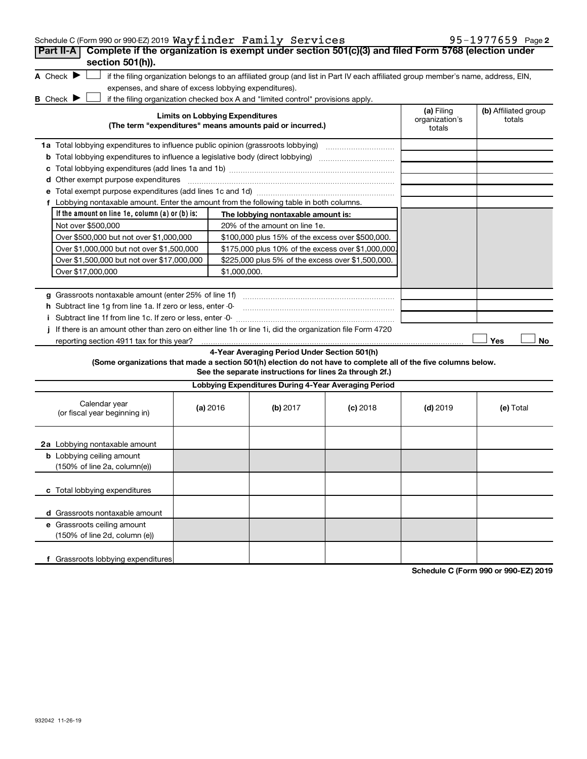Schedule C (Form 990 or 990-EZ) 2019 Wayfinder Family Services 95-1977659 Page **2**

## Part II-A Complete if the organization is exempt under section 501(c)(3) and filed Form 5768 (election under section 501(h)).

**A** Check ▶ ☐ if the filing organization belongs to an affiliated group (and list in Part IV each affiliated group member's name, address, EIN, expenses, and share of excess lobbying expenditures).

**B** Check ▶ ☐ if the filing organization checked box A and "limited control" provisions apply.

| Limits on Lobbying Expenditures (The term "expenditures" means amounts paid or incurred.) | (a) Filing organization's totals | (b) Affiliated group totals |
|---|---|---|
| **1a** Total lobbying expenditures to influence public opinion (grassroots lobbying) | | |
| **b** Total lobbying expenditures to influence a legislative body (direct lobbying) | | |
| **c** Total lobbying expenditures (add lines 1a and 1b) | | |
| **d** Other exempt purpose expenditures | | |
| **e** Total exempt purpose expenditures (add lines 1c and 1d) | | |
| **f** Lobbying nontaxable amount. Enter the amount from the following table in both columns. | | |

| If the amount on line 1e, column (a) or (b) is: | The lobbying nontaxable amount is: |
|---|---|
| Not over $500,000 | 20% of the amount on line 1e. |
| Over $500,000 but not over $1,000,000 | $100,000 plus 15% of the excess over $500,000. |
| Over $1,000,000 but not over $1,500,000 | $175,000 plus 10% of the excess over $1,000,000. |
| Over $1,500,000 but not over $17,000,000 | $225,000 plus 5% of the excess over $1,500,000. |
| Over $17,000,000 | $1,000,000. |

| | (a) Filing organization's totals | (b) Affiliated group totals |
|---|---|---|
| **g** Grassroots nontaxable amount (enter 25% of line 1f) | | |
| **h** Subtract line 1g from line 1a. If zero or less, enter -0- | | |
| **i** Subtract line 1f from line 1c. If zero or less, enter -0- | | |

**j** If there is an amount other than zero on either line 1h or line 1i, did the organization file Form 4720 reporting section 4911 tax for this year? ☐ Yes ☐ No

### 4-Year Averaging Period Under Section 501(h)

**(Some organizations that made a section 501(h) election do not have to complete all of the five columns below. See the separate instructions for lines 2a through 2f.)**

| Lobbying Expenditures During 4-Year Averaging Period | | | | | |
|---|---|---|---|---|---|
| Calendar year (or fiscal year beginning in) | (a) 2016 | (b) 2017 | (c) 2018 | (d) 2019 | (e) Total |
| **2a** Lobbying nontaxable amount | | | | | |
| **b** Lobbying ceiling amount (150% of line 2a, column(e)) | | | | | |
| **c** Total lobbying expenditures | | | | | |
| **d** Grassroots nontaxable amount | | | | | |
| **e** Grassroots ceiling amount (150% of line 2d, column (e)) | | | | | |
| **f** Grassroots lobbying expenditures | | | | | |

**Schedule C (Form 990 or 990-EZ) 2019**

932042 11-26-19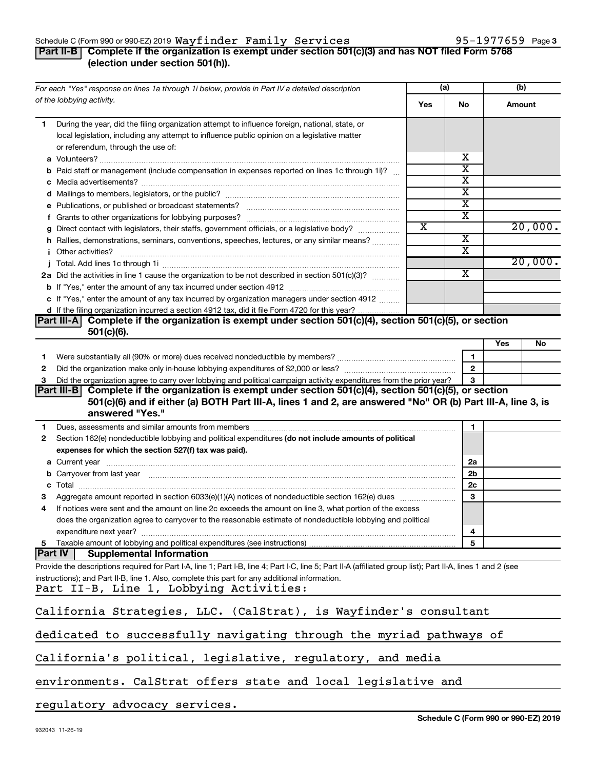Schedule C (Form 990 or 990-EZ) 2019 Wayfinder Family Services 95-1977659 Page 3

## Part II-B Complete if the organization is exempt under section 501(c)(3) and has NOT filed Form 5768 (election under section 501(h)).

| For each "Yes" response on lines 1a through 1i below, provide in Part IV a detailed description of the lobbying activity. | (a) Yes | (a) No | (b) Amount |
|---|---|---|---|
| **1** During the year, did the filing organization attempt to influence foreign, national, state, or local legislation, including any attempt to influence public opinion on a legislative matter or referendum, through the use of: | | | |
| **a** Volunteers? | | X | |
| **b** Paid staff or management (include compensation in expenses reported on lines 1c through 1i)? | | X | |
| **c** Media advertisements? | | X | |
| **d** Mailings to members, legislators, or the public? | | X | |
| **e** Publications, or published or broadcast statements? | | X | |
| **f** Grants to other organizations for lobbying purposes? | | X | |
| **g** Direct contact with legislators, their staffs, government officials, or a legislative body? | X | | 20,000. |
| **h** Rallies, demonstrations, seminars, conventions, speeches, lectures, or any similar means? | | X | |
| **i** Other activities? | | X | |
| **j** Total. Add lines 1c through 1i | | | 20,000. |
| **2a** Did the activities in line 1 cause the organization to be not described in section 501(c)(3)? | | X | |
| **b** If "Yes," enter the amount of any tax incurred under section 4912 | | | |
| **c** If "Yes," enter the amount of any tax incurred by organization managers under section 4912 | | | |
| **d** If the filing organization incurred a section 4912 tax, did it file Form 4720 for this year? | | | |

## Part III-A Complete if the organization is exempt under section 501(c)(4), section 501(c)(5), or section 501(c)(6).

| | | | Yes | No |
|---|---|---|---|---|
| 1 | Were substantially all (90% or more) dues received nondeductible by members? | 1 | | |
| 2 | Did the organization make only in-house lobbying expenditures of $2,000 or less? | 2 | | |
| 3 | Did the organization agree to carry over lobbying and political campaign activity expenditures from the prior year? | 3 | | |

## Part III-B Complete if the organization is exempt under section 501(c)(4), section 501(c)(5), or section 501(c)(6) and if either (a) BOTH Part III-A, lines 1 and 2, are answered "No" OR (b) Part III-A, line 3, is answered "Yes."

| | | | |
|---|---|---|---|
| 1 | Dues, assessments and similar amounts from members | 1 | |
| 2 | Section 162(e) nondeductible lobbying and political expenditures **(do not include amounts of political expenses for which the section 527(f) tax was paid).** | | |
| a | Current year | 2a | |
| b | Carryover from last year | 2b | |
| c | Total | 2c | |
| 3 | Aggregate amount reported in section 6033(e)(1)(A) notices of nondeductible section 162(e) dues | 3 | |
| 4 | If notices were sent and the amount on line 2c exceeds the amount on line 3, what portion of the excess does the organization agree to carryover to the reasonable estimate of nondeductible lobbying and political expenditure next year? | 4 | |
| 5 | Taxable amount of lobbying and political expenditures (see instructions) | 5 | |

## Part IV Supplemental Information

Provide the descriptions required for Part I-A, line 1; Part I-B, line 4; Part I-C, line 5; Part II-A (affiliated group list); Part II-A, lines 1 and 2 (see instructions); and Part II-B, line 1. Also, complete this part for any additional information.

Part II-B, Line 1, Lobbying Activities:

California Strategies, LLC. (CalStrat), is Wayfinder's consultant dedicated to successfully navigating through the myriad pathways of California's political, legislative, regulatory, and media environments. CalStrat offers state and local legislative and regulatory advocacy services.

932043 11-26-19

Schedule C (Form 990 or 990-EZ) 2019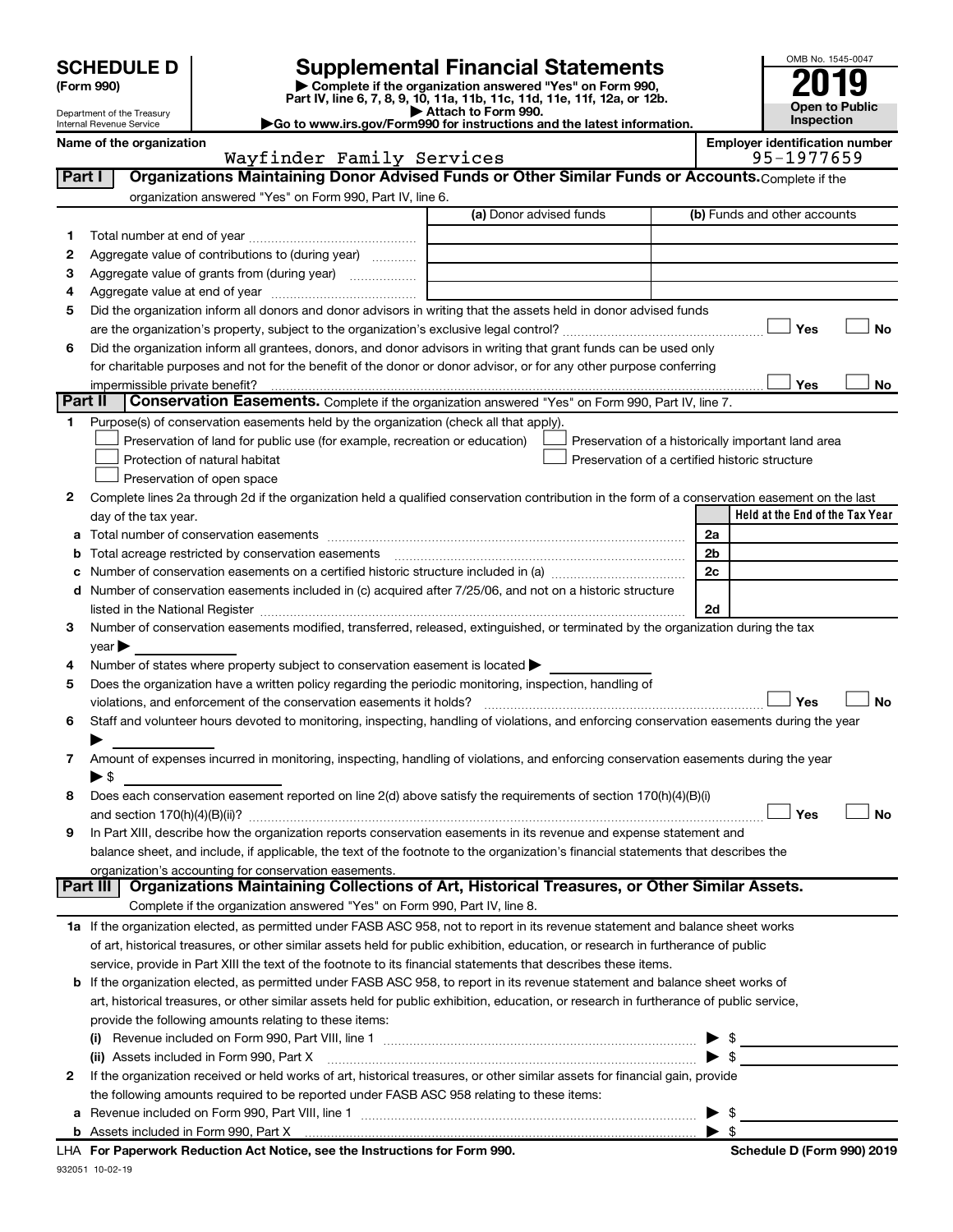# SCHEDULE D (Form 990)

Department of the Treasury
Internal Revenue Service

## Supplemental Financial Statements

▶ Complete if the organization answered "Yes" on Form 990, Part IV, line 6, 7, 8, 9, 10, 11a, 11b, 11c, 11d, 11e, 11f, 12a, or 12b.

▶ Attach to Form 990.

▶Go to www.irs.gov/Form990 for instructions and the latest information.

OMB No. 1545-0047

**2019**

**Open to Public Inspection**

**Name of the organization:** Wayfinder Family Services

**Employer identification number:** 95-1977659

## Part I — Organizations Maintaining Donor Advised Funds or Other Similar Funds or Accounts. 

Complete if the organization answered "Yes" on Form 990, Part IV, line 6.

| | | (a) Donor advised funds | (b) Funds and other accounts |
|---|---|---|---|
| 1 | Total number at end of year | | |
| 2 | Aggregate value of contributions to (during year) | | |
| 3 | Aggregate value of grants from (during year) | | |
| 4 | Aggregate value at end of year | | |

5 Did the organization inform all donors and donor advisors in writing that the assets held in donor advised funds are the organization's property, subject to the organization's exclusive legal control? ☐ Yes ☐ No

6 Did the organization inform all grantees, donors, and donor advisors in writing that grant funds can be used only for charitable purposes and not for the benefit of the donor or donor advisor, or for any other purpose conferring impermissible private benefit? ☐ Yes ☐ No

## Part II — Conservation Easements. 

Complete if the organization answered "Yes" on Form 990, Part IV, line 7.

1 Purpose(s) of conservation easements held by the organization (check all that apply).

- ☐ Preservation of land for public use (for example, recreation or education)
- ☐ Protection of natural habitat
- ☐ Preservation of open space
- ☐ Preservation of a historically important land area
- ☐ Preservation of a certified historic structure

2 Complete lines 2a through 2d if the organization held a qualified conservation contribution in the form of a conservation easement on the last day of the tax year.

| | | | Held at the End of the Tax Year |
|---|---|---|---|
| a | Total number of conservation easements | 2a | |
| b | Total acreage restricted by conservation easements | 2b | |
| c | Number of conservation easements on a certified historic structure included in (a) | 2c | |
| d | Number of conservation easements included in (c) acquired after 7/25/06, and not on a historic structure listed in the National Register | 2d | |

3 Number of conservation easements modified, transferred, released, extinguished, or terminated by the organization during the tax year ▶

4 Number of states where property subject to conservation easement is located ▶

5 Does the organization have a written policy regarding the periodic monitoring, inspection, handling of violations, and enforcement of the conservation easements it holds? ☐ Yes ☐ No

6 Staff and volunteer hours devoted to monitoring, inspecting, handling of violations, and enforcing conservation easements during the year ▶

7 Amount of expenses incurred in monitoring, inspecting, handling of violations, and enforcing conservation easements during the year ▶ $

8 Does each conservation easement reported on line 2(d) above satisfy the requirements of section 170(h)(4)(B)(i) and section 170(h)(4)(B)(ii)? ☐ Yes ☐ No

9 In Part XIII, describe how the organization reports conservation easements in its revenue and expense statement and balance sheet, and include, if applicable, the text of the footnote to the organization's financial statements that describes the organization's accounting for conservation easements.

## Part III — Organizations Maintaining Collections of Art, Historical Treasures, or Other Similar Assets.

Complete if the organization answered "Yes" on Form 990, Part IV, line 8.

1a If the organization elected, as permitted under FASB ASC 958, not to report in its revenue statement and balance sheet works of art, historical treasures, or other similar assets held for public exhibition, education, or research in furtherance of public service, provide in Part XIII the text of the footnote to its financial statements that describes these items.

b If the organization elected, as permitted under FASB ASC 958, to report in its revenue statement and balance sheet works of art, historical treasures, or other similar assets held for public exhibition, education, or research in furtherance of public service, provide the following amounts relating to these items:

(i) Revenue included on Form 990, Part VIII, line 1 ▶ $

(ii) Assets included in Form 990, Part X ▶ $

2 If the organization received or held works of art, historical treasures, or other similar assets for financial gain, provide the following amounts required to be reported under FASB ASC 958 relating to these items:

a Revenue included on Form 990, Part VIII, line 1 ▶ $

b Assets included in Form 990, Part X ▶ $

LHA **For Paperwork Reduction Act Notice, see the Instructions for Form 990.** **Schedule D (Form 990) 2019**

932051 10-02-19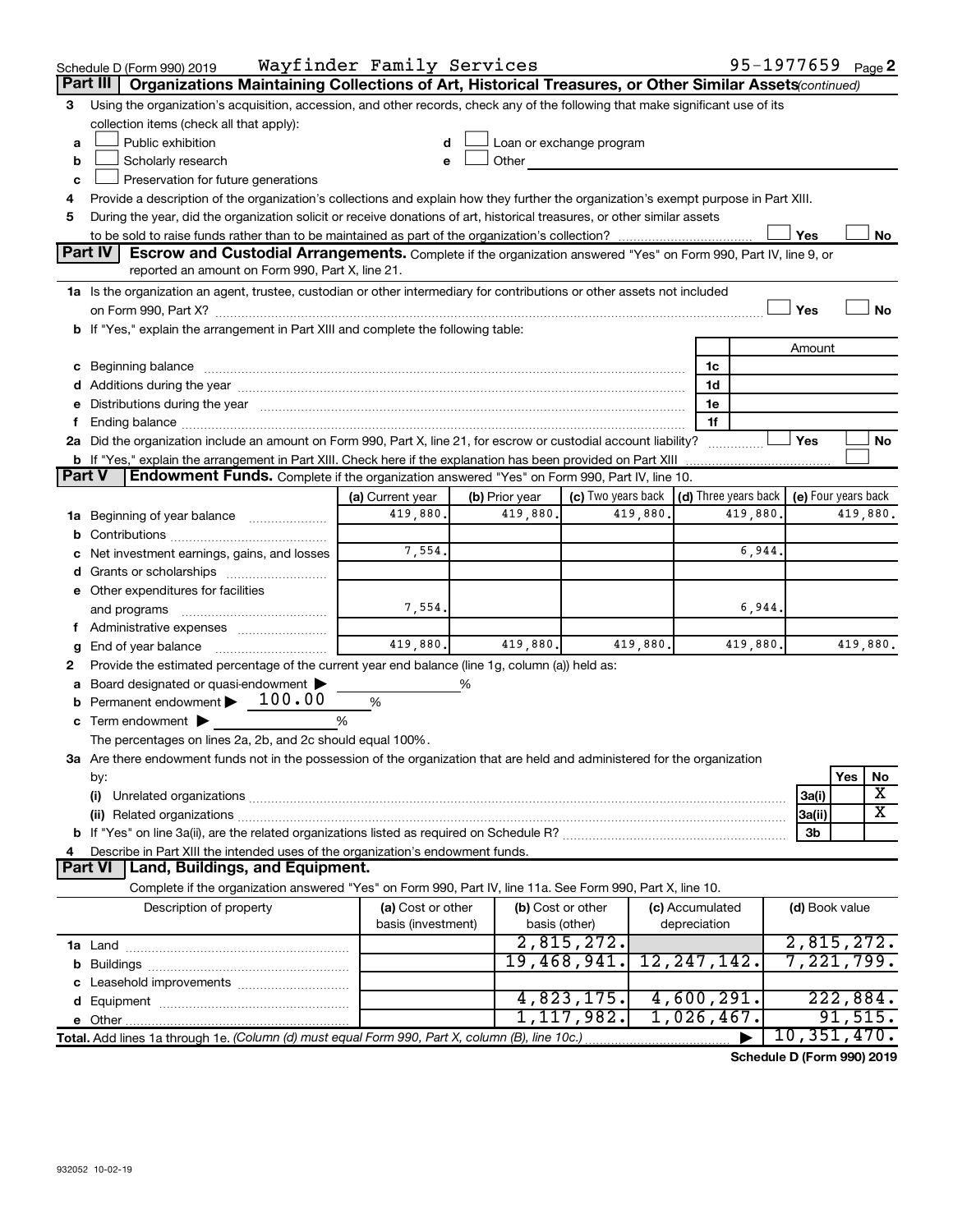Schedule D (Form 990) 2019    Wayfinder Family Services    95-1977659

## Part III Organizations Maintaining Collections of Art, Historical Treasures, or Other Similar Assets *(continued)*

3 Using the organization's acquisition, accession, and other records, check any of the following that make significant use of its collection items (check all that apply):

- a ☐ Public exhibition
- b ☐ Scholarly research
- c ☐ Preservation for future generations
- d ☐ Loan or exchange program
- e ☐ Other

4 Provide a description of the organization's collections and explain how they further the organization's exempt purpose in Part XIII.

5 During the year, did the organization solicit or receive donations of art, historical treasures, or other similar assets to be sold to raise funds rather than to be maintained as part of the organization's collection? ☐ Yes ☐ No

## Part IV Escrow and Custodial Arrangements.

Complete if the organization answered "Yes" on Form 990, Part IV, line 9, or reported an amount on Form 990, Part X, line 21.

1a Is the organization an agent, trustee, custodian or other intermediary for contributions or other assets not included on Form 990, Part X? ☐ Yes ☐ No

b If "Yes," explain the arrangement in Part XIII and complete the following table:

| | | Amount |
|---|---|---|
| c Beginning balance | 1c | |
| d Additions during the year | 1d | |
| e Distributions during the year | 1e | |
| f Ending balance | 1f | |

2a Did the organization include an amount on Form 990, Part X, line 21, for escrow or custodial account liability? ☐ Yes ☐ No

b If "Yes," explain the arrangement in Part XIII. Check here if the explanation has been provided on Part XIII ☐

## Part V Endowment Funds.

Complete if the organization answered "Yes" on Form 990, Part IV, line 10.

| | (a) Current year | (b) Prior year | (c) Two years back | (d) Three years back | (e) Four years back |
|---|---|---|---|---|---|
| 1a Beginning of year balance | 419,880. | 419,880. | 419,880. | 419,880. | 419,880. |
| b Contributions | | | | | |
| c Net investment earnings, gains, and losses | 7,554. | | | 6,944. | |
| d Grants or scholarships | | | | | |
| e Other expenditures for facilities and programs | 7,554. | | | 6,944. | |
| f Administrative expenses | | | | | |
| g End of year balance | 419,880. | 419,880. | 419,880. | 419,880. | 419,880. |

2 Provide the estimated percentage of the current year end balance (line 1g, column (a)) held as:

- a Board designated or quasi-endowment ▶ %
- b Permanent endowment ▶ 100.00 %
- c Term endowment ▶ %

The percentages on lines 2a, 2b, and 2c should equal 100%.

3a Are there endowment funds not in the possession of the organization that are held and administered for the organization by:

| | | Yes | No |
|---|---|---|---|
| (i) Unrelated organizations | 3a(i) | | X |
| (ii) Related organizations | 3a(ii) | | X |
| b If "Yes" on line 3a(ii), are the related organizations listed as required on Schedule R? | 3b | | |

4 Describe in Part XIII the intended uses of the organization's endowment funds.

## Part VI Land, Buildings, and Equipment.

Complete if the organization answered "Yes" on Form 990, Part IV, line 11a. See Form 990, Part X, line 10.

| Description of property | (a) Cost or other basis (investment) | (b) Cost or other basis (other) | (c) Accumulated depreciation | (d) Book value |
|---|---|---|---|---|
| 1a Land | | 2,815,272. | | 2,815,272. |
| b Buildings | | 19,468,941. | 12,247,142. | 7,221,799. |
| c Leasehold improvements | | | | |
| d Equipment | | 4,823,175. | 4,600,291. | 222,884. |
| e Other | | 1,117,982. | 1,026,467. | 91,515. |
| **Total.** Add lines 1a through 1e. *(Column (d) must equal Form 990, Part X, column (B), line 10c.)* | | | ▶ | 10,351,470. |

**Schedule D (Form 990) 2019**

932052 10-02-19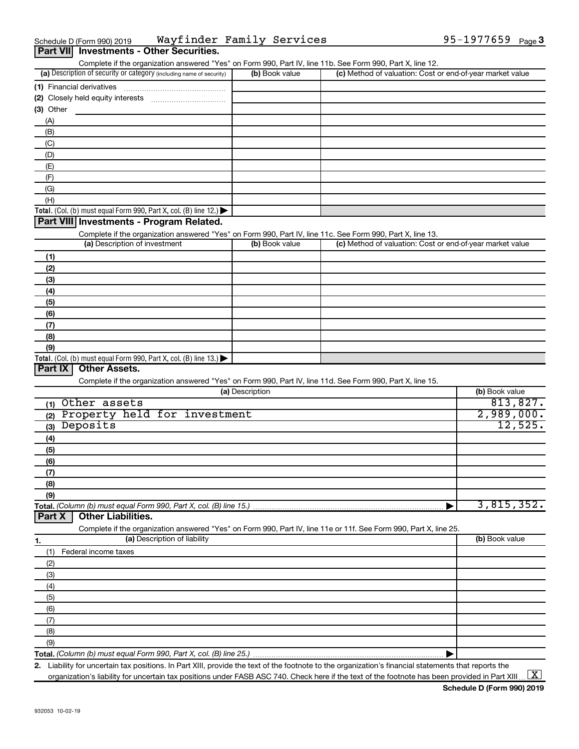Schedule D (Form 990) 2019 Wayfinder Family Services 95-1977659 Page 3

## Part VII Investments - Other Securities.

Complete if the organization answered "Yes" on Form 990, Part IV, line 11b. See Form 990, Part X, line 12.

| (a) Description of security or category (including name of security) | (b) Book value | (c) Method of valuation: Cost or end-of-year market value |
|---|---|---|
| (1) Financial derivatives | | |
| (2) Closely held equity interests | | |
| (3) Other | | |
| (A) | | |
| (B) | | |
| (C) | | |
| (D) | | |
| (E) | | |
| (F) | | |
| (G) | | |
| (H) | | |
| **Total.** (Col. (b) must equal Form 990, Part X, col. (B) line 12.) ▶ | | |

## Part VIII Investments - Program Related.

Complete if the organization answered "Yes" on Form 990, Part IV, line 11c. See Form 990, Part X, line 13.

| (a) Description of investment | (b) Book value | (c) Method of valuation: Cost or end-of-year market value |
|---|---|---|
| (1) | | |
| (2) | | |
| (3) | | |
| (4) | | |
| (5) | | |
| (6) | | |
| (7) | | |
| (8) | | |
| (9) | | |
| **Total.** (Col. (b) must equal Form 990, Part X, col. (B) line 13.) ▶ | | |

## Part IX Other Assets.

Complete if the organization answered "Yes" on Form 990, Part IV, line 11d. See Form 990, Part X, line 15.

| (a) Description | (b) Book value |
|---|---|
| (1) Other assets | 813,827. |
| (2) Property held for investment | 2,989,000. |
| (3) Deposits | 12,525. |
| (4) | |
| (5) | |
| (6) | |
| (7) | |
| (8) | |
| (9) | |
| **Total.** *(Column (b) must equal Form 990, Part X, col. (B) line 15.)* ▶ | 3,815,352. |

## Part X Other Liabilities.

Complete if the organization answered "Yes" on Form 990, Part IV, line 11e or 11f. See Form 990, Part X, line 25.

| 1. (a) Description of liability | (b) Book value |
|---|---|
| (1) Federal income taxes | |
| (2) | |
| (3) | |
| (4) | |
| (5) | |
| (6) | |
| (7) | |
| (8) | |
| (9) | |
| **Total.** *(Column (b) must equal Form 990, Part X, col. (B) line 25.)* ▶ | |

2. Liability for uncertain tax positions. In Part XIII, provide the text of the footnote to the organization's financial statements that reports the organization's liability for uncertain tax positions under FASB ASC 740. Check here if the text of the footnote has been provided in Part XIII ... [X]

Schedule D (Form 990) 2019

932053 10-02-19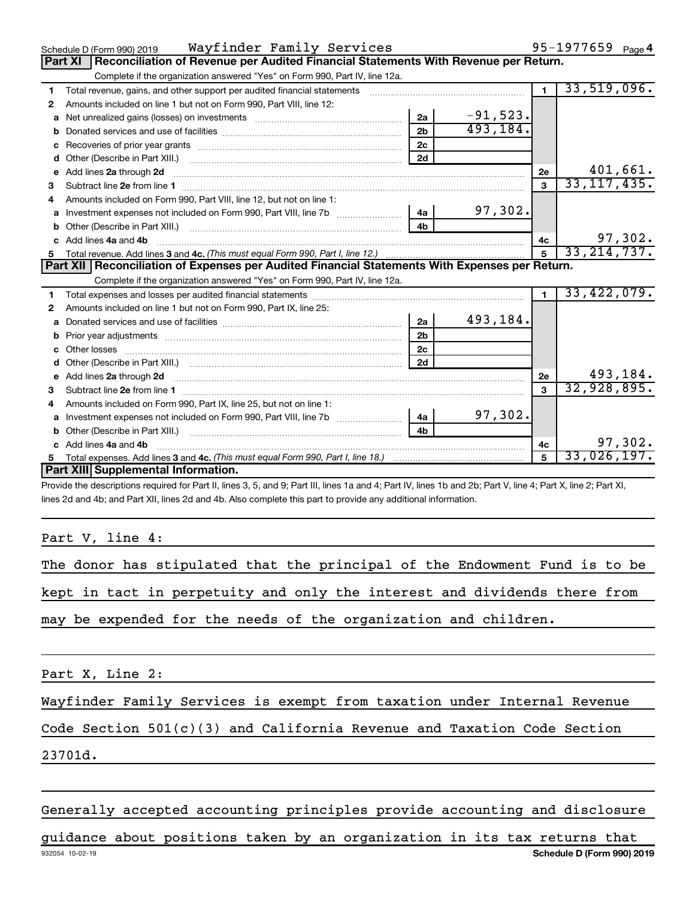Schedule D (Form 990) 2019 Wayfinder Family Services 95-1977659 Page 4

## Part XI Reconciliation of Revenue per Audited Financial Statements With Revenue per Return.

Complete if the organization answered "Yes" on Form 990, Part IV, line 12a.

| | | | | | |
|---|---|---|---|---|---|
| 1 | Total revenue, gains, and other support per audited financial statements | | | 1 | 33,519,096. |
| 2 | Amounts included on line 1 but not on Form 990, Part VIII, line 12: | | | | |
| a | Net unrealized gains (losses) on investments | 2a | -91,523. | | |
| b | Donated services and use of facilities | 2b | 493,184. | | |
| c | Recoveries of prior year grants | 2c | | | |
| d | Other (Describe in Part XIII.) | 2d | | | |
| e | Add lines 2a through 2d | | | 2e | 401,661. |
| 3 | Subtract line 2e from line 1 | | | 3 | 33,117,435. |
| 4 | Amounts included on Form 990, Part VIII, line 12, but not on line 1: | | | | |
| a | Investment expenses not included on Form 990, Part VIII, line 7b | 4a | 97,302. | | |
| b | Other (Describe in Part XIII.) | 4b | | | |
| c | Add lines 4a and 4b | | | 4c | 97,302. |
| 5 | Total revenue. Add lines 3 and 4c. *(This must equal Form 990, Part I, line 12.)* | | | 5 | 33,214,737. |

## Part XII Reconciliation of Expenses per Audited Financial Statements With Expenses per Return.

Complete if the organization answered "Yes" on Form 990, Part IV, line 12a.

| | | | | | |
|---|---|---|---|---|---|
| 1 | Total expenses and losses per audited financial statements | | | 1 | 33,422,079. |
| 2 | Amounts included on line 1 but not on Form 990, Part IX, line 25: | | | | |
| a | Donated services and use of facilities | 2a | 493,184. | | |
| b | Prior year adjustments | 2b | | | |
| c | Other losses | 2c | | | |
| d | Other (Describe in Part XIII.) | 2d | | | |
| e | Add lines 2a through 2d | | | 2e | 493,184. |
| 3 | Subtract line 2e from line 1 | | | 3 | 32,928,895. |
| 4 | Amounts included on Form 990, Part IX, line 25, but not on line 1: | | | | |
| a | Investment expenses not included on Form 990, Part VIII, line 7b | 4a | 97,302. | | |
| b | Other (Describe in Part XIII.) | 4b | | | |
| c | Add lines 4a and 4b | | | 4c | 97,302. |
| 5 | Total expenses. Add lines 3 and 4c. *(This must equal Form 990, Part I, line 18.)* | | | 5 | 33,026,197. |

## Part XIII Supplemental Information.

Provide the descriptions required for Part II, lines 3, 5, and 9; Part III, lines 1a and 4; Part IV, lines 1b and 2b; Part V, line 4; Part X, line 2; Part XI, lines 2d and 4b; and Part XII, lines 2d and 4b. Also complete this part to provide any additional information.

Part V, line 4:

The donor has stipulated that the principal of the Endowment Fund is to be kept in tact in perpetuity and only the interest and dividends there from may be expended for the needs of the organization and children.

Part X, Line 2:

Wayfinder Family Services is exempt from taxation under Internal Revenue Code Section 501(c)(3) and California Revenue and Taxation Code Section 23701d.

Generally accepted accounting principles provide accounting and disclosure guidance about positions taken by an organization in its tax returns that

932054 10-02-19 Schedule D (Form 990) 2019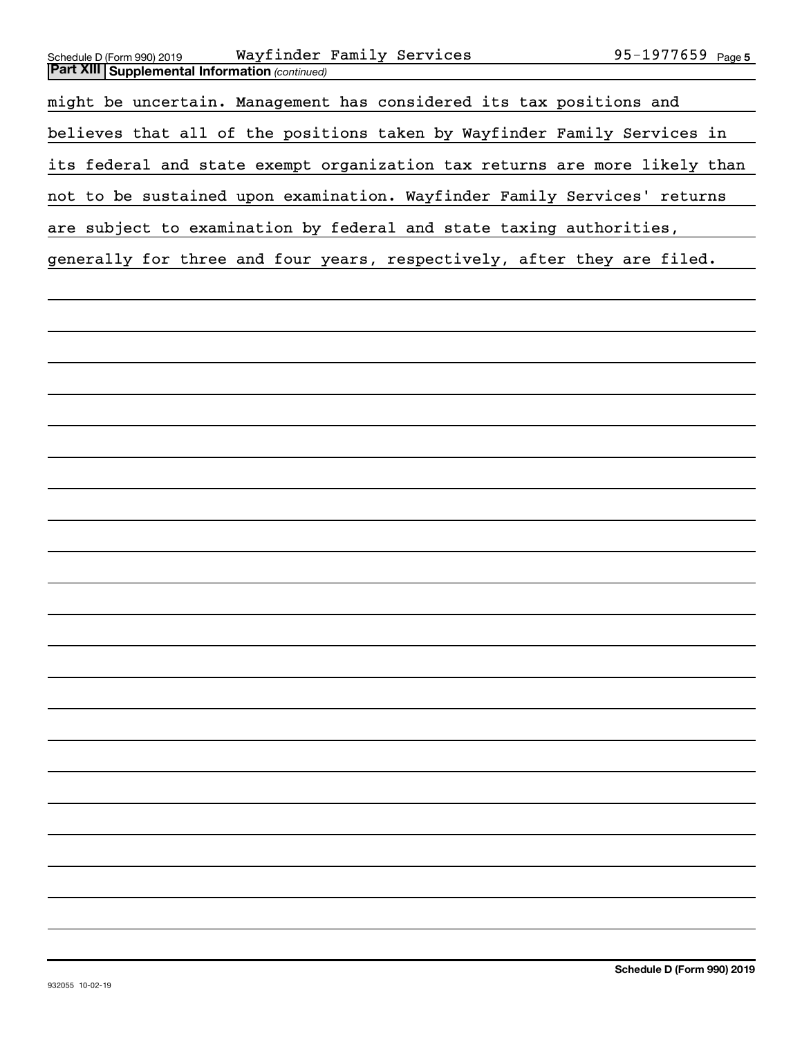**Part XIII** **Supplemental Information** *(continued)*

might be uncertain. Management has considered its tax positions and believes that all of the positions taken by Wayfinder Family Services in its federal and state exempt organization tax returns are more likely than not to be sustained upon examination. Wayfinder Family Services' returns are subject to examination by federal and state taxing authorities, generally for three and four years, respectively, after they are filed.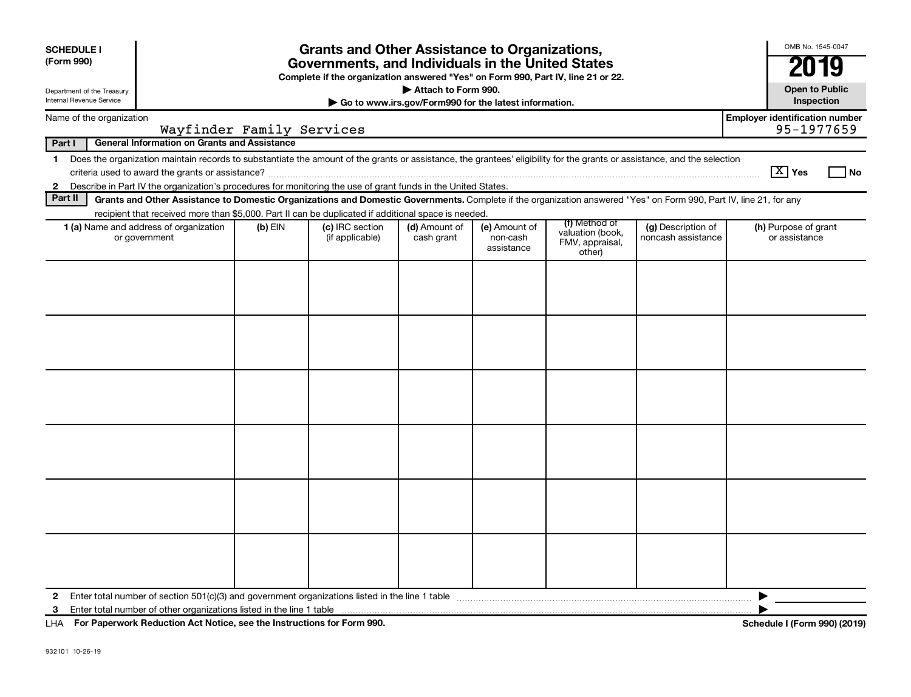**SCHEDULE I (Form 990)**

Department of the Treasury
Internal Revenue Service

# Grants and Other Assistance to Organizations, Governments, and Individuals in the United States

**Complete if the organization answered "Yes" on Form 990, Part IV, line 21 or 22.**

**▶ Attach to Form 990.**

**▶ Go to www.irs.gov/Form990 for the latest information.**

OMB No. 1545-0047

**2019**

**Open to Public Inspection**

Name of the organization: Wayfinder Family Services

Employer identification number: 95-1977659

**Part I — General Information on Grants and Assistance**

1 Does the organization maintain records to substantiate the amount of the grants or assistance, the grantees' eligibility for the grants or assistance, and the selection criteria used to award the grants or assistance? [X] Yes [ ] No

2 Describe in Part IV the organization's procedures for monitoring the use of grant funds in the United States.

**Part II — Grants and Other Assistance to Domestic Organizations and Domestic Governments.** Complete if the organization answered "Yes" on Form 990, Part IV, line 21, for any recipient that received more than $5,000. Part II can be duplicated if additional space is needed.

| 1 (a) Name and address of organization or government | (b) EIN | (c) IRC section (if applicable) | (d) Amount of cash grant | (e) Amount of non-cash assistance | (f) Method of valuation (book, FMV, appraisal, other) | (g) Description of noncash assistance | (h) Purpose of grant or assistance |
|---|---|---|---|---|---|---|---|
| | | | | | | | |
| | | | | | | | |
| | | | | | | | |
| | | | | | | | |
| | | | | | | | |
| | | | | | | | |

2 Enter total number of section 501(c)(3) and government organizations listed in the line 1 table ▶

3 Enter total number of other organizations listed in the line 1 table ▶

LHA **For Paperwork Reduction Act Notice, see the Instructions for Form 990.** **Schedule I (Form 990) (2019)**

932101 10-26-19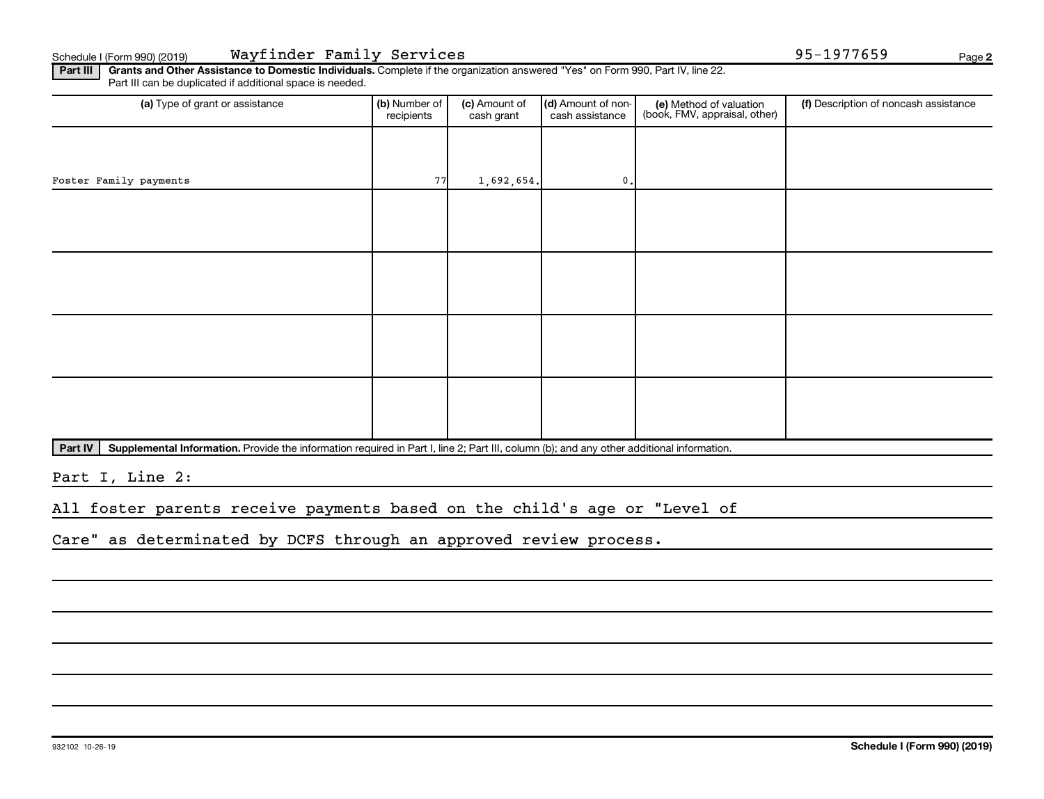Schedule I (Form 990) (2019) Wayfinder Family Services 95-1977659

**Part III** **Grants and Other Assistance to Domestic Individuals.** Complete if the organization answered "Yes" on Form 990, Part IV, line 22. Part III can be duplicated if additional space is needed.

| (a) Type of grant or assistance | (b) Number of recipients | (c) Amount of cash grant | (d) Amount of non-cash assistance | (e) Method of valuation (book, FMV, appraisal, other) | (f) Description of noncash assistance |
|---|---|---|---|---|---|
| Foster Family payments | 77 | 1,692,654. | 0. | | |
| | | | | | |
| | | | | | |
| | | | | | |
| | | | | | |

**Part IV** **Supplemental Information.** Provide the information required in Part I, line 2; Part III, column (b); and any other additional information.

Part I, Line 2:

All foster parents receive payments based on the child's age or "Level of Care" as determined by DCFS through an approved review process.

932102 10-26-19 **Schedule I (Form 990) (2019)**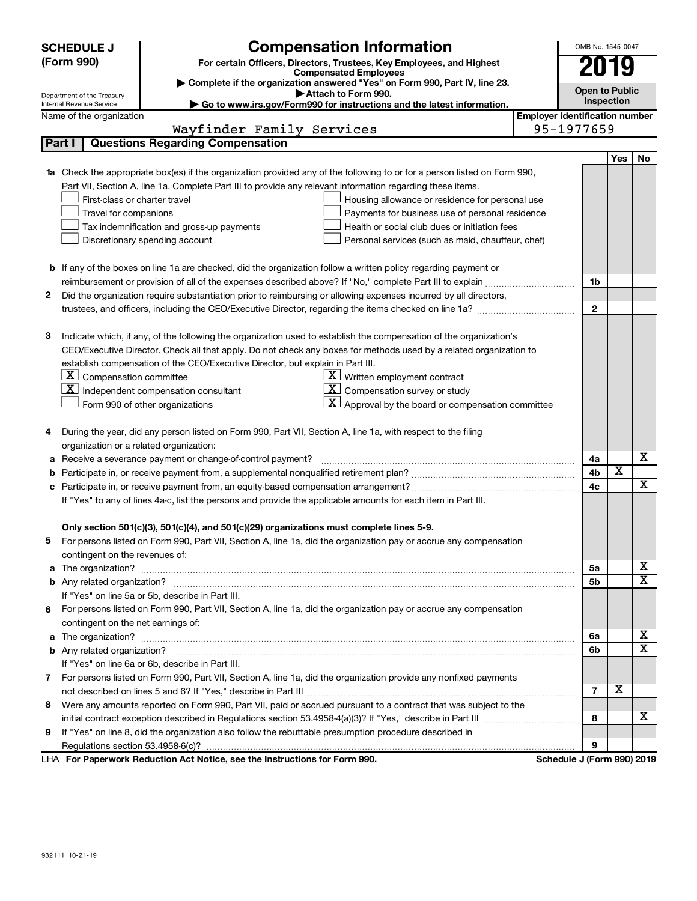**SCHEDULE J (Form 990)**

Department of the Treasury
Internal Revenue Service

# Compensation Information

**For certain Officers, Directors, Trustees, Key Employees, and Highest Compensated Employees**

▶ Complete if the organization answered "Yes" on Form 990, Part IV, line 23.
▶ Attach to Form 990.
▶ Go to www.irs.gov/Form990 for instructions and the latest information.

OMB No. 1545-0047

**2019**

**Open to Public Inspection**

Name of the organization: Wayfinder Family Services

Employer identification number: 95-1977659

## Part I | Questions Regarding Compensation

| | | | Yes | No |
|---|---|---|---|---|
| **1a** | Check the appropriate box(es) if the organization provided any of the following to or for a person listed on Form 990, Part VII, Section A, line 1a. Complete Part III to provide any relevant information regarding these items.<br>☐ First-class or charter travel ☐ Housing allowance or residence for personal use<br>☐ Travel for companions ☐ Payments for business use of personal residence<br>☐ Tax indemnification and gross-up payments ☐ Health or social club dues or initiation fees<br>☐ Discretionary spending account ☐ Personal services (such as maid, chauffeur, chef) | | | |
| **b** | If any of the boxes on line 1a are checked, did the organization follow a written policy regarding payment or reimbursement or provision of all of the expenses described above? If "No," complete Part III to explain | 1b | | |
| **2** | Did the organization require substantiation prior to reimbursing or allowing expenses incurred by all directors, trustees, and officers, including the CEO/Executive Director, regarding the items checked on line 1a? | 2 | | |
| **3** | Indicate which, if any, of the following the organization used to establish the compensation of the organization's CEO/Executive Director. Check all that apply. Do not check any boxes for methods used by a related organization to establish compensation of the CEO/Executive Director, but explain in Part III.<br>☒ Compensation committee ☒ Written employment contract<br>☒ Independent compensation consultant ☒ Compensation survey or study<br>☐ Form 990 of other organizations ☒ Approval by the board or compensation committee | | | |
| **4** | During the year, did any person listed on Form 990, Part VII, Section A, line 1a, with respect to the filing organization or a related organization: | | | |
| **a** | Receive a severance payment or change-of-control payment? | 4a | | X |
| **b** | Participate in, or receive payment from, a supplemental nonqualified retirement plan? | 4b | X | |
| **c** | Participate in, or receive payment from, an equity-based compensation arrangement? | 4c | | X |
| | If "Yes" to any of lines 4a-c, list the persons and provide the applicable amounts for each item in Part III. | | | |
| | **Only section 501(c)(3), 501(c)(4), and 501(c)(29) organizations must complete lines 5-9.** | | | |
| **5** | For persons listed on Form 990, Part VII, Section A, line 1a, did the organization pay or accrue any compensation contingent on the revenues of: | | | |
| **a** | The organization? | 5a | | X |
| **b** | Any related organization? | 5b | | X |
| | If "Yes" on line 5a or 5b, describe in Part III. | | | |
| **6** | For persons listed on Form 990, Part VII, Section A, line 1a, did the organization pay or accrue any compensation contingent on the net earnings of: | | | |
| **a** | The organization? | 6a | | X |
| **b** | Any related organization? | 6b | | X |
| | If "Yes" on line 6a or 6b, describe in Part III. | | | |
| **7** | For persons listed on Form 990, Part VII, Section A, line 1a, did the organization provide any nonfixed payments not described on lines 5 and 6? If "Yes," describe in Part III | 7 | X | |
| **8** | Were any amounts reported on Form 990, Part VII, paid or accrued pursuant to a contract that was subject to the initial contract exception described in Regulations section 53.4958-4(a)(3)? If "Yes," describe in Part III | 8 | | X |
| **9** | If "Yes" on line 8, did the organization also follow the rebuttable presumption procedure described in Regulations section 53.4958-6(c)? | 9 | | |

LHA **For Paperwork Reduction Act Notice, see the Instructions for Form 990.** **Schedule J (Form 990) 2019**

932111 10-21-19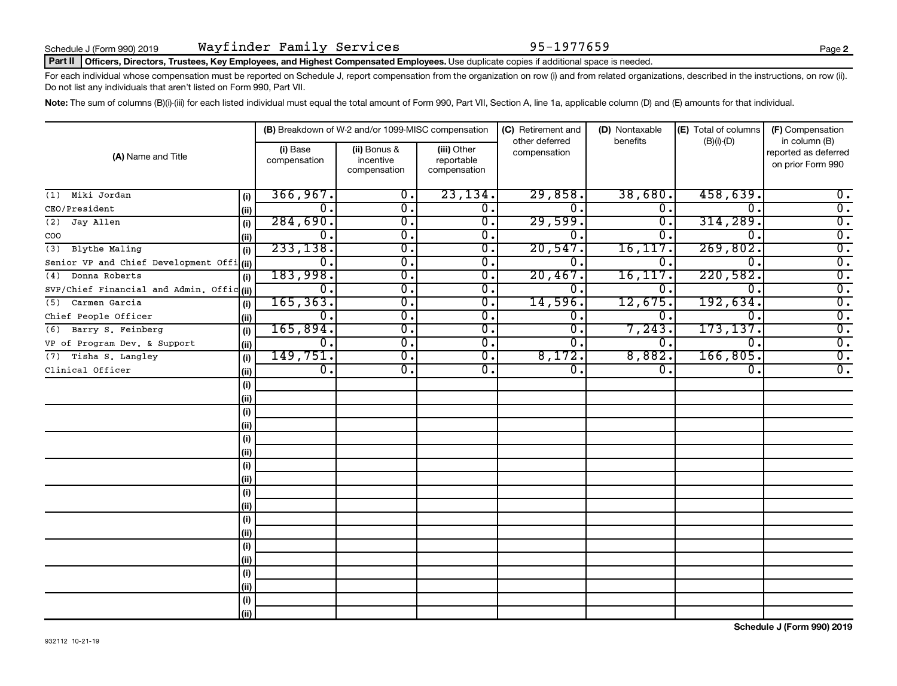Schedule J (Form 990) 2019 Wayfinder Family Services 95-1977659

**Part II Officers, Directors, Trustees, Key Employees, and Highest Compensated Employees.** Use duplicate copies if additional space is needed.

For each individual whose compensation must be reported on Schedule J, report compensation from the organization on row (i) and from related organizations, described in the instructions, on row (ii). Do not list any individuals that aren't listed on Form 990, Part VII.

**Note:** The sum of columns (B)(i)-(iii) for each listed individual must equal the total amount of Form 990, Part VII, Section A, line 1a, applicable column (D) and (E) amounts for that individual.

| (A) Name and Title | | (B) Breakdown of W-2 and/or 1099-MISC compensation | | | (C) Retirement and other deferred compensation | (D) Nontaxable benefits | (E) Total of columns (B)(i)-(D) | (F) Compensation in column (B) reported as deferred on prior Form 990 |
|---|---|---|---|---|---|---|---|---|
| | | (i) Base compensation | (ii) Bonus & incentive compensation | (iii) Other reportable compensation | | | | |
| (1) Miki Jordan | (i) | 366,967. | 0. | 23,134. | 29,858. | 38,680. | 458,639. | 0. |
| CEO/President | (ii) | 0. | 0. | 0. | 0. | 0. | 0. | 0. |
| (2) Jay Allen | (i) | 284,690. | 0. | 0. | 29,599. | 0. | 314,289. | 0. |
| COO | (ii) | 0. | 0. | 0. | 0. | 0. | 0. | 0. |
| (3) Blythe Maling | (i) | 233,138. | 0. | 0. | 20,547. | 16,117. | 269,802. | 0. |
| Senior VP and Chief Development Offi | (ii) | 0. | 0. | 0. | 0. | 0. | 0. | 0. |
| (4) Donna Roberts | (i) | 183,998. | 0. | 0. | 20,467. | 16,117. | 220,582. | 0. |
| SVP/Chief Financial and Admin. Offic | (ii) | 0. | 0. | 0. | 0. | 0. | 0. | 0. |
| (5) Carmen Garcia | (i) | 165,363. | 0. | 0. | 14,596. | 12,675. | 192,634. | 0. |
| Chief People Officer | (ii) | 0. | 0. | 0. | 0. | 0. | 0. | 0. |
| (6) Barry S. Feinberg | (i) | 165,894. | 0. | 0. | 0. | 7,243. | 173,137. | 0. |
| VP of Program Dev. & Support | (ii) | 0. | 0. | 0. | 0. | 0. | 0. | 0. |
| (7) Tisha S. Langley | (i) | 149,751. | 0. | 0. | 8,172. | 8,882. | 166,805. | 0. |
| Clinical Officer | (ii) | 0. | 0. | 0. | 0. | 0. | 0. | 0. |
| | (i) | | | | | | | |
| | (ii) | | | | | | | |
| | (i) | | | | | | | |
| | (ii) | | | | | | | |
| | (i) | | | | | | | |
| | (ii) | | | | | | | |
| | (i) | | | | | | | |
| | (ii) | | | | | | | |
| | (i) | | | | | | | |
| | (ii) | | | | | | | |
| | (i) | | | | | | | |
| | (ii) | | | | | | | |
| | (i) | | | | | | | |
| | (ii) | | | | | | | |
| | (i) | | | | | | | |
| | (ii) | | | | | | | |
| | (i) | | | | | | | |
| | (ii) | | | | | | | |

932112 10-21-19

**Schedule J (Form 990) 2019**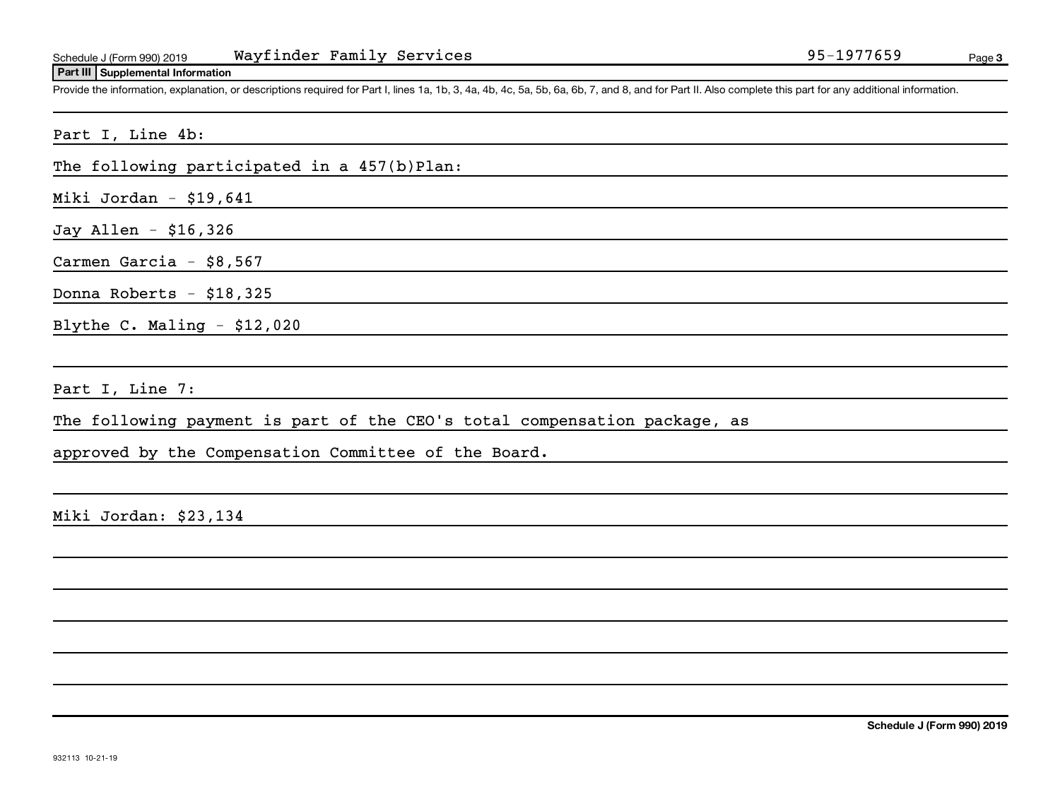Schedule J (Form 990) 2019 Wayfinder Family Services 95-1977659

**Part III | Supplemental Information**

Provide the information, explanation, or descriptions required for Part I, lines 1a, 1b, 3, 4a, 4b, 4c, 5a, 5b, 6a, 6b, 7, and 8, and for Part II. Also complete this part for any additional information.

Part I, Line 4b:

The following participated in a 457(b)Plan:

Miki Jordan - $19,641

Jay Allen - $16,326

Carmen Garcia - $8,567

Donna Roberts - $18,325

Blythe C. Maling - $12,020

Part I, Line 7:

The following payment is part of the CEO's total compensation package, as approved by the Compensation Committee of the Board.

Miki Jordan: $23,134

Schedule J (Form 990) 2019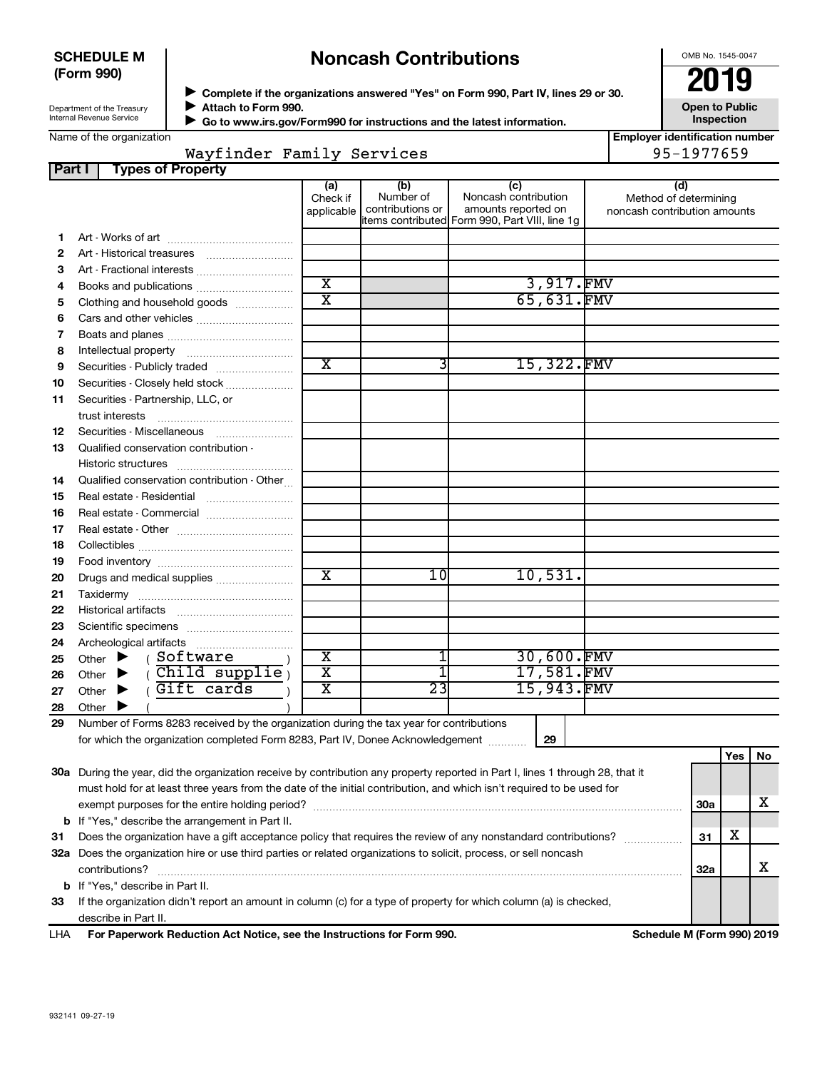**SCHEDULE M (Form 990)**

Department of the Treasury
Internal Revenue Service

# Noncash Contributions

▶ Complete if the organizations answered "Yes" on Form 990, Part IV, lines 29 or 30.
▶ Attach to Form 990.
▶ Go to www.irs.gov/Form990 for instructions and the latest information.

OMB No. 1545-0047

**2019**

**Open to Public Inspection**

Name of the organization: Wayfinder Family Services

Employer identification number: 95-1977659

## Part I Types of Property

| | | (a) Check if applicable | (b) Number of contributions or items contributed | (c) Noncash contribution amounts reported on Form 990, Part VIII, line 1g | (d) Method of determining noncash contribution amounts |
|---|---|---|---|---|---|
| 1 | Art - Works of art | | | | |
| 2 | Art - Historical treasures | | | | |
| 3 | Art - Fractional interests | | | | |
| 4 | Books and publications | X | | 3,917. | FMV |
| 5 | Clothing and household goods | X | | 65,631. | FMV |
| 6 | Cars and other vehicles | | | | |
| 7 | Boats and planes | | | | |
| 8 | Intellectual property | | | | |
| 9 | Securities - Publicly traded | X | 3 | 15,322. | FMV |
| 10 | Securities - Closely held stock | | | | |
| 11 | Securities - Partnership, LLC, or trust interests | | | | |
| 12 | Securities - Miscellaneous | | | | |
| 13 | Qualified conservation contribution - Historic structures | | | | |
| 14 | Qualified conservation contribution - Other | | | | |
| 15 | Real estate - Residential | | | | |
| 16 | Real estate - Commercial | | | | |
| 17 | Real estate - Other | | | | |
| 18 | Collectibles | | | | |
| 19 | Food inventory | | | | |
| 20 | Drugs and medical supplies | X | 10 | 10,531. | |
| 21 | Taxidermy | | | | |
| 22 | Historical artifacts | | | | |
| 23 | Scientific specimens | | | | |
| 24 | Archeological artifacts | | | | |
| 25 | Other ▶ ( Software ) | X | 1 | 30,600. | FMV |
| 26 | Other ▶ ( Child supplie ) | X | 1 | 17,581. | FMV |
| 27 | Other ▶ ( Gift cards ) | X | 23 | 15,943. | FMV |
| 28 | Other ▶ ( ) | | | | |

29 Number of Forms 8283 received by the organization during the tax year for contributions for which the organization completed Form 8283, Part IV, Donee Acknowledgement ..... **29** 

| | | | Yes | No |
|---|---|---|---|---|
| 30a | During the year, did the organization receive by contribution any property reported in Part I, lines 1 through 28, that it must hold for at least three years from the date of the initial contribution, and which isn't required to be used for exempt purposes for the entire holding period? | 30a | | X |
| b | If "Yes," describe the arrangement in Part II. | | | |
| 31 | Does the organization have a gift acceptance policy that requires the review of any nonstandard contributions? | 31 | X | |
| 32a | Does the organization hire or use third parties or related organizations to solicit, process, or sell noncash contributions? | 32a | | X |
| b | If "Yes," describe in Part II. | | | |
| 33 | If the organization didn't report an amount in column (c) for a type of property for which column (a) is checked, describe in Part II. | | | |

LHA **For Paperwork Reduction Act Notice, see the Instructions for Form 990.** **Schedule M (Form 990) 2019**

932141 09-27-19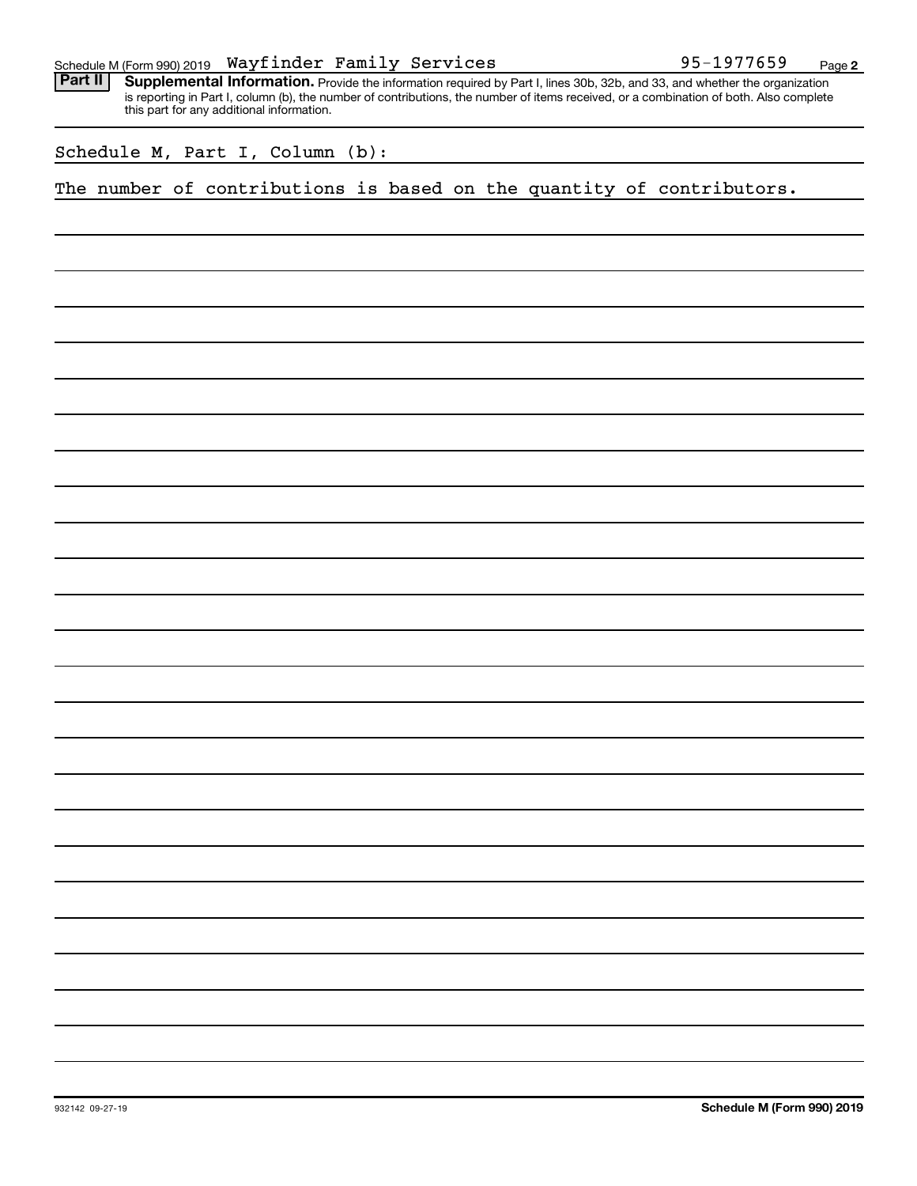Schedule M (Form 990) 2019 Wayfinder Family Services 95-1977659

**Part II** **Supplemental Information.** Provide the information required by Part I, lines 30b, 32b, and 33, and whether the organization is reporting in Part I, column (b), the number of contributions, the number of items received, or a combination of both. Also complete this part for any additional information.

Schedule M, Part I, Column (b):

The number of contributions is based on the quantity of contributors.

932142 09-27-19 **Schedule M (Form 990) 2019**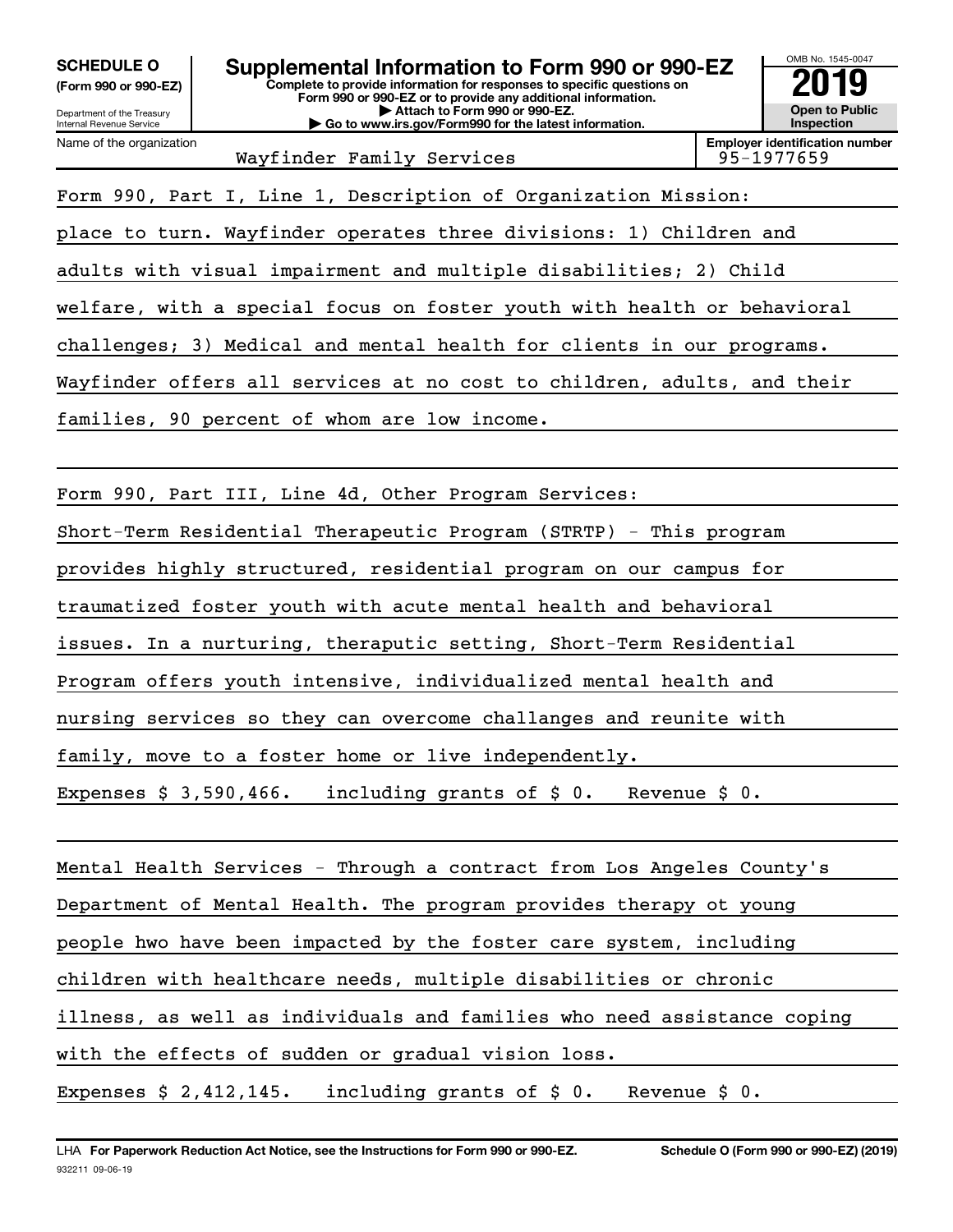**SCHEDULE O**
**(Form 990 or 990-EZ)**

Department of the Treasury
Internal Revenue Service

# Supplemental Information to Form 990 or 990-EZ

**Complete to provide information for responses to specific questions on Form 990 or 990-EZ or to provide any additional information.**
**▶ Attach to Form 990 or 990-EZ.**
**▶ Go to www.irs.gov/Form990 for the latest information.**

OMB No. 1545-0047

**2019**

**Open to Public Inspection**

| Name of the organization | Employer identification number |
|---|---|
| Wayfinder Family Services | 95-1977659 |

Form 990, Part I, Line 1, Description of Organization Mission:

place to turn. Wayfinder operates three divisions: 1) Children and adults with visual impairment and multiple disabilities; 2) Child welfare, with a special focus on foster youth with health or behavioral challenges; 3) Medical and mental health for clients in our programs. Wayfinder offers all services at no cost to children, adults, and their families, 90 percent of whom are low income.

Form 990, Part III, Line 4d, Other Program Services:

Short-Term Residential Therapeutic Program (STRTP) - This program provides highly structured, residential program on our campus for traumatized foster youth with acute mental health and behavioral issues. In a nurturing, theraputic setting, Short-Term Residential Program offers youth intensive, individualized mental health and nursing services so they can overcome challanges and reunite with family, move to a foster home or live independently.

Expenses $ 3,590,466. including grants of $ 0. Revenue $ 0.

Mental Health Services - Through a contract from Los Angeles County's Department of Mental Health. The program provides therapy ot young people hwo have been impacted by the foster care system, including children with healthcare needs, multiple disabilities or chronic illness, as well as individuals and families who need assistance coping with the effects of sudden or gradual vision loss.

Expenses $ 2,412,145. including grants of $ 0. Revenue $ 0.

LHA **For Paperwork Reduction Act Notice, see the Instructions for Form 990 or 990-EZ.** **Schedule O (Form 990 or 990-EZ) (2019)**

932211 09-06-19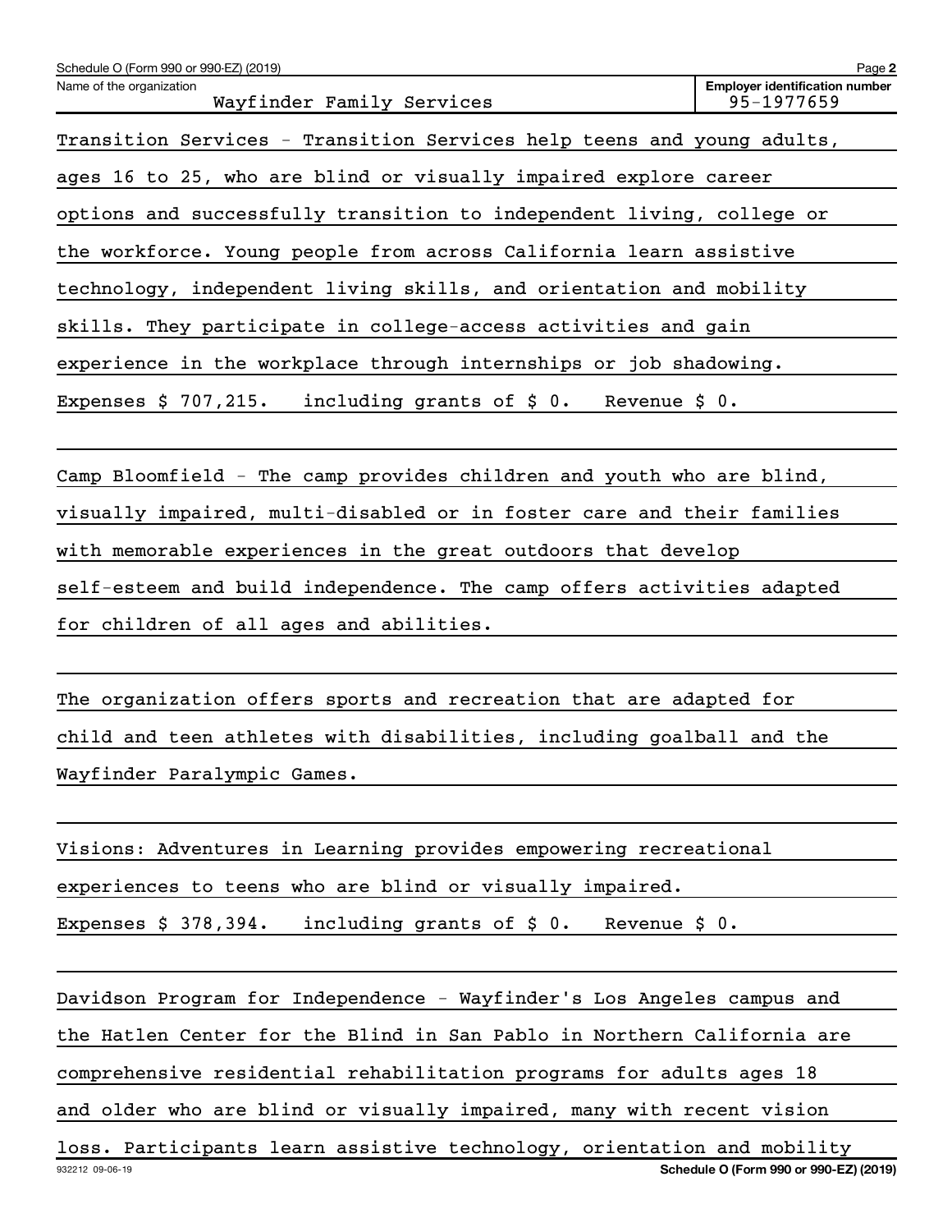Name of the organization: Wayfinder Family Services

Employer identification number: 95-1977659

Transition Services - Transition Services help teens and young adults, ages 16 to 25, who are blind or visually impaired explore career options and successfully transition to independent living, college or the workforce. Young people from across California learn assistive technology, independent living skills, and orientation and mobility skills. They participate in college-access activities and gain experience in the workplace through internships or job shadowing.

Expenses $ 707,215. including grants of $ 0. Revenue $ 0.

Camp Bloomfield - The camp provides children and youth who are blind, visually impaired, multi-disabled or in foster care and their families with memorable experiences in the great outdoors that develop self-esteem and build independence. The camp offers activities adapted for children of all ages and abilities.

The organization offers sports and recreation that are adapted for child and teen athletes with disabilities, including goalball and the Wayfinder Paralympic Games.

Visions: Adventures in Learning provides empowering recreational experiences to teens who are blind or visually impaired.

Expenses $ 378,394. including grants of $ 0. Revenue $ 0.

Davidson Program for Independence - Wayfinder's Los Angeles campus and the Hatlen Center for the Blind in San Pablo in Northern California are comprehensive residential rehabilitation programs for adults ages 18 and older who are blind or visually impaired, many with recent vision loss. Participants learn assistive technology, orientation and mobility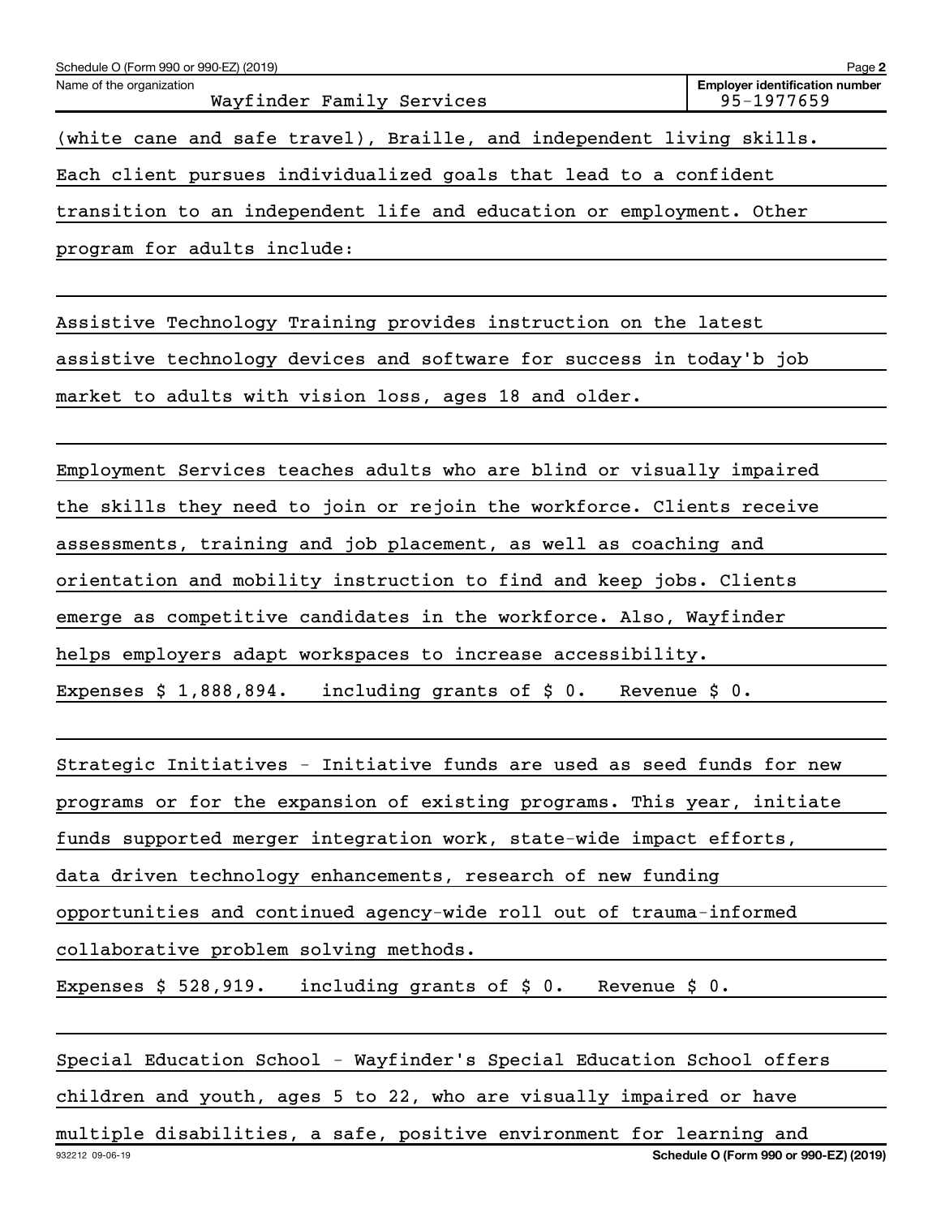Schedule O (Form 990 or 990-EZ) (2019)

Name of the organization: Wayfinder Family Services

Employer identification number: 95-1977659

(white cane and safe travel), Braille, and independent living skills. Each client pursues individualized goals that lead to a confident transition to an independent life and education or employment. Other program for adults include:

Assistive Technology Training provides instruction on the latest assistive technology devices and software for success in today'b job market to adults with vision loss, ages 18 and older.

Employment Services teaches adults who are blind or visually impaired the skills they need to join or rejoin the workforce. Clients receive assessments, training and job placement, as well as coaching and orientation and mobility instruction to find and keep jobs. Clients emerge as competitive candidates in the workforce. Also, Wayfinder helps employers adapt workspaces to increase accessibility.

Expenses $ 1,888,894. including grants of $ 0. Revenue $ 0.

Strategic Initiatives - Initiative funds are used as seed funds for new programs or for the expansion of existing programs. This year, initiate funds supported merger integration work, state-wide impact efforts, data driven technology enhancements, research of new funding opportunities and continued agency-wide roll out of trauma-informed collaborative problem solving methods.

Expenses $ 528,919. including grants of $ 0. Revenue $ 0.

Special Education School - Wayfinder's Special Education School offers children and youth, ages 5 to 22, who are visually impaired or have multiple disabilities, a safe, positive environment for learning and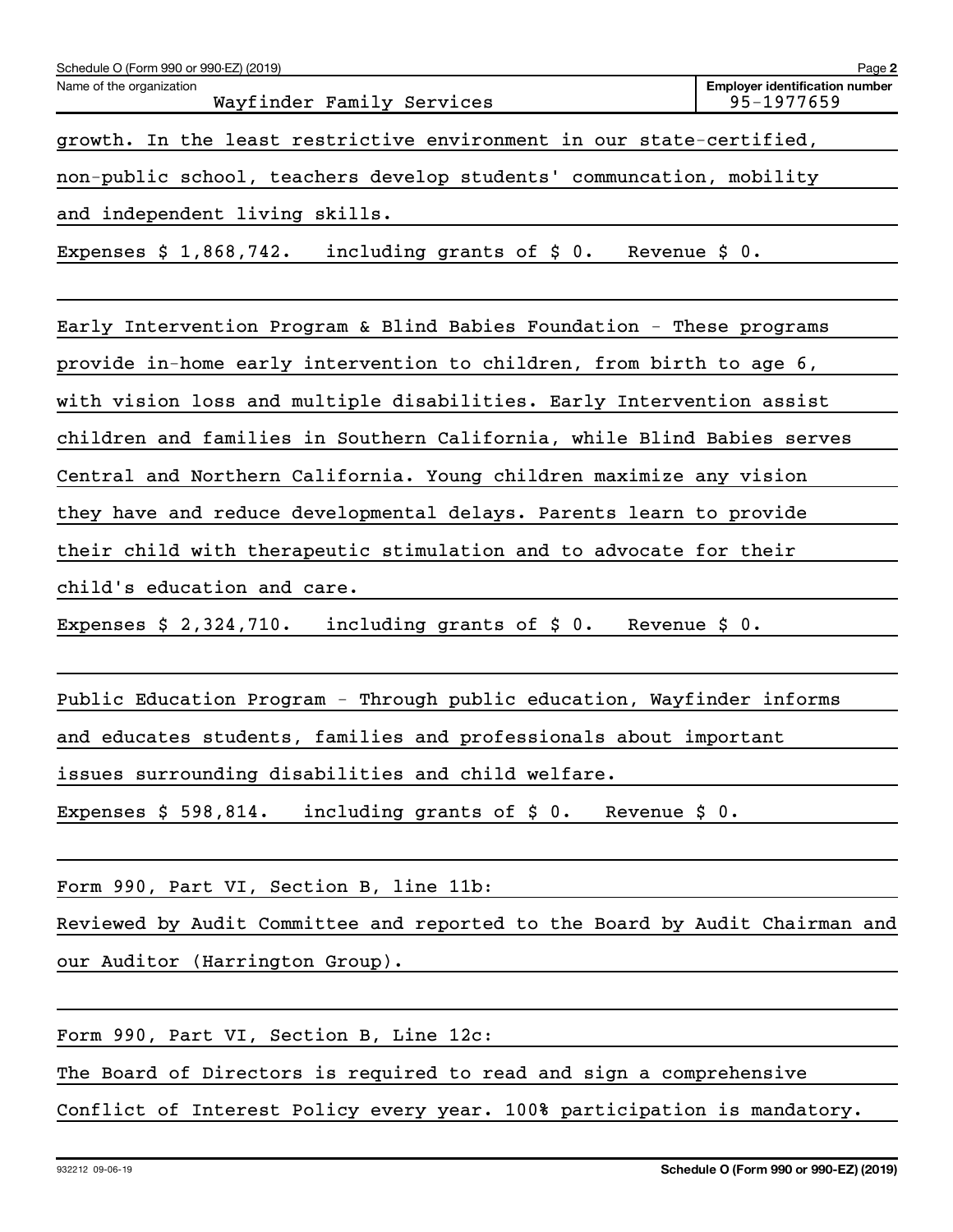Schedule O (Form 990 or 990-EZ) (2019)

Name of the organization: Wayfinder Family Services

Employer identification number: 95-1977659

growth. In the least restrictive environment in our state-certified, non-public school, teachers develop students' communcation, mobility and independent living skills.

Expenses $ 1,868,742. including grants of $ 0. Revenue $ 0.

Early Intervention Program & Blind Babies Foundation - These programs provide in-home early intervention to children, from birth to age 6, with vision loss and multiple disabilities. Early Intervention assist children and families in Southern California, while Blind Babies serves Central and Northern California. Young children maximize any vision they have and reduce developmental delays. Parents learn to provide their child with therapeutic stimulation and to advocate for their child's education and care.

Expenses $ 2,324,710. including grants of $ 0. Revenue $ 0.

Public Education Program - Through public education, Wayfinder informs and educates students, families and professionals about important issues surrounding disabilities and child welfare.

Expenses $ 598,814. including grants of $ 0. Revenue $ 0.

Form 990, Part VI, Section B, line 11b:

Reviewed by Audit Committee and reported to the Board by Audit Chairman and our Auditor (Harrington Group).

Form 990, Part VI, Section B, Line 12c:

The Board of Directors is required to read and sign a comprehensive Conflict of Interest Policy every year. 100% participation is mandatory.

932212 09-06-19

Schedule O (Form 990 or 990-EZ) (2019)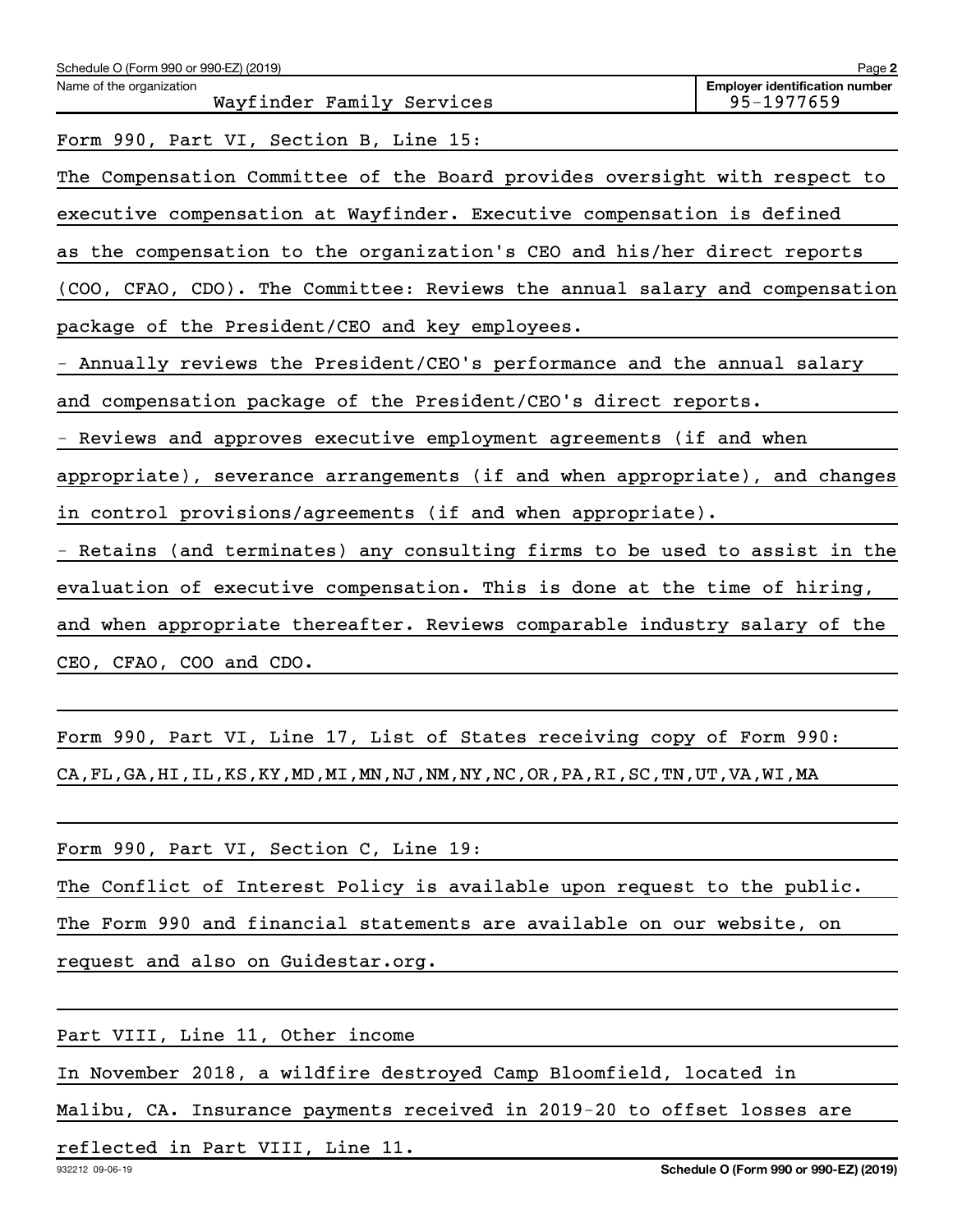Schedule O (Form 990 or 990-EZ) (2019)

Name of the organization: Wayfinder Family Services

Employer identification number: 95-1977659

Form 990, Part VI, Section B, Line 15:

The Compensation Committee of the Board provides oversight with respect to executive compensation at Wayfinder. Executive compensation is defined as the compensation to the organization's CEO and his/her direct reports (COO, CFAO, CDO). The Committee: Reviews the annual salary and compensation package of the President/CEO and key employees.

- Annually reviews the President/CEO's performance and the annual salary and compensation package of the President/CEO's direct reports.
- Reviews and approves executive employment agreements (if and when appropriate), severance arrangements (if and when appropriate), and changes in control provisions/agreements (if and when appropriate).
- Retains (and terminates) any consulting firms to be used to assist in the evaluation of executive compensation. This is done at the time of hiring, and when appropriate thereafter. Reviews comparable industry salary of the CEO, CFAO, COO and CDO.

Form 990, Part VI, Line 17, List of States receiving copy of Form 990:

CA,FL,GA,HI,IL,KS,KY,MD,MI,MN,NJ,NM,NY,NC,OR,PA,RI,SC,TN,UT,VA,WI,MA

Form 990, Part VI, Section C, Line 19:

The Conflict of Interest Policy is available upon request to the public. The Form 990 and financial statements are available on our website, on request and also on Guidestar.org.

Part VIII, Line 11, Other income

In November 2018, a wildfire destroyed Camp Bloomfield, located in Malibu, CA. Insurance payments received in 2019-20 to offset losses are reflected in Part VIII, Line 11.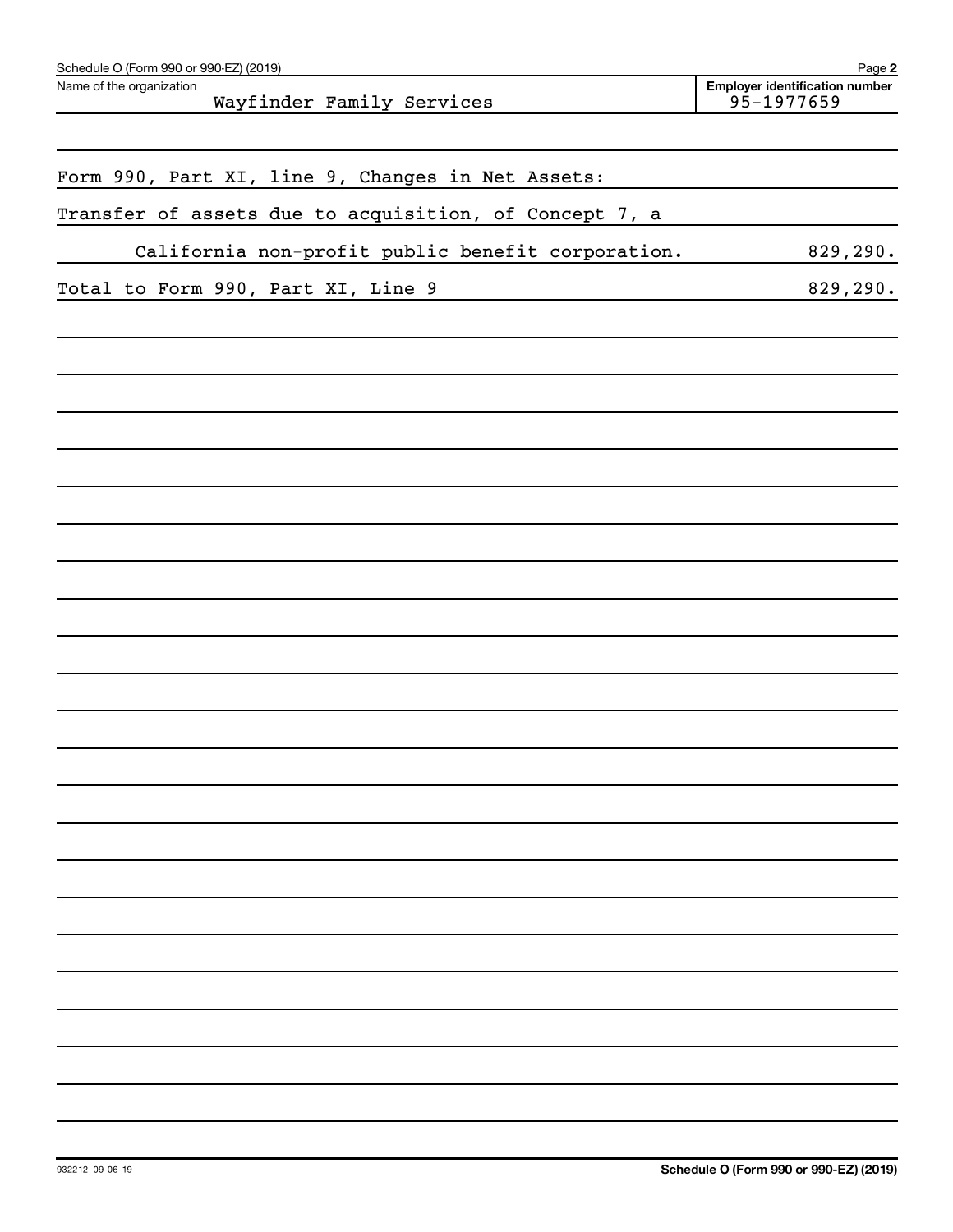Schedule O (Form 990 or 990-EZ) (2019)

Name of the organization: Wayfinder Family Services

Employer identification number: 95-1977659

Form 990, Part XI, line 9, Changes in Net Assets:

| | |
|---|---|
| Transfer of assets due to acquisition, of Concept 7, a California non-profit public benefit corporation. | 829,290. |
| Total to Form 990, Part XI, Line 9 | 829,290. |

932212 09-06-19

Schedule O (Form 990 or 990-EZ) (2019)